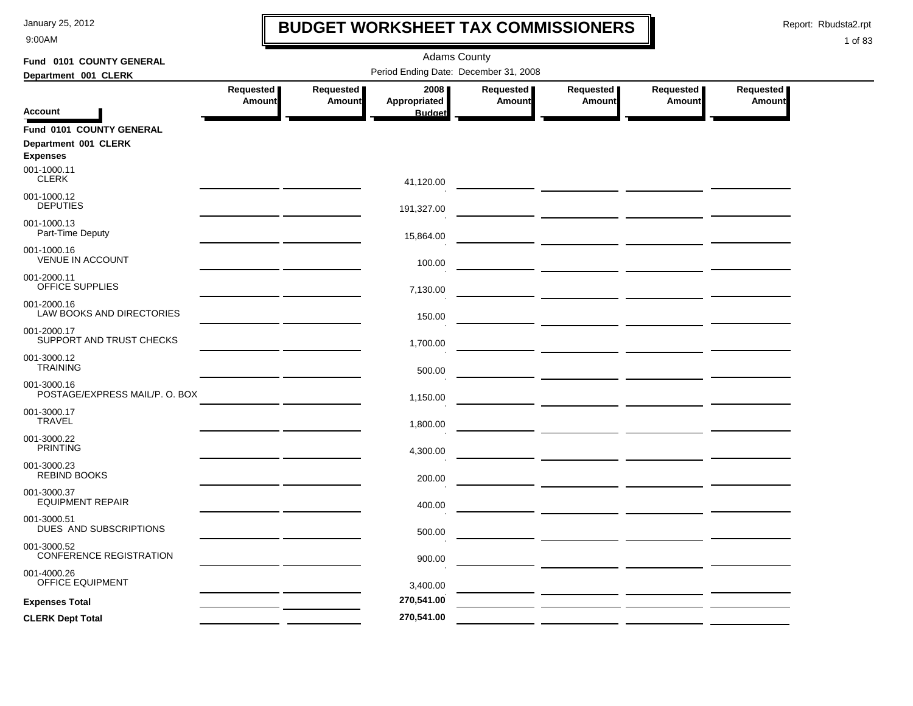# BUDGET WORKSHEET TAX COMMISSIONERS

Adams County

Period Ending Date: December 31, 2008

Fund 0101 COUNTY GENERAL

Department 001 CLERK

| Account | Requested Amount | Requested Amount | 2008 Appropriated Budget | Requested Amount | Requested Amount | Requested Amount | Requested Amount |
|---|---|---|---|---|---|---|---|
| **Fund 0101 COUNTY GENERAL** | | | | | | | |
| **Department 001 CLERK** | | | | | | | |
| **Expenses** | | | | | | | |
| 001-1000.11 CLERK | | | 41,120.00 | | | | |
| 001-1000.12 DEPUTIES | | | 191,327.00 | | | | |
| 001-1000.13 Part-Time Deputy | | | 15,864.00 | | | | |
| 001-1000.16 VENUE IN ACCOUNT | | | 100.00 | | | | |
| 001-2000.11 OFFICE SUPPLIES | | | 7,130.00 | | | | |
| 001-2000.16 LAW BOOKS AND DIRECTORIES | | | 150.00 | | | | |
| 001-2000.17 SUPPORT AND TRUST CHECKS | | | 1,700.00 | | | | |
| 001-3000.12 TRAINING | | | 500.00 | | | | |
| 001-3000.16 POSTAGE/EXPRESS MAIL/P. O. BOX | | | 1,150.00 | | | | |
| 001-3000.17 TRAVEL | | | 1,800.00 | | | | |
| 001-3000.22 PRINTING | | | 4,300.00 | | | | |
| 001-3000.23 REBIND BOOKS | | | 200.00 | | | | |
| 001-3000.37 EQUIPMENT REPAIR | | | 400.00 | | | | |
| 001-3000.51 DUES AND SUBSCRIPTIONS | | | 500.00 | | | | |
| 001-3000.52 CONFERENCE REGISTRATION | | | 900.00 | | | | |
| 001-4000.26 OFFICE EQUIPMENT | | | 3,400.00 | | | | |
| **Expenses Total** | | | **270,541.00** | | | | |
| **CLERK Dept Total** | | | **270,541.00** | | | | |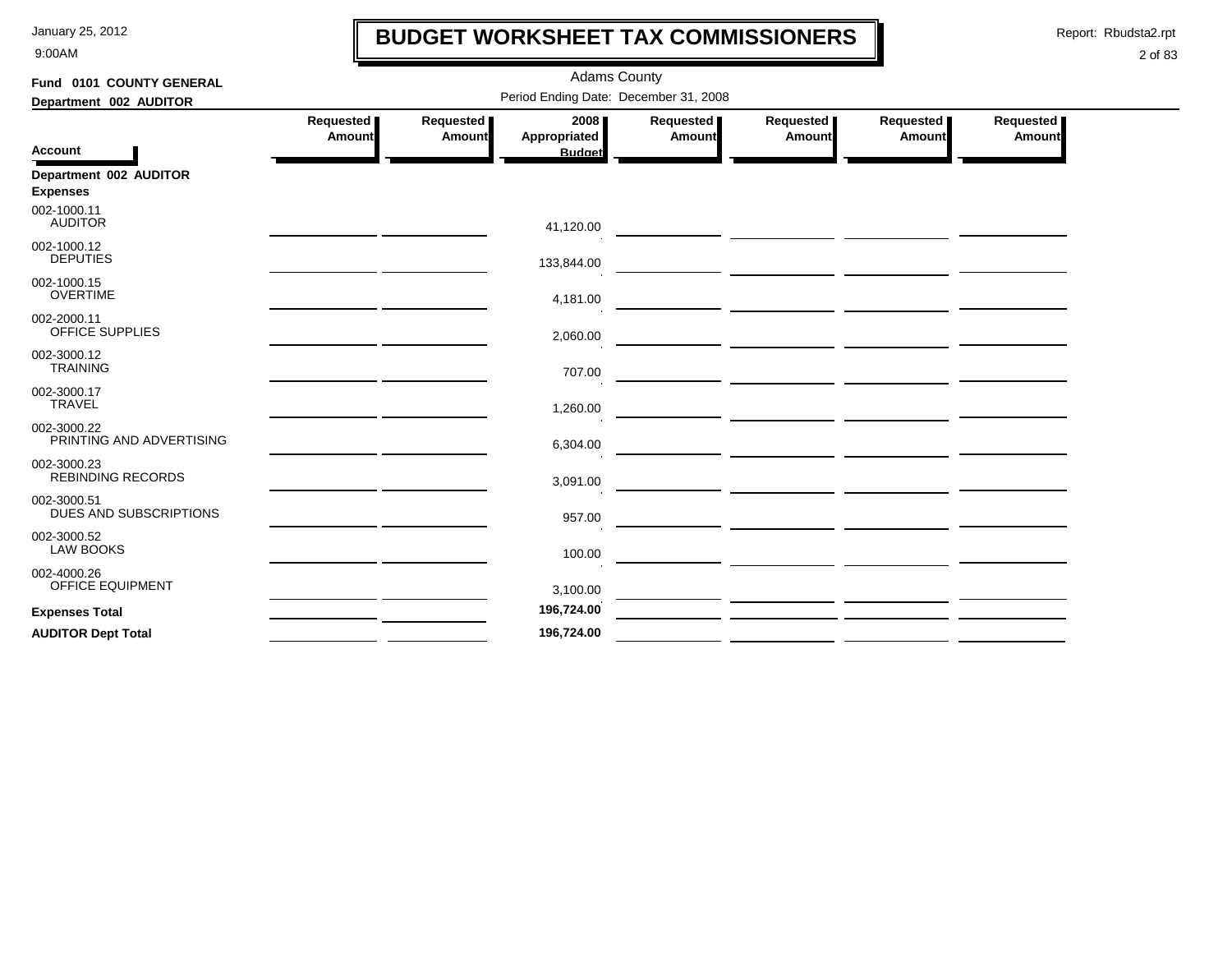# BUDGET WORKSHEET TAX COMMISSIONERS

Adams County

Period Ending Date: December 31, 2008

**Fund 0101 COUNTY GENERAL**

**Department 002 AUDITOR**

| Account | Requested Amount | Requested Amount | 2008 Appropriated Budget | Requested Amount | Requested Amount | Requested Amount | Requested Amount |
|---|---|---|---|---|---|---|---|
| **Department 002 AUDITOR** | | | | | | | |
| **Expenses** | | | | | | | |
| 002-1000.11 AUDITOR | | | 41,120.00 | | | | |
| 002-1000.12 DEPUTIES | | | 133,844.00 | | | | |
| 002-1000.15 OVERTIME | | | 4,181.00 | | | | |
| 002-2000.11 OFFICE SUPPLIES | | | 2,060.00 | | | | |
| 002-3000.12 TRAINING | | | 707.00 | | | | |
| 002-3000.17 TRAVEL | | | 1,260.00 | | | | |
| 002-3000.22 PRINTING AND ADVERTISING | | | 6,304.00 | | | | |
| 002-3000.23 REBINDING RECORDS | | | 3,091.00 | | | | |
| 002-3000.51 DUES AND SUBSCRIPTIONS | | | 957.00 | | | | |
| 002-3000.52 LAW BOOKS | | | 100.00 | | | | |
| 002-4000.26 OFFICE EQUIPMENT | | | 3,100.00 | | | | |
| **Expenses Total** | | | **196,724.00** | | | | |
| **AUDITOR Dept Total** | | | **196,724.00** | | | | |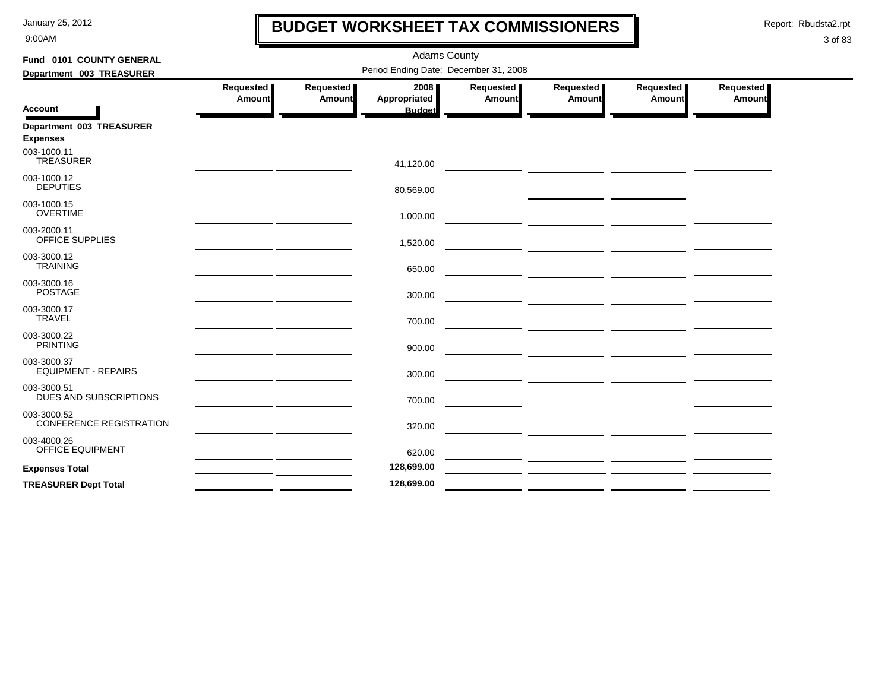# BUDGET WORKSHEET TAX COMMISSIONERS

Adams County

Period Ending Date: December 31, 2008

**Fund 0101 COUNTY GENERAL**

**Department 003 TREASURER**

| Account | Requested Amount | Requested Amount | 2008 Appropriated Budget | Requested Amount | Requested Amount | Requested Amount | Requested Amount |
|---|---|---|---|---|---|---|---|
| **Department 003 TREASURER** | | | | | | | |
| **Expenses** | | | | | | | |
| 003-1000.11 TREASURER | | | 41,120.00 | | | | |
| 003-1000.12 DEPUTIES | | | 80,569.00 | | | | |
| 003-1000.15 OVERTIME | | | 1,000.00 | | | | |
| 003-2000.11 OFFICE SUPPLIES | | | 1,520.00 | | | | |
| 003-3000.12 TRAINING | | | 650.00 | | | | |
| 003-3000.16 POSTAGE | | | 300.00 | | | | |
| 003-3000.17 TRAVEL | | | 700.00 | | | | |
| 003-3000.22 PRINTING | | | 900.00 | | | | |
| 003-3000.37 EQUIPMENT - REPAIRS | | | 300.00 | | | | |
| 003-3000.51 DUES AND SUBSCRIPTIONS | | | 700.00 | | | | |
| 003-3000.52 CONFERENCE REGISTRATION | | | 320.00 | | | | |
| 003-4000.26 OFFICE EQUIPMENT | | | 620.00 | | | | |
| **Expenses Total** | | | **128,699.00** | | | | |
| **TREASURER Dept Total** | | | **128,699.00** | | | | |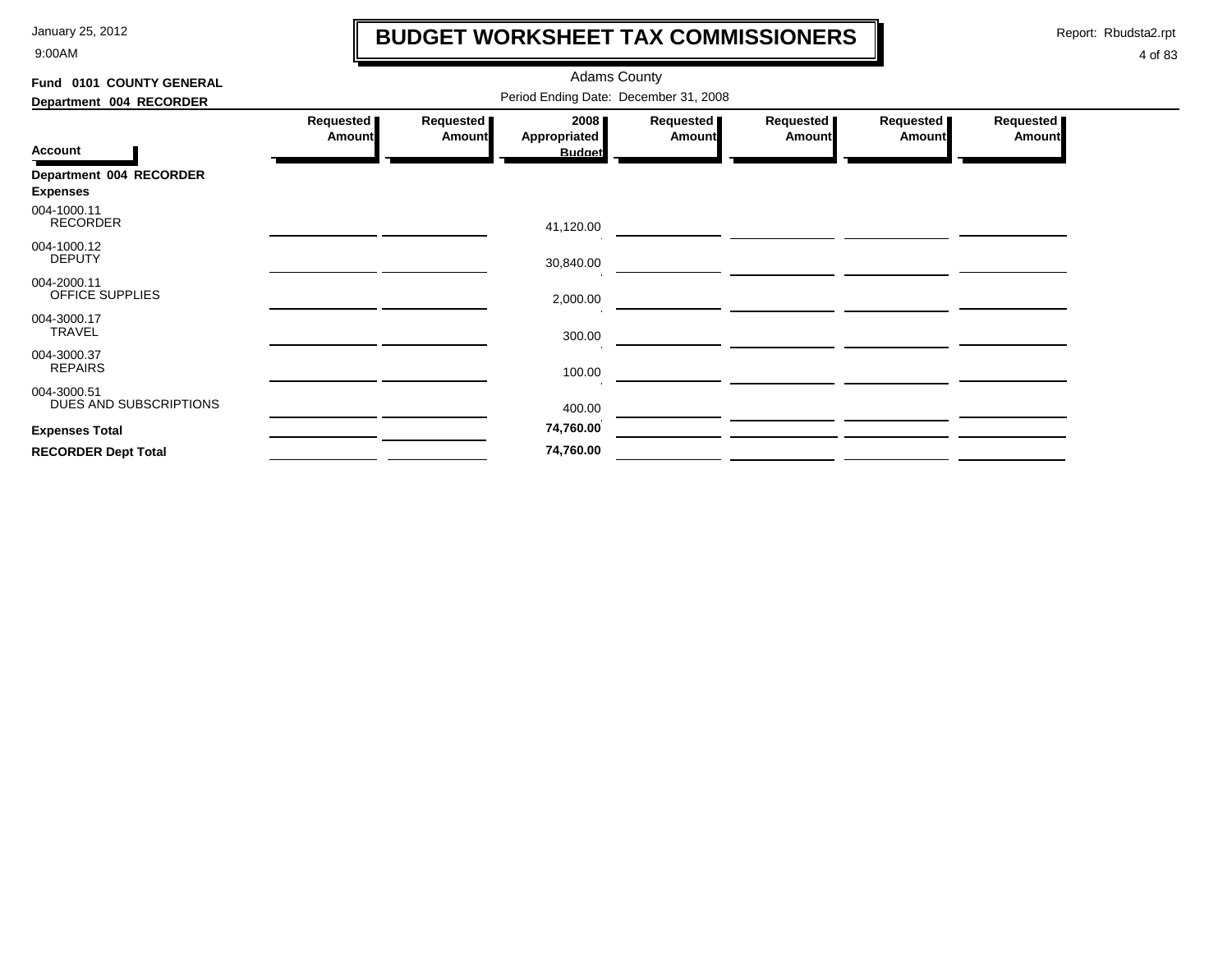# BUDGET WORKSHEET TAX COMMISSIONERS

Adams County

Period Ending Date: December 31, 2008

**Fund 0101 COUNTY GENERAL**

**Department 004 RECORDER**

| Account | Requested Amount | Requested Amount | 2008 Appropriated Budget | Requested Amount | Requested Amount | Requested Amount | Requested Amount |
|---|---|---|---|---|---|---|---|
| **Department 004 RECORDER** | | | | | | | |
| **Expenses** | | | | | | | |
| 004-1000.11 RECORDER | | | 41,120.00 | | | | |
| 004-1000.12 DEPUTY | | | 30,840.00 | | | | |
| 004-2000.11 OFFICE SUPPLIES | | | 2,000.00 | | | | |
| 004-3000.17 TRAVEL | | | 300.00 | | | | |
| 004-3000.37 REPAIRS | | | 100.00 | | | | |
| 004-3000.51 DUES AND SUBSCRIPTIONS | | | 400.00 | | | | |
| **Expenses Total** | | | **74,760.00** | | | | |
| **RECORDER Dept Total** | | | **74,760.00** | | | | |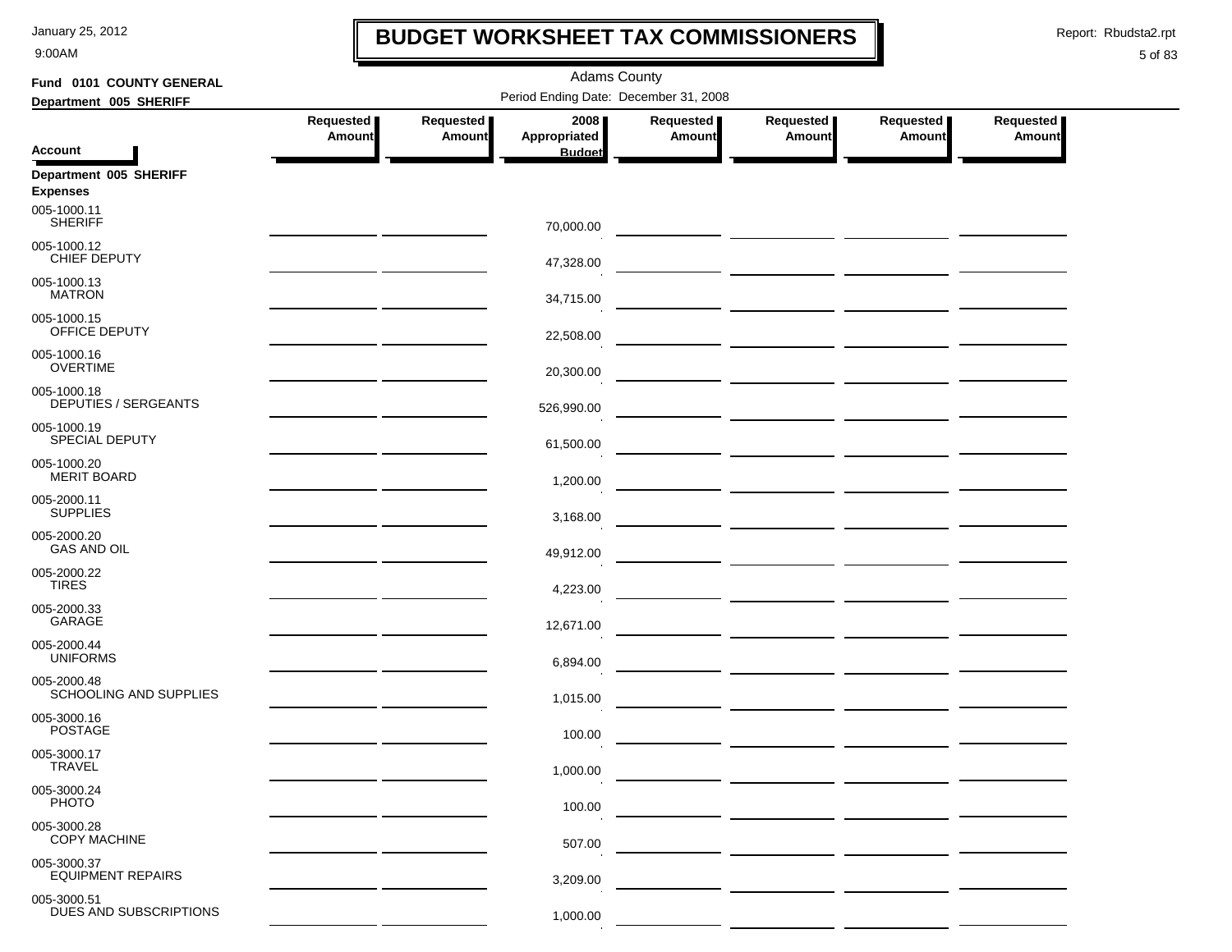# BUDGET WORKSHEET TAX COMMISSIONERS

January 25, 2012
9:00AM

Report: Rbudsta2.rpt

Adams County

**Fund 0101 COUNTY GENERAL**
**Department 005 SHERIFF**

Period Ending Date: December 31, 2008

| Account | Requested Amount | Requested Amount | 2008 Appropriated Budget | Requested Amount | Requested Amount | Requested Amount | Requested Amount |
|---|---|---|---|---|---|---|---|
| **Department 005 SHERIFF** | | | | | | | |
| **Expenses** | | | | | | | |
| 005-1000.11 SHERIFF | | | 70,000.00 | | | | |
| 005-1000.12 CHIEF DEPUTY | | | 47,328.00 | | | | |
| 005-1000.13 MATRON | | | 34,715.00 | | | | |
| 005-1000.15 OFFICE DEPUTY | | | 22,508.00 | | | | |
| 005-1000.16 OVERTIME | | | 20,300.00 | | | | |
| 005-1000.18 DEPUTIES / SERGEANTS | | | 526,990.00 | | | | |
| 005-1000.19 SPECIAL DEPUTY | | | 61,500.00 | | | | |
| 005-1000.20 MERIT BOARD | | | 1,200.00 | | | | |
| 005-2000.11 SUPPLIES | | | 3,168.00 | | | | |
| 005-2000.20 GAS AND OIL | | | 49,912.00 | | | | |
| 005-2000.22 TIRES | | | 4,223.00 | | | | |
| 005-2000.33 GARAGE | | | 12,671.00 | | | | |
| 005-2000.44 UNIFORMS | | | 6,894.00 | | | | |
| 005-2000.48 SCHOOLING AND SUPPLIES | | | 1,015.00 | | | | |
| 005-3000.16 POSTAGE | | | 100.00 | | | | |
| 005-3000.17 TRAVEL | | | 1,000.00 | | | | |
| 005-3000.24 PHOTO | | | 100.00 | | | | |
| 005-3000.28 COPY MACHINE | | | 507.00 | | | | |
| 005-3000.37 EQUIPMENT REPAIRS | | | 3,209.00 | | | | |
| 005-3000.51 DUES AND SUBSCRIPTIONS | | | 1,000.00 | | | | |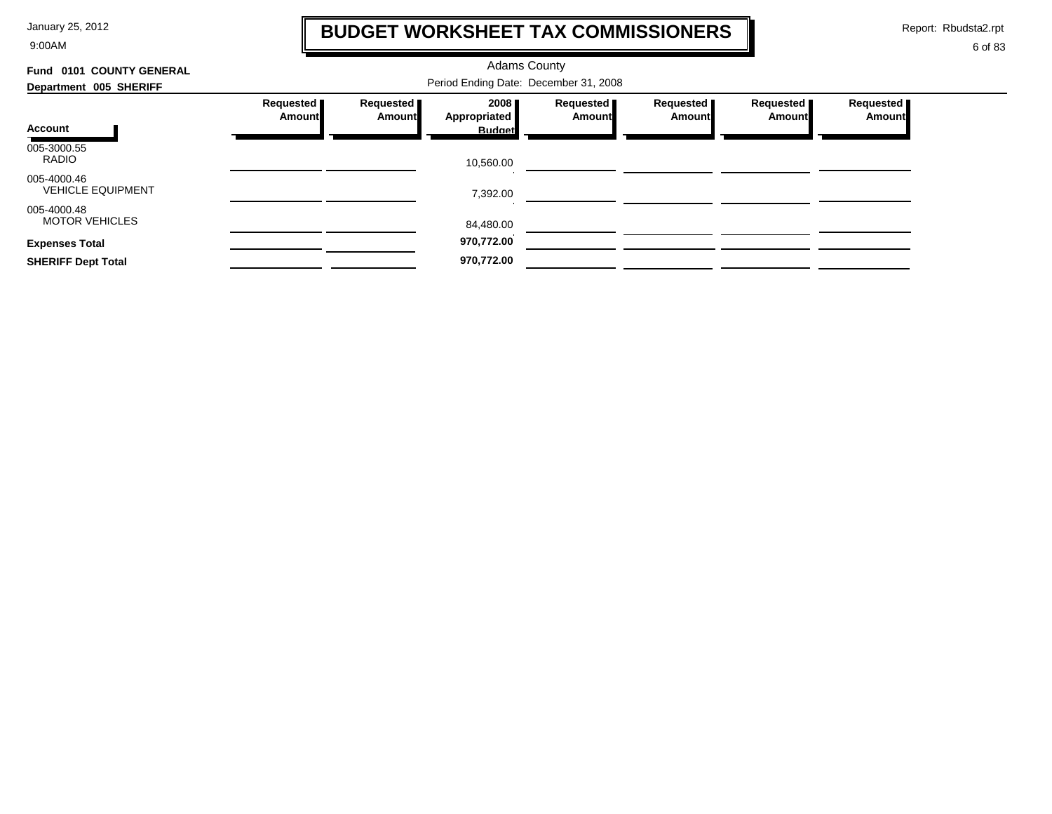# BUDGET WORKSHEET TAX COMMISSIONERS

Adams County

**Fund 0101 COUNTY GENERAL**

**Department 005 SHERIFF**

Period Ending Date: December 31, 2008

| Account | Requested Amount | Requested Amount | 2008 Appropriated Budget | Requested Amount | Requested Amount | Requested Amount | Requested Amount |
|---|---|---|---|---|---|---|---|
| 005-3000.55 RADIO | | | 10,560.00 | | | | |
| 005-4000.46 VEHICLE EQUIPMENT | | | 7,392.00 | | | | |
| 005-4000.48 MOTOR VEHICLES | | | 84,480.00 | | | | |
| **Expenses Total** | | | **970,772.00** | | | | |
| **SHERIFF Dept Total** | | | **970,772.00** | | | | |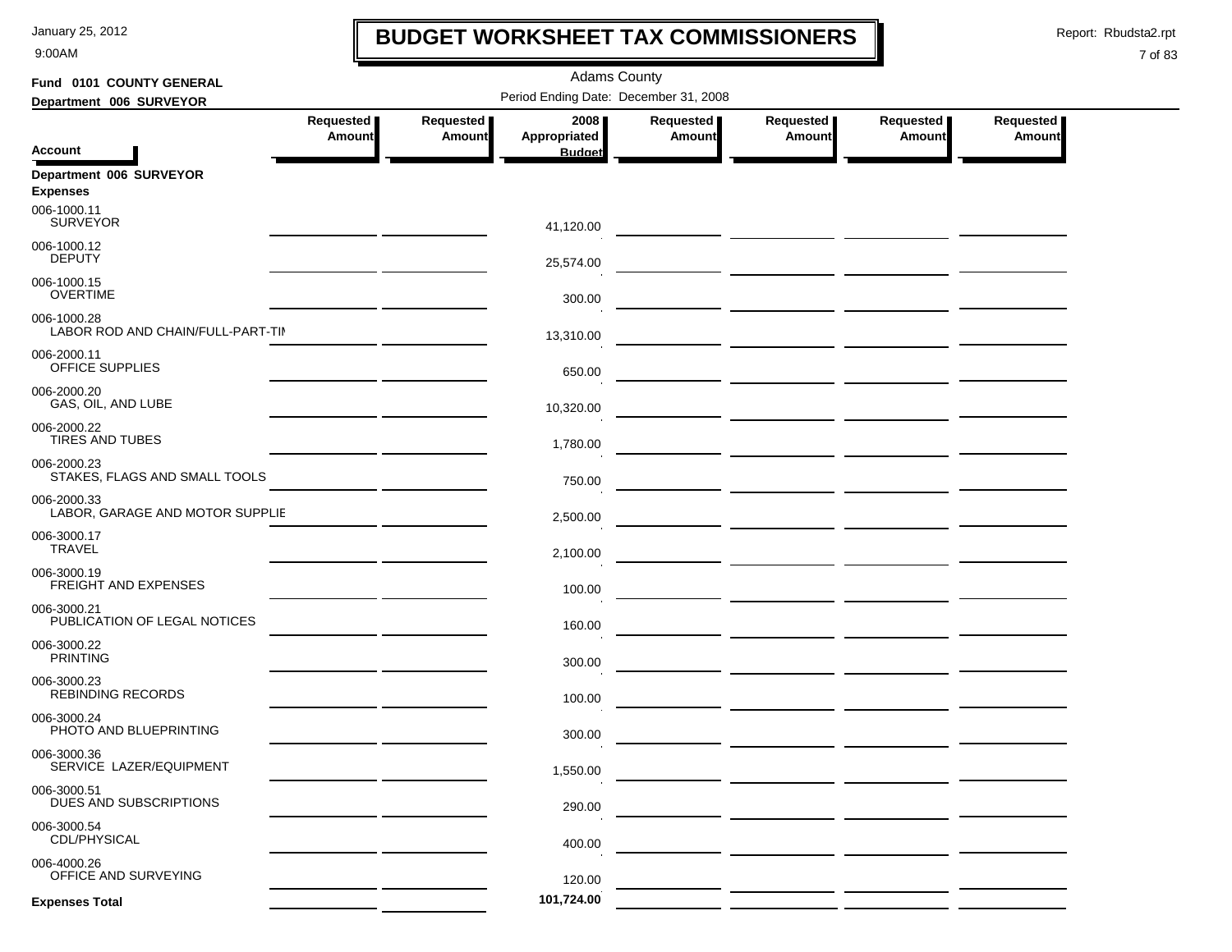# BUDGET WORKSHEET TAX COMMISSIONERS

January 25, 2012
9:00AM

Report: Rbudsta2.rpt

Adams County

**Fund 0101 COUNTY GENERAL**

**Department 006 SURVEYOR**

Period Ending Date: December 31, 2008

| Account | Requested Amount | Requested Amount | 2008 Appropriated Budget | Requested Amount | Requested Amount | Requested Amount | Requested Amount |
|---|---|---|---|---|---|---|---|
| **Department 006 SURVEYOR** | | | | | | | |
| **Expenses** | | | | | | | |
| 006-1000.11 SURVEYOR | | | 41,120.00 | | | | |
| 006-1000.12 DEPUTY | | | 25,574.00 | | | | |
| 006-1000.15 OVERTIME | | | 300.00 | | | | |
| 006-1000.28 LABOR ROD AND CHAIN/FULL-PART-TIN | | | 13,310.00 | | | | |
| 006-2000.11 OFFICE SUPPLIES | | | 650.00 | | | | |
| 006-2000.20 GAS, OIL, AND LUBE | | | 10,320.00 | | | | |
| 006-2000.22 TIRES AND TUBES | | | 1,780.00 | | | | |
| 006-2000.23 STAKES, FLAGS AND SMALL TOOLS | | | 750.00 | | | | |
| 006-2000.33 LABOR, GARAGE AND MOTOR SUPPLIE | | | 2,500.00 | | | | |
| 006-3000.17 TRAVEL | | | 2,100.00 | | | | |
| 006-3000.19 FREIGHT AND EXPENSES | | | 100.00 | | | | |
| 006-3000.21 PUBLICATION OF LEGAL NOTICES | | | 160.00 | | | | |
| 006-3000.22 PRINTING | | | 300.00 | | | | |
| 006-3000.23 REBINDING RECORDS | | | 100.00 | | | | |
| 006-3000.24 PHOTO AND BLUEPRINTING | | | 300.00 | | | | |
| 006-3000.36 SERVICE LAZER/EQUIPMENT | | | 1,550.00 | | | | |
| 006-3000.51 DUES AND SUBSCRIPTIONS | | | 290.00 | | | | |
| 006-3000.54 CDL/PHYSICAL | | | 400.00 | | | | |
| 006-4000.26 OFFICE AND SURVEYING | | | 120.00 | | | | |
| **Expenses Total** | | | **101,724.00** | | | | |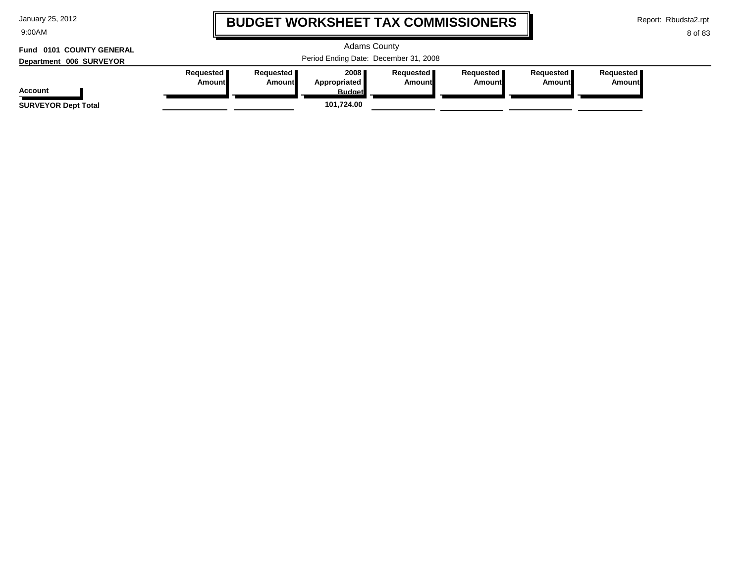# BUDGET WORKSHEET TAX COMMISSIONERS

Adams County

Period Ending Date: December 31, 2008

**Fund 0101 COUNTY GENERAL**

**Department 006 SURVEYOR**

| Account | Requested Amount | Requested Amount | 2008 Appropriated Budget | Requested Amount | Requested Amount | Requested Amount | Requested Amount |
|---|---|---|---|---|---|---|---|
| **SURVEYOR Dept Total** | | | **101,724.00** | | | | |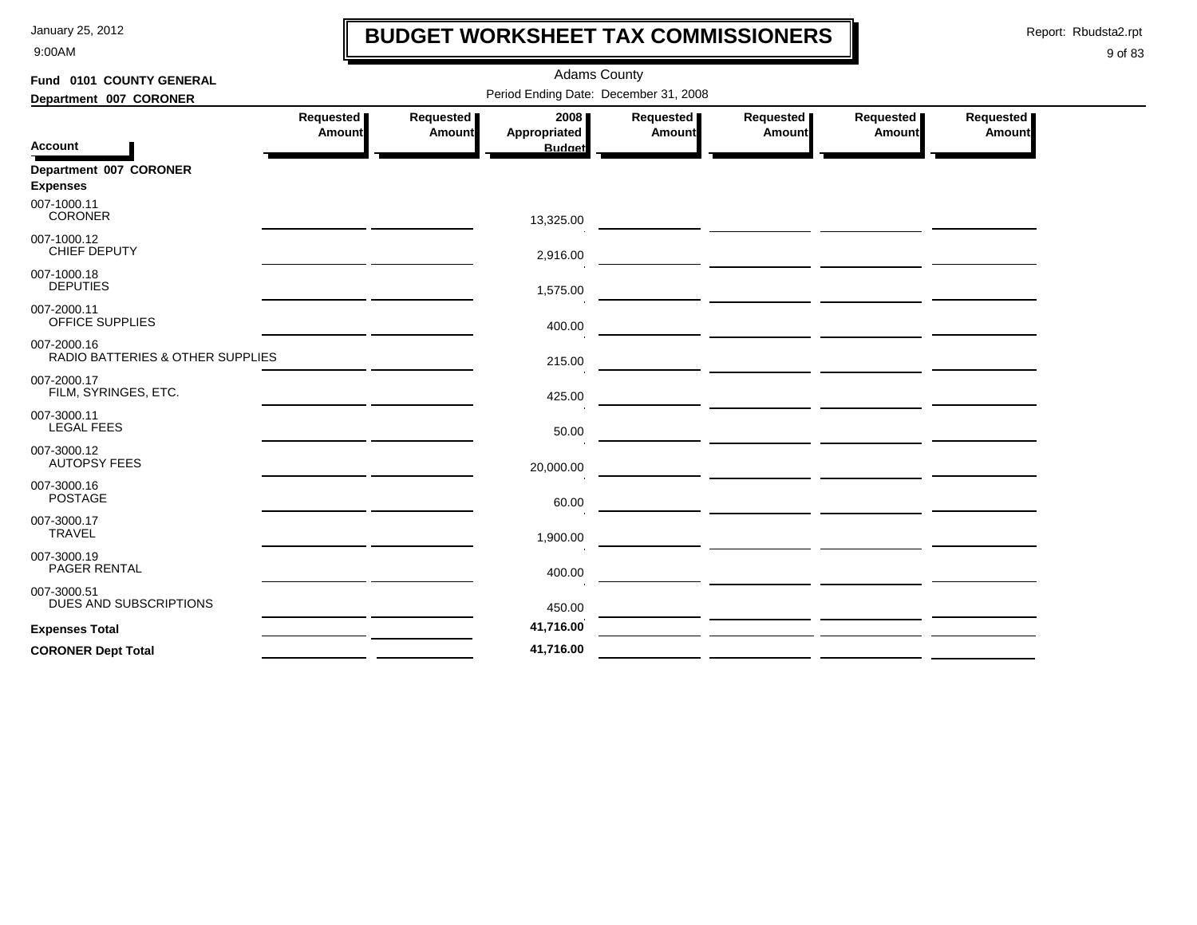# BUDGET WORKSHEET TAX COMMISSIONERS

January 25, 2012
9:00AM

Report: Rbudsta2.rpt

Adams County

**Fund 0101 COUNTY GENERAL**

**Department 007 CORONER**

Period Ending Date: December 31, 2008

| Account | Requested Amount | Requested Amount | 2008 Appropriated Budget | Requested Amount | Requested Amount | Requested Amount | Requested Amount |
|---|---|---|---|---|---|---|---|
| **Department 007 CORONER** | | | | | | | |
| **Expenses** | | | | | | | |
| 007-1000.11 CORONER | | | 13,325.00 | | | | |
| 007-1000.12 CHIEF DEPUTY | | | 2,916.00 | | | | |
| 007-1000.18 DEPUTIES | | | 1,575.00 | | | | |
| 007-2000.11 OFFICE SUPPLIES | | | 400.00 | | | | |
| 007-2000.16 RADIO BATTERIES & OTHER SUPPLIES | | | 215.00 | | | | |
| 007-2000.17 FILM, SYRINGES, ETC. | | | 425.00 | | | | |
| 007-3000.11 LEGAL FEES | | | 50.00 | | | | |
| 007-3000.12 AUTOPSY FEES | | | 20,000.00 | | | | |
| 007-3000.16 POSTAGE | | | 60.00 | | | | |
| 007-3000.17 TRAVEL | | | 1,900.00 | | | | |
| 007-3000.19 PAGER RENTAL | | | 400.00 | | | | |
| 007-3000.51 DUES AND SUBSCRIPTIONS | | | 450.00 | | | | |
| **Expenses Total** | | | **41,716.00** | | | | |
| **CORONER Dept Total** | | | **41,716.00** | | | | |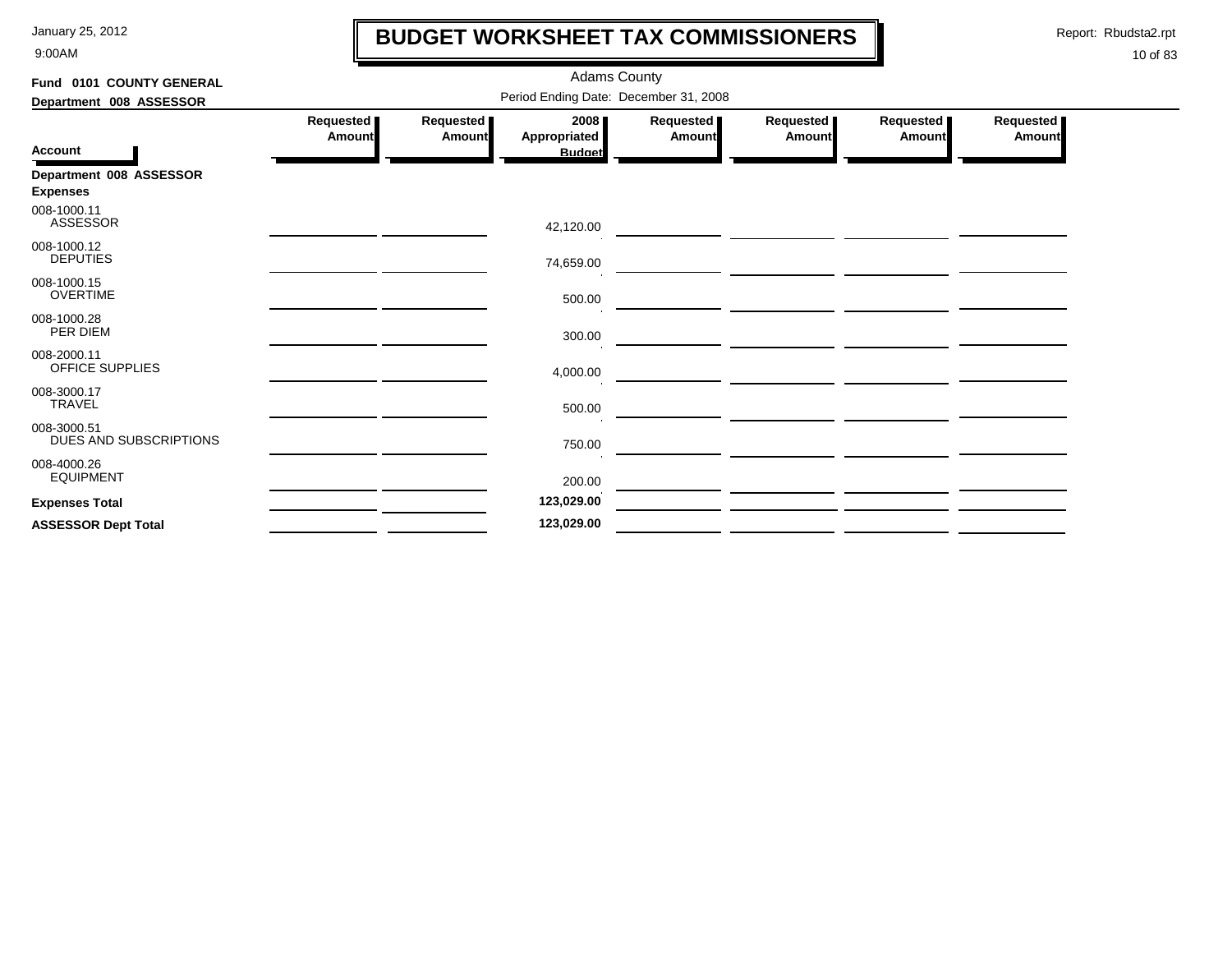# BUDGET WORKSHEET TAX COMMISSIONERS

Adams County

Period Ending Date: December 31, 2008

**Fund 0101 COUNTY GENERAL**

**Department 008 ASSESSOR**

| Account | Requested Amount | Requested Amount | 2008 Appropriated Budget | Requested Amount | Requested Amount | Requested Amount | Requested Amount |
|---|---|---|---|---|---|---|---|
| **Department 008 ASSESSOR** | | | | | | | |
| **Expenses** | | | | | | | |
| 008-1000.11 ASSESSOR | | | 42,120.00 | | | | |
| 008-1000.12 DEPUTIES | | | 74,659.00 | | | | |
| 008-1000.15 OVERTIME | | | 500.00 | | | | |
| 008-1000.28 PER DIEM | | | 300.00 | | | | |
| 008-2000.11 OFFICE SUPPLIES | | | 4,000.00 | | | | |
| 008-3000.17 TRAVEL | | | 500.00 | | | | |
| 008-3000.51 DUES AND SUBSCRIPTIONS | | | 750.00 | | | | |
| 008-4000.26 EQUIPMENT | | | 200.00 | | | | |
| **Expenses Total** | | | **123,029.00** | | | | |
| **ASSESSOR Dept Total** | | | **123,029.00** | | | | |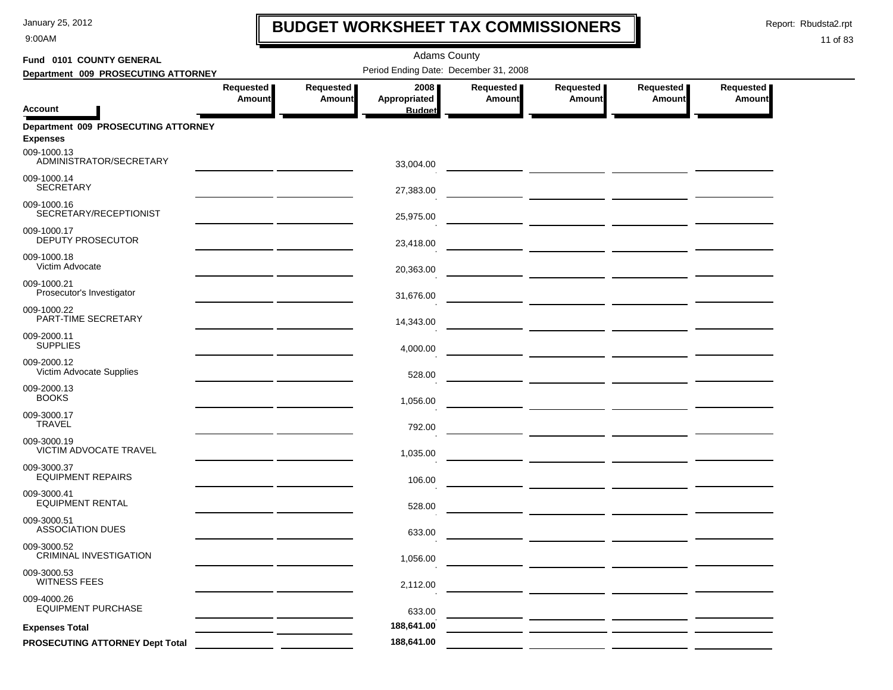# BUDGET WORKSHEET TAX COMMISSIONERS

Adams County

**Fund 0101 COUNTY GENERAL**

**Department 009 PROSECUTING ATTORNEY**

Period Ending Date: December 31, 2008

| Account | Requested Amount | Requested Amount | 2008 Appropriated Budget | Requested Amount | Requested Amount | Requested Amount | Requested Amount |
|---|---|---|---|---|---|---|---|
| **Department 009 PROSECUTING ATTORNEY** | | | | | | | |
| **Expenses** | | | | | | | |
| 009-1000.13 ADMINISTRATOR/SECRETARY | | | 33,004.00 | | | | |
| 009-1000.14 SECRETARY | | | 27,383.00 | | | | |
| 009-1000.16 SECRETARY/RECEPTIONIST | | | 25,975.00 | | | | |
| 009-1000.17 DEPUTY PROSECUTOR | | | 23,418.00 | | | | |
| 009-1000.18 Victim Advocate | | | 20,363.00 | | | | |
| 009-1000.21 Prosecutor's Investigator | | | 31,676.00 | | | | |
| 009-1000.22 PART-TIME SECRETARY | | | 14,343.00 | | | | |
| 009-2000.11 SUPPLIES | | | 4,000.00 | | | | |
| 009-2000.12 Victim Advocate Supplies | | | 528.00 | | | | |
| 009-2000.13 BOOKS | | | 1,056.00 | | | | |
| 009-3000.17 TRAVEL | | | 792.00 | | | | |
| 009-3000.19 VICTIM ADVOCATE TRAVEL | | | 1,035.00 | | | | |
| 009-3000.37 EQUIPMENT REPAIRS | | | 106.00 | | | | |
| 009-3000.41 EQUIPMENT RENTAL | | | 528.00 | | | | |
| 009-3000.51 ASSOCIATION DUES | | | 633.00 | | | | |
| 009-3000.52 CRIMINAL INVESTIGATION | | | 1,056.00 | | | | |
| 009-3000.53 WITNESS FEES | | | 2,112.00 | | | | |
| 009-4000.26 EQUIPMENT PURCHASE | | | 633.00 | | | | |
| **Expenses Total** | | | **188,641.00** | | | | |
| **PROSECUTING ATTORNEY Dept Total** | | | **188,641.00** | | | | |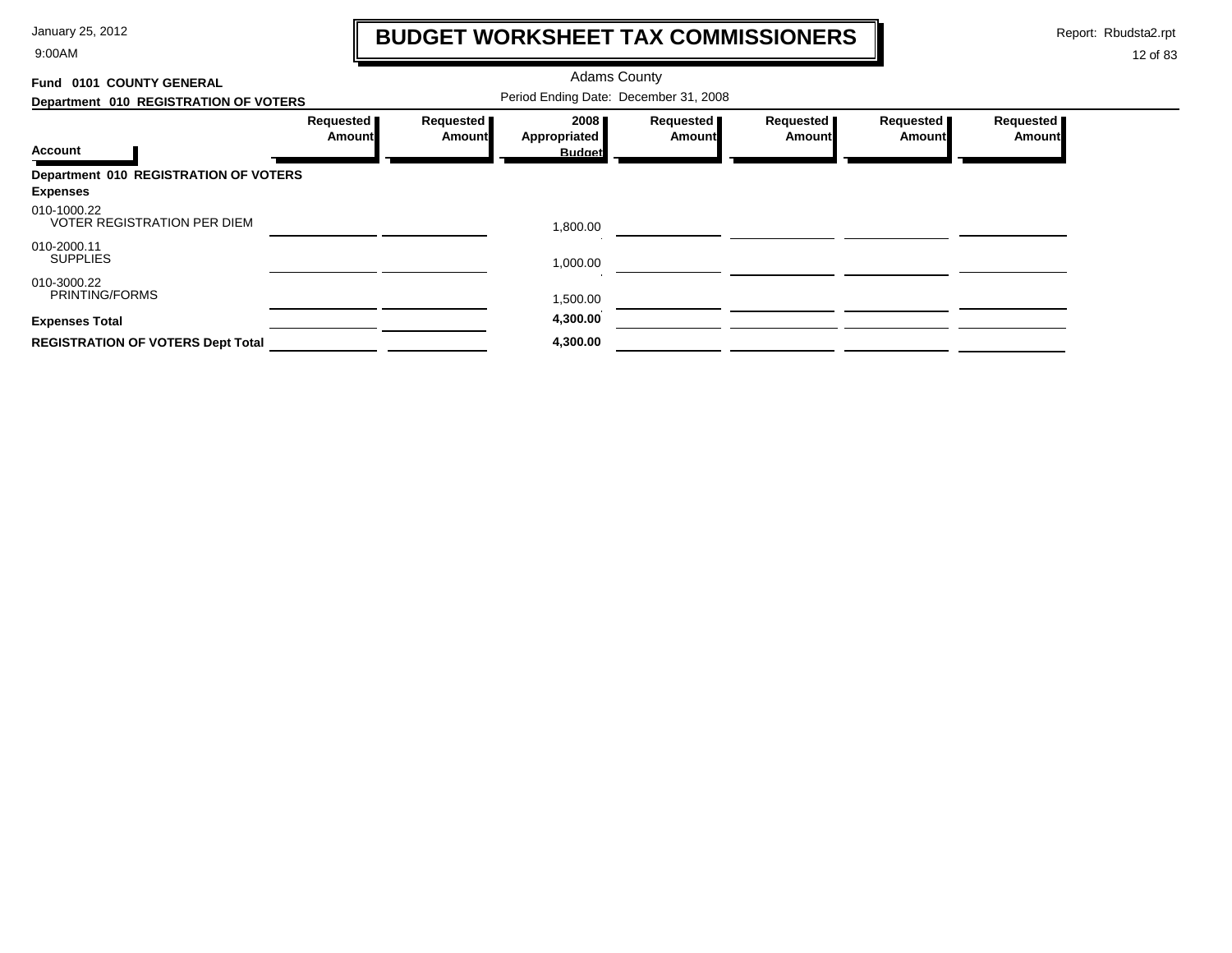# BUDGET WORKSHEET TAX COMMISSIONERS

Adams County

**Fund 0101 COUNTY GENERAL**

**Department 010 REGISTRATION OF VOTERS**

Period Ending Date: December 31, 2008

| Account | Requested Amount | Requested Amount | 2008 Appropriated Budget | Requested Amount | Requested Amount | Requested Amount | Requested Amount |
|---|---|---|---|---|---|---|---|
| **Department 010 REGISTRATION OF VOTERS** | | | | | | | |
| **Expenses** | | | | | | | |
| 010-1000.22 VOTER REGISTRATION PER DIEM | | | 1,800.00 | | | | |
| 010-2000.11 SUPPLIES | | | 1,000.00 | | | | |
| 010-3000.22 PRINTING/FORMS | | | 1,500.00 | | | | |
| **Expenses Total** | | | **4,300.00** | | | | |
| **REGISTRATION OF VOTERS Dept Total** | | | **4,300.00** | | | | |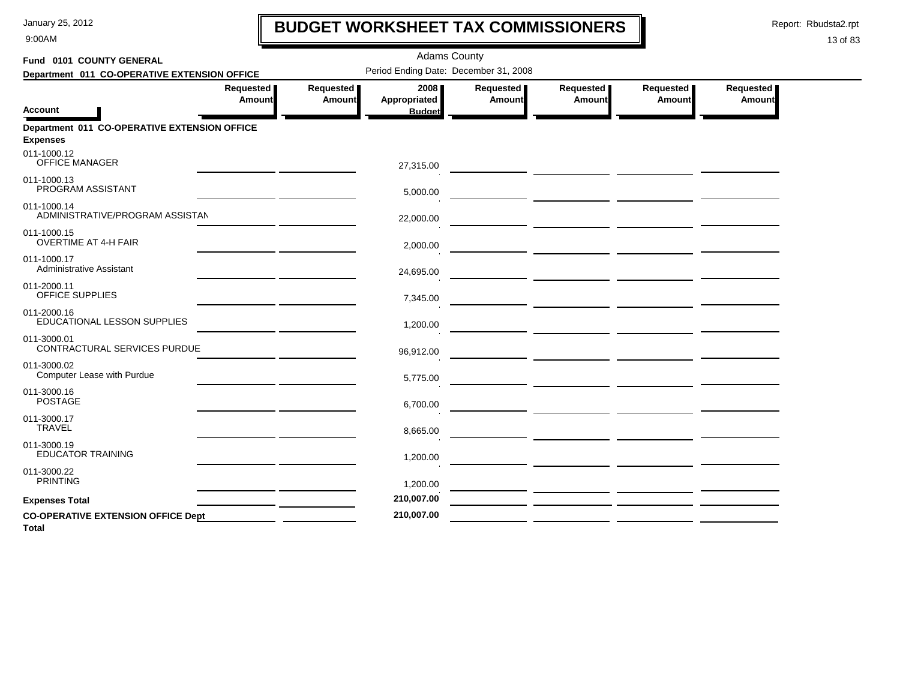# BUDGET WORKSHEET TAX COMMISSIONERS

Adams County

**Fund 0101 COUNTY GENERAL**

**Department 011 CO-OPERATIVE EXTENSION OFFICE**

Period Ending Date: December 31, 2008

| Account | Requested Amount | Requested Amount | 2008 Appropriated Budget | Requested Amount | Requested Amount | Requested Amount | Requested Amount |
|---|---|---|---|---|---|---|---|
| **Department 011 CO-OPERATIVE EXTENSION OFFICE** | | | | | | | |
| **Expenses** | | | | | | | |
| 011-1000.12 OFFICE MANAGER | | | 27,315.00 | | | | |
| 011-1000.13 PROGRAM ASSISTANT | | | 5,000.00 | | | | |
| 011-1000.14 ADMINISTRATIVE/PROGRAM ASSISTAN | | | 22,000.00 | | | | |
| 011-1000.15 OVERTIME AT 4-H FAIR | | | 2,000.00 | | | | |
| 011-1000.17 Administrative Assistant | | | 24,695.00 | | | | |
| 011-2000.11 OFFICE SUPPLIES | | | 7,345.00 | | | | |
| 011-2000.16 EDUCATIONAL LESSON SUPPLIES | | | 1,200.00 | | | | |
| 011-3000.01 CONTRACTURAL SERVICES PURDUE | | | 96,912.00 | | | | |
| 011-3000.02 Computer Lease with Purdue | | | 5,775.00 | | | | |
| 011-3000.16 POSTAGE | | | 6,700.00 | | | | |
| 011-3000.17 TRAVEL | | | 8,665.00 | | | | |
| 011-3000.19 EDUCATOR TRAINING | | | 1,200.00 | | | | |
| 011-3000.22 PRINTING | | | 1,200.00 | | | | |
| **Expenses Total** | | | **210,007.00** | | | | |
| **CO-OPERATIVE EXTENSION OFFICE Dept Total** | | | **210,007.00** | | | | |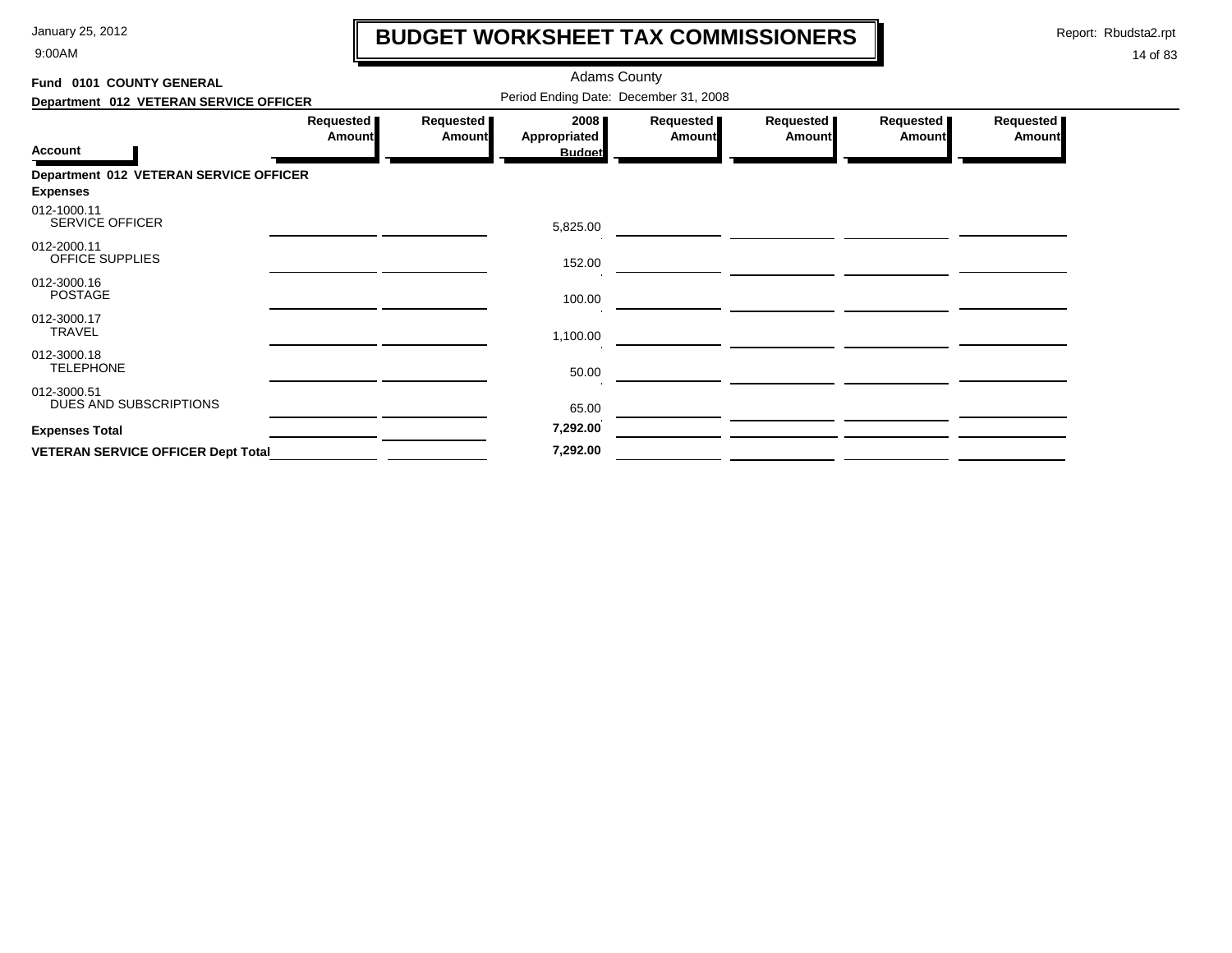# BUDGET WORKSHEET TAX COMMISSIONERS

January 25, 2012
9:00AM

Report: Rbudsta2.rpt

Adams County

**Fund 0101 COUNTY GENERAL**

**Department 012 VETERAN SERVICE OFFICER**

Period Ending Date: December 31, 2008

| Account | Requested Amount | Requested Amount | 2008 Appropriated Budget | Requested Amount | Requested Amount | Requested Amount | Requested Amount |
|---|---|---|---|---|---|---|---|
| **Department 012 VETERAN SERVICE OFFICER** | | | | | | | |
| **Expenses** | | | | | | | |
| 012-1000.11 SERVICE OFFICER | | | 5,825.00 | | | | |
| 012-2000.11 OFFICE SUPPLIES | | | 152.00 | | | | |
| 012-3000.16 POSTAGE | | | 100.00 | | | | |
| 012-3000.17 TRAVEL | | | 1,100.00 | | | | |
| 012-3000.18 TELEPHONE | | | 50.00 | | | | |
| 012-3000.51 DUES AND SUBSCRIPTIONS | | | 65.00 | | | | |
| **Expenses Total** | | | **7,292.00** | | | | |
| **VETERAN SERVICE OFFICER Dept Total** | | | **7,292.00** | | | | |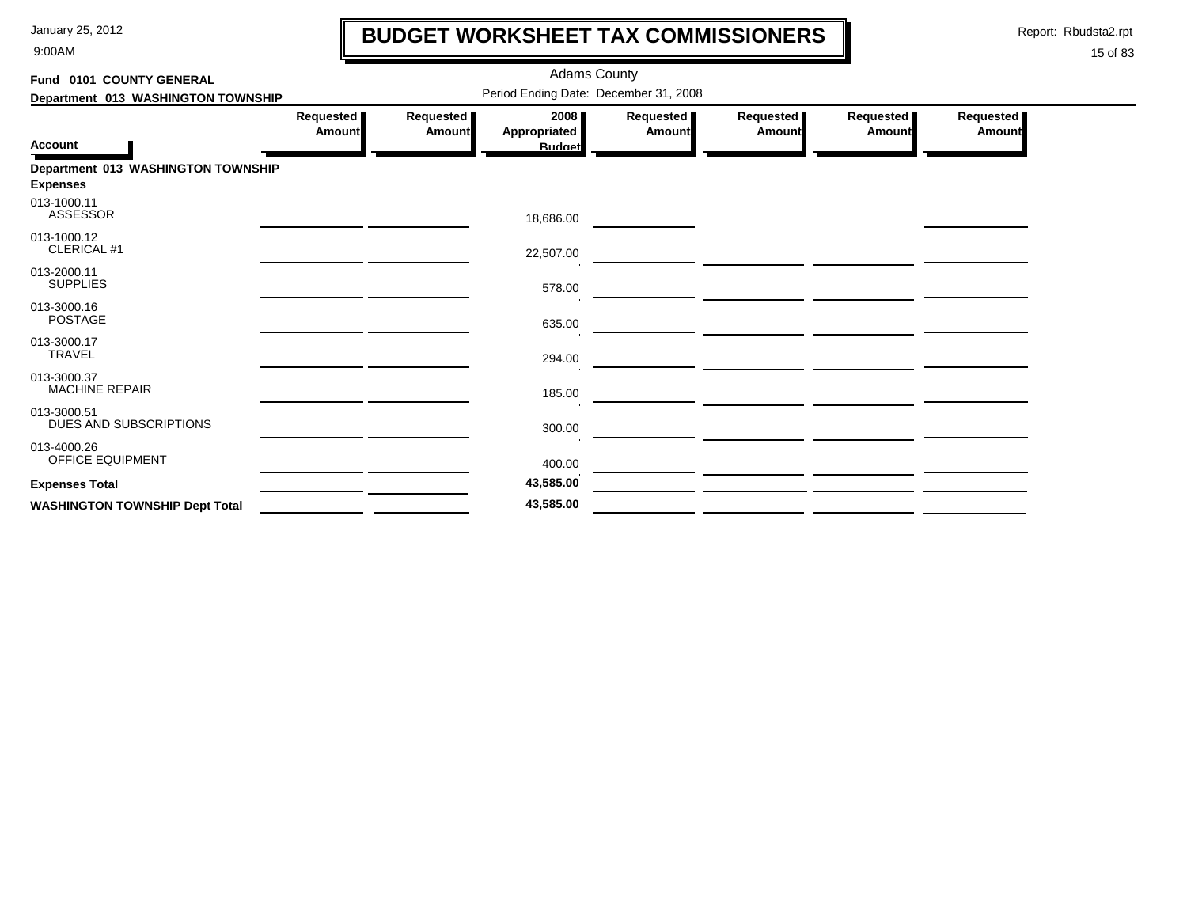# BUDGET WORKSHEET TAX COMMISSIONERS

Adams County

**Fund 0101 COUNTY GENERAL**

**Department 013 WASHINGTON TOWNSHIP**

Period Ending Date: December 31, 2008

| Account | Requested Amount | Requested Amount | 2008 Appropriated Budget | Requested Amount | Requested Amount | Requested Amount | Requested Amount |
|---|---|---|---|---|---|---|---|
| **Department 013 WASHINGTON TOWNSHIP** | | | | | | | |
| **Expenses** | | | | | | | |
| 013-1000.11 ASSESSOR | | | 18,686.00 | | | | |
| 013-1000.12 CLERICAL #1 | | | 22,507.00 | | | | |
| 013-2000.11 SUPPLIES | | | 578.00 | | | | |
| 013-3000.16 POSTAGE | | | 635.00 | | | | |
| 013-3000.17 TRAVEL | | | 294.00 | | | | |
| 013-3000.37 MACHINE REPAIR | | | 185.00 | | | | |
| 013-3000.51 DUES AND SUBSCRIPTIONS | | | 300.00 | | | | |
| 013-4000.26 OFFICE EQUIPMENT | | | 400.00 | | | | |
| **Expenses Total** | | | **43,585.00** | | | | |
| **WASHINGTON TOWNSHIP Dept Total** | | | **43,585.00** | | | | |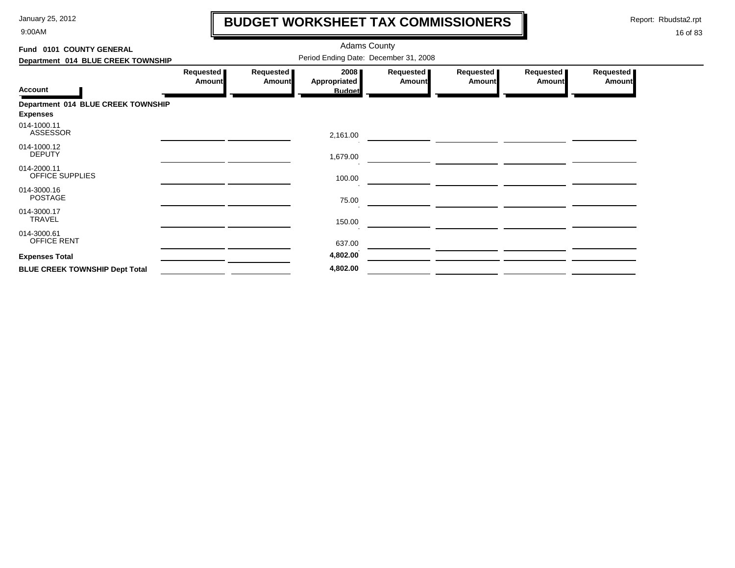# BUDGET WORKSHEET TAX COMMISSIONERS

January 25, 2012
9:00AM

Report: Rbudsta2.rpt

Adams County

**Fund 0101 COUNTY GENERAL**
**Department 014 BLUE CREEK TOWNSHIP**

Period Ending Date: December 31, 2008

| Account | Requested Amount | Requested Amount | 2008 Appropriated Budget | Requested Amount | Requested Amount | Requested Amount | Requested Amount |
|---|---|---|---|---|---|---|---|
| **Department 014 BLUE CREEK TOWNSHIP** | | | | | | | |
| **Expenses** | | | | | | | |
| 014-1000.11 ASSESSOR | | | 2,161.00 | | | | |
| 014-1000.12 DEPUTY | | | 1,679.00 | | | | |
| 014-2000.11 OFFICE SUPPLIES | | | 100.00 | | | | |
| 014-3000.16 POSTAGE | | | 75.00 | | | | |
| 014-3000.17 TRAVEL | | | 150.00 | | | | |
| 014-3000.61 OFFICE RENT | | | 637.00 | | | | |
| **Expenses Total** | | | **4,802.00** | | | | |
| **BLUE CREEK TOWNSHIP Dept Total** | | | **4,802.00** | | | | |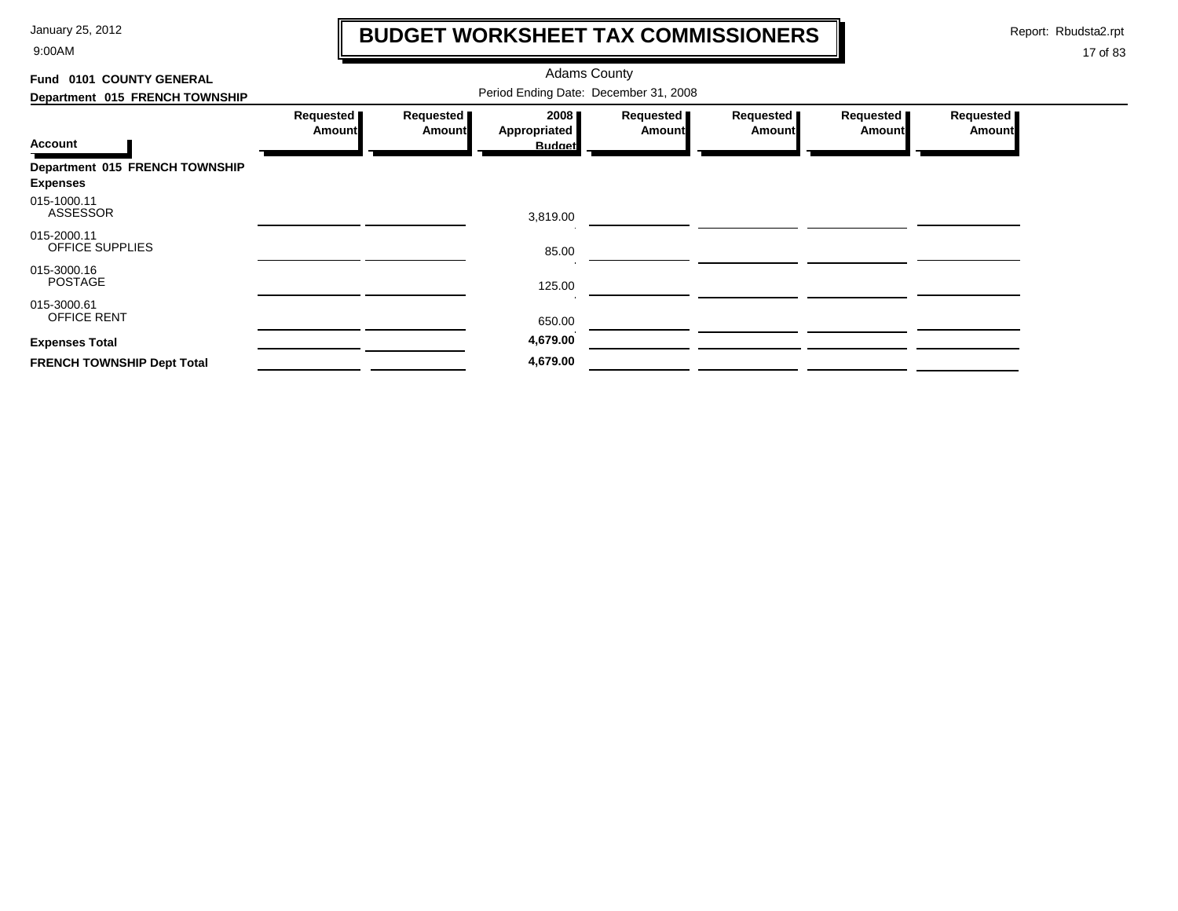# BUDGET WORKSHEET TAX COMMISSIONERS

Adams County

**Fund 0101 COUNTY GENERAL**

**Department 015 FRENCH TOWNSHIP**

Period Ending Date: December 31, 2008

| Account | Requested Amount | Requested Amount | 2008 Appropriated Budget | Requested Amount | Requested Amount | Requested Amount | Requested Amount |
|---|---|---|---|---|---|---|---|
| **Department 015 FRENCH TOWNSHIP** | | | | | | | |
| **Expenses** | | | | | | | |
| 015-1000.11 ASSESSOR | | | 3,819.00 | | | | |
| 015-2000.11 OFFICE SUPPLIES | | | 85.00 | | | | |
| 015-3000.16 POSTAGE | | | 125.00 | | | | |
| 015-3000.61 OFFICE RENT | | | 650.00 | | | | |
| **Expenses Total** | | | **4,679.00** | | | | |
| **FRENCH TOWNSHIP Dept Total** | | | **4,679.00** | | | | |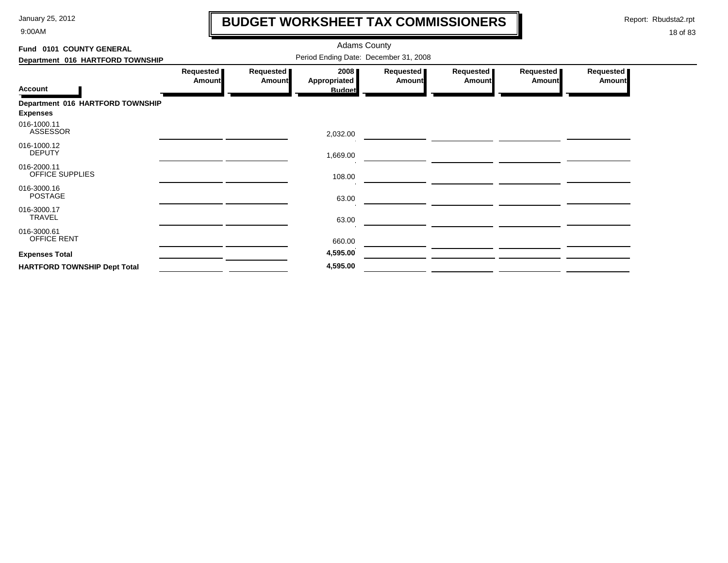# BUDGET WORKSHEET TAX COMMISSIONERS

Adams County

**Fund 0101 COUNTY GENERAL**

**Department 016 HARTFORD TOWNSHIP**

Period Ending Date: December 31, 2008

| Account | Requested Amount | Requested Amount | 2008 Appropriated Budget | Requested Amount | Requested Amount | Requested Amount | Requested Amount |
|---|---|---|---|---|---|---|---|
| **Department 016 HARTFORD TOWNSHIP** | | | | | | | |
| **Expenses** | | | | | | | |
| 016-1000.11 ASSESSOR | | | 2,032.00 | | | | |
| 016-1000.12 DEPUTY | | | 1,669.00 | | | | |
| 016-2000.11 OFFICE SUPPLIES | | | 108.00 | | | | |
| 016-3000.16 POSTAGE | | | 63.00 | | | | |
| 016-3000.17 TRAVEL | | | 63.00 | | | | |
| 016-3000.61 OFFICE RENT | | | 660.00 | | | | |
| **Expenses Total** | | | **4,595.00** | | | | |
| **HARTFORD TOWNSHIP Dept Total** | | | **4,595.00** | | | | |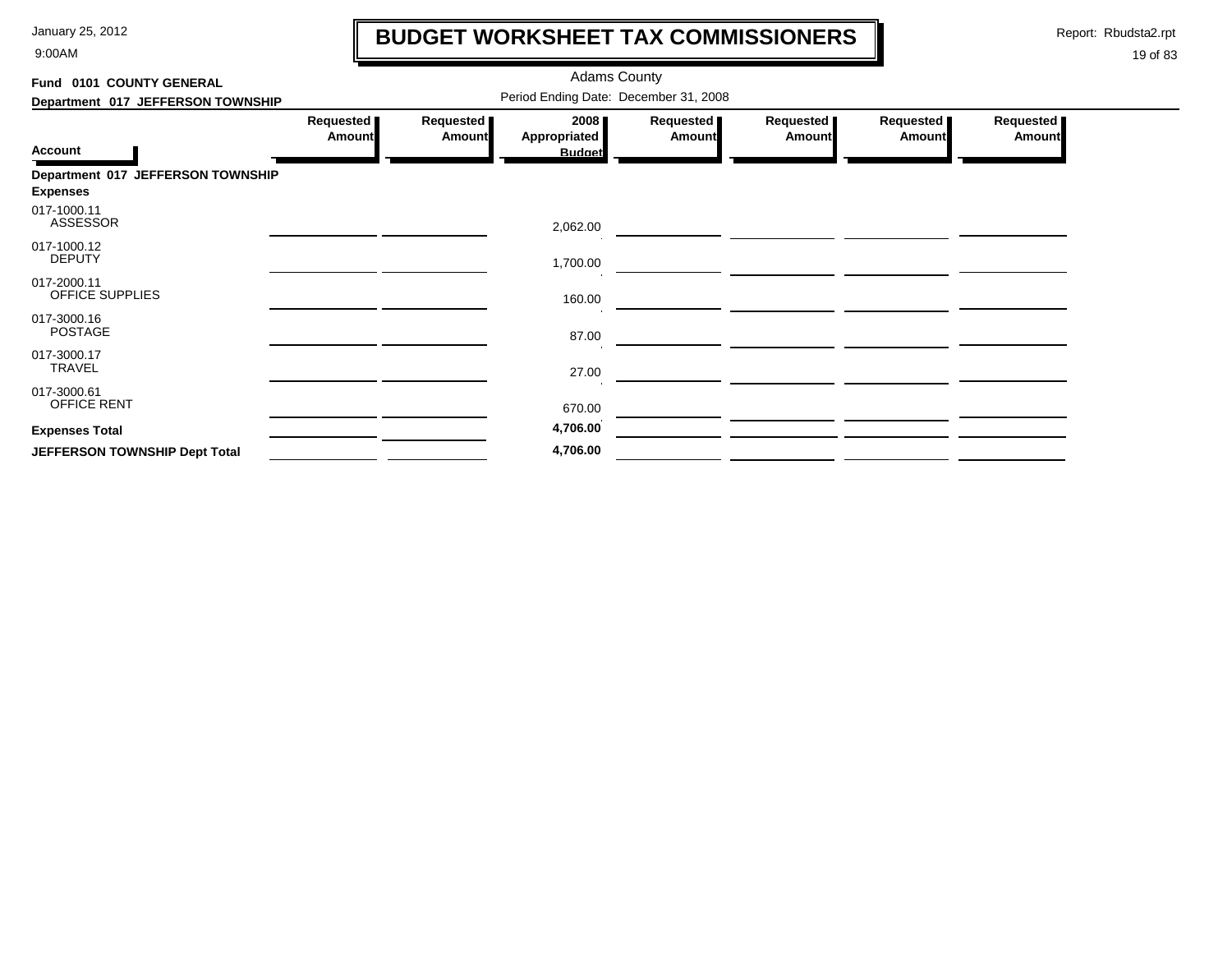# BUDGET WORKSHEET TAX COMMISSIONERS

January 25, 2012
9:00AM

Report: Rbudsta2.rpt

Adams County

**Fund 0101 COUNTY GENERAL**

**Department 017 JEFFERSON TOWNSHIP**

Period Ending Date: December 31, 2008

| Account | Requested Amount | Requested Amount | 2008 Appropriated Budget | Requested Amount | Requested Amount | Requested Amount | Requested Amount |
|---|---|---|---|---|---|---|---|
| **Department 017 JEFFERSON TOWNSHIP** | | | | | | | |
| **Expenses** | | | | | | | |
| 017-1000.11 ASSESSOR | | | 2,062.00 | | | | |
| 017-1000.12 DEPUTY | | | 1,700.00 | | | | |
| 017-2000.11 OFFICE SUPPLIES | | | 160.00 | | | | |
| 017-3000.16 POSTAGE | | | 87.00 | | | | |
| 017-3000.17 TRAVEL | | | 27.00 | | | | |
| 017-3000.61 OFFICE RENT | | | 670.00 | | | | |
| **Expenses Total** | | | **4,706.00** | | | | |
| **JEFFERSON TOWNSHIP Dept Total** | | | **4,706.00** | | | | |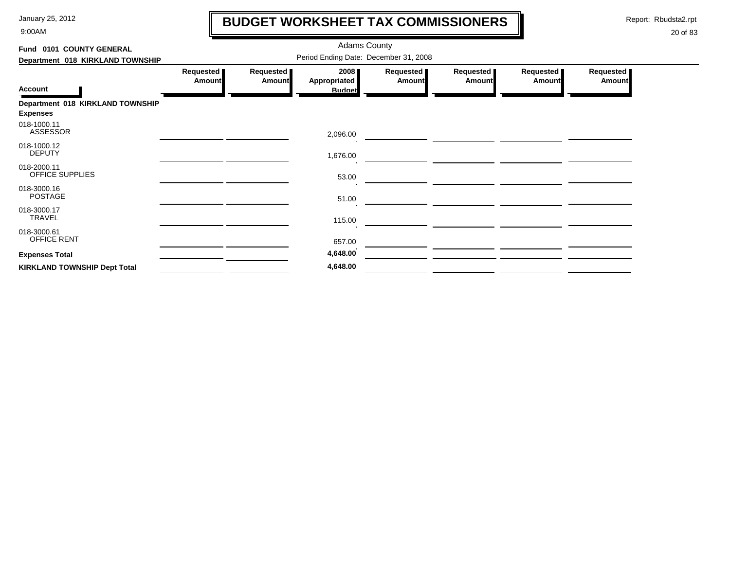# BUDGET WORKSHEET TAX COMMISSIONERS

Adams County

Period Ending Date: December 31, 2008

**Fund 0101 COUNTY GENERAL**

**Department 018 KIRKLAND TOWNSHIP**

| Account | Requested Amount | Requested Amount | 2008 Appropriated Budget | Requested Amount | Requested Amount | Requested Amount | Requested Amount |
|---|---|---|---|---|---|---|---|
| **Department 018 KIRKLAND TOWNSHIP** | | | | | | | |
| **Expenses** | | | | | | | |
| 018-1000.11 ASSESSOR | | | 2,096.00 | | | | |
| 018-1000.12 DEPUTY | | | 1,676.00 | | | | |
| 018-2000.11 OFFICE SUPPLIES | | | 53.00 | | | | |
| 018-3000.16 POSTAGE | | | 51.00 | | | | |
| 018-3000.17 TRAVEL | | | 115.00 | | | | |
| 018-3000.61 OFFICE RENT | | | 657.00 | | | | |
| **Expenses Total** | | | **4,648.00** | | | | |
| **KIRKLAND TOWNSHIP Dept Total** | | | **4,648.00** | | | | |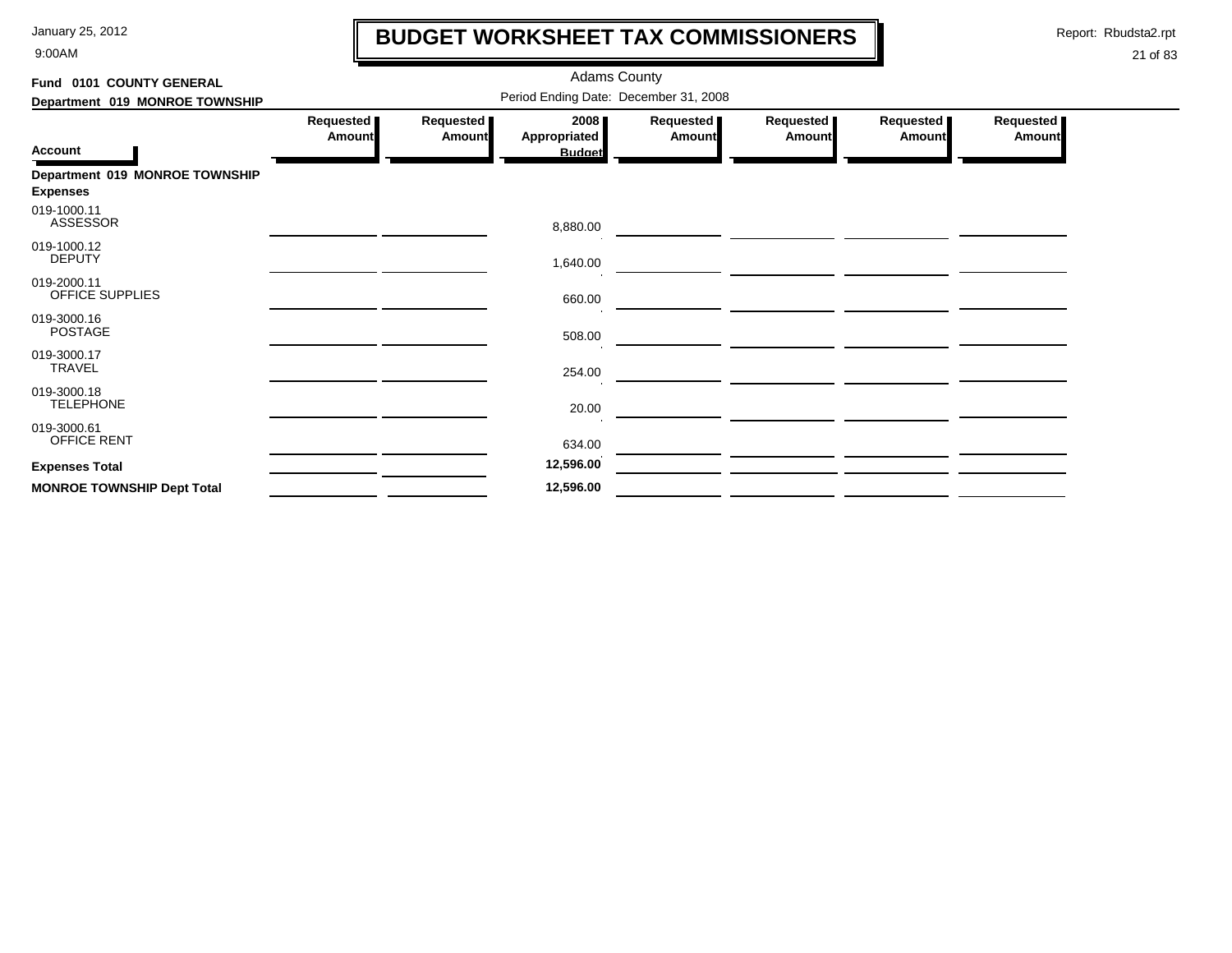# BUDGET WORKSHEET TAX COMMISSIONERS

January 25, 2012
9:00AM

Report: Rbudsta2.rpt

Adams County

Period Ending Date: December 31, 2008

**Fund 0101 COUNTY GENERAL**

**Department 019 MONROE TOWNSHIP**

| Account | Requested Amount | Requested Amount | 2008 Appropriated Budget | Requested Amount | Requested Amount | Requested Amount | Requested Amount |
|---|---|---|---|---|---|---|---|
| **Department 019 MONROE TOWNSHIP** | | | | | | | |
| **Expenses** | | | | | | | |
| 019-1000.11 ASSESSOR | | | 8,880.00 | | | | |
| 019-1000.12 DEPUTY | | | 1,640.00 | | | | |
| 019-2000.11 OFFICE SUPPLIES | | | 660.00 | | | | |
| 019-3000.16 POSTAGE | | | 508.00 | | | | |
| 019-3000.17 TRAVEL | | | 254.00 | | | | |
| 019-3000.18 TELEPHONE | | | 20.00 | | | | |
| 019-3000.61 OFFICE RENT | | | 634.00 | | | | |
| **Expenses Total** | | | **12,596.00** | | | | |
| **MONROE TOWNSHIP Dept Total** | | | **12,596.00** | | | | |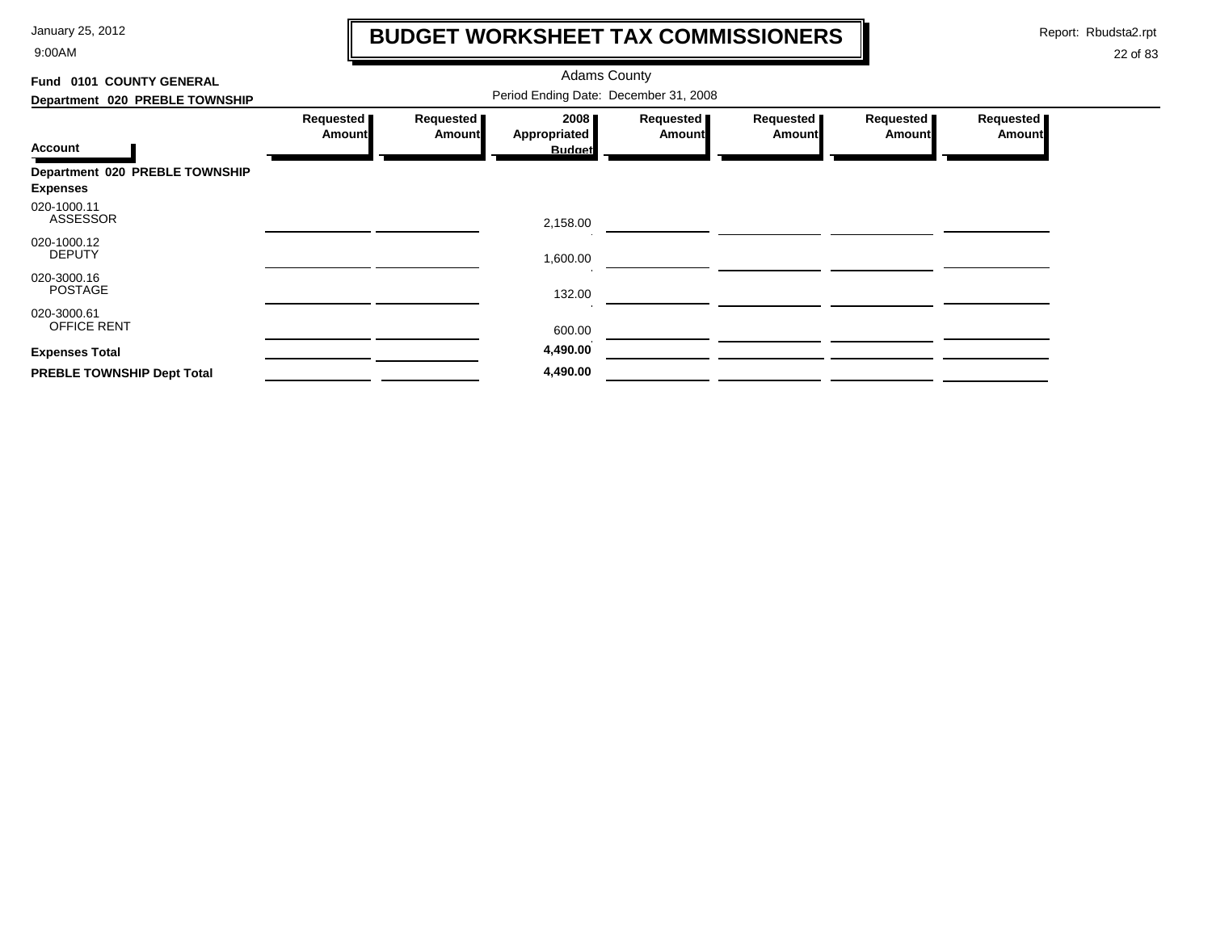# BUDGET WORKSHEET TAX COMMISSIONERS

January 25, 2012
9:00AM

Report: Rbudsta2.rpt

Adams County

**Fund 0101 COUNTY GENERAL**

**Department 020 PREBLE TOWNSHIP**

Period Ending Date: December 31, 2008

| Account | Requested Amount | Requested Amount | 2008 Appropriated Budget | Requested Amount | Requested Amount | Requested Amount | Requested Amount |
|---|---|---|---|---|---|---|---|
| **Department 020 PREBLE TOWNSHIP** | | | | | | | |
| **Expenses** | | | | | | | |
| 020-1000.11 ASSESSOR | | | 2,158.00 | | | | |
| 020-1000.12 DEPUTY | | | 1,600.00 | | | | |
| 020-3000.16 POSTAGE | | | 132.00 | | | | |
| 020-3000.61 OFFICE RENT | | | 600.00 | | | | |
| **Expenses Total** | | | **4,490.00** | | | | |
| **PREBLE TOWNSHIP Dept Total** | | | **4,490.00** | | | | |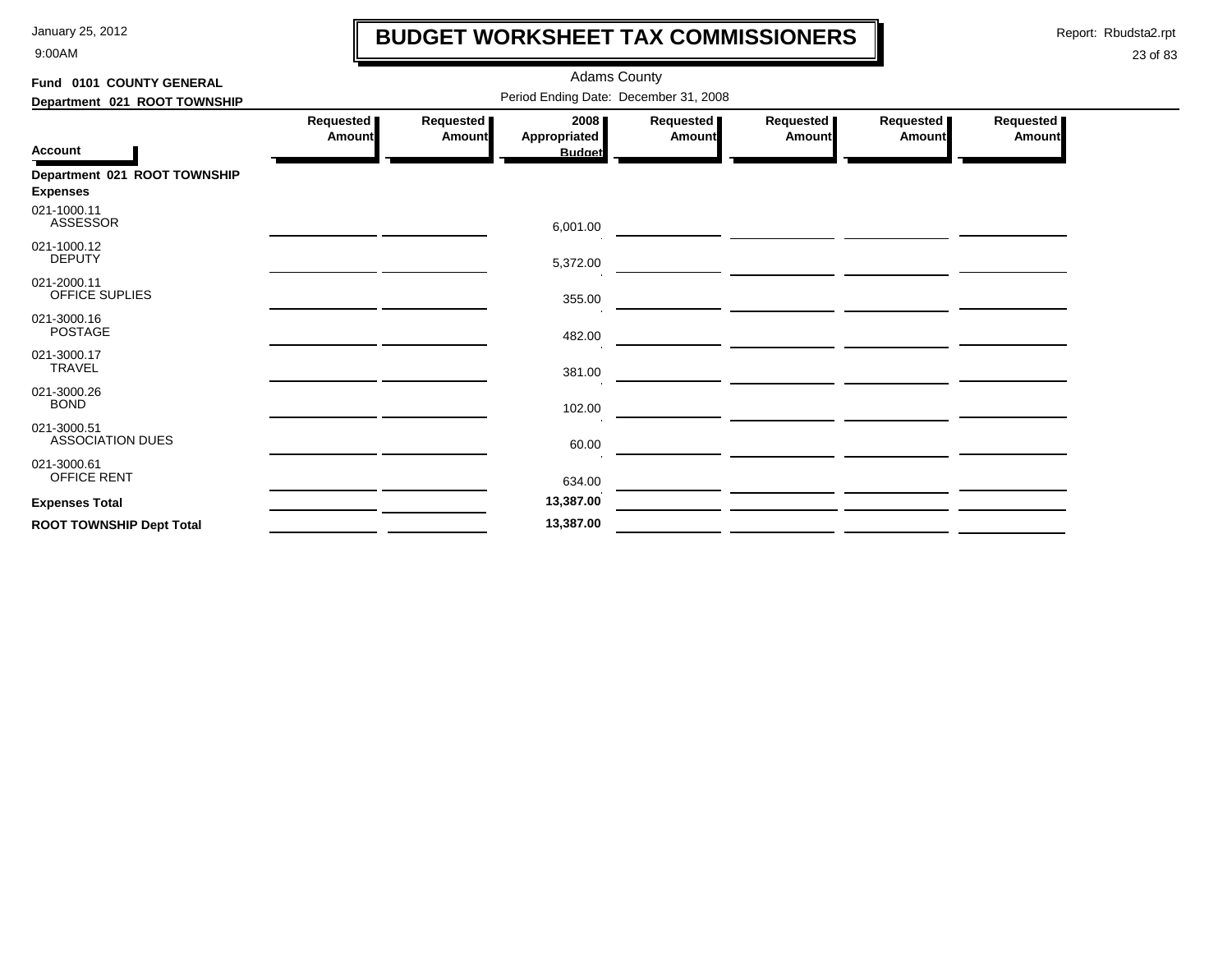# BUDGET WORKSHEET TAX COMMISSIONERS

Adams County

Period Ending Date: December 31, 2008

**Fund 0101 COUNTY GENERAL**

**Department 021 ROOT TOWNSHIP**

| Account | Requested Amount | Requested Amount | 2008 Appropriated Budget | Requested Amount | Requested Amount | Requested Amount | Requested Amount |
|---|---|---|---|---|---|---|---|
| **Department 021 ROOT TOWNSHIP** | | | | | | | |
| **Expenses** | | | | | | | |
| 021-1000.11 ASSESSOR | | | 6,001.00 | | | | |
| 021-1000.12 DEPUTY | | | 5,372.00 | | | | |
| 021-2000.11 OFFICE SUPLIES | | | 355.00 | | | | |
| 021-3000.16 POSTAGE | | | 482.00 | | | | |
| 021-3000.17 TRAVEL | | | 381.00 | | | | |
| 021-3000.26 BOND | | | 102.00 | | | | |
| 021-3000.51 ASSOCIATION DUES | | | 60.00 | | | | |
| 021-3000.61 OFFICE RENT | | | 634.00 | | | | |
| **Expenses Total** | | | **13,387.00** | | | | |
| **ROOT TOWNSHIP Dept Total** | | | **13,387.00** | | | | |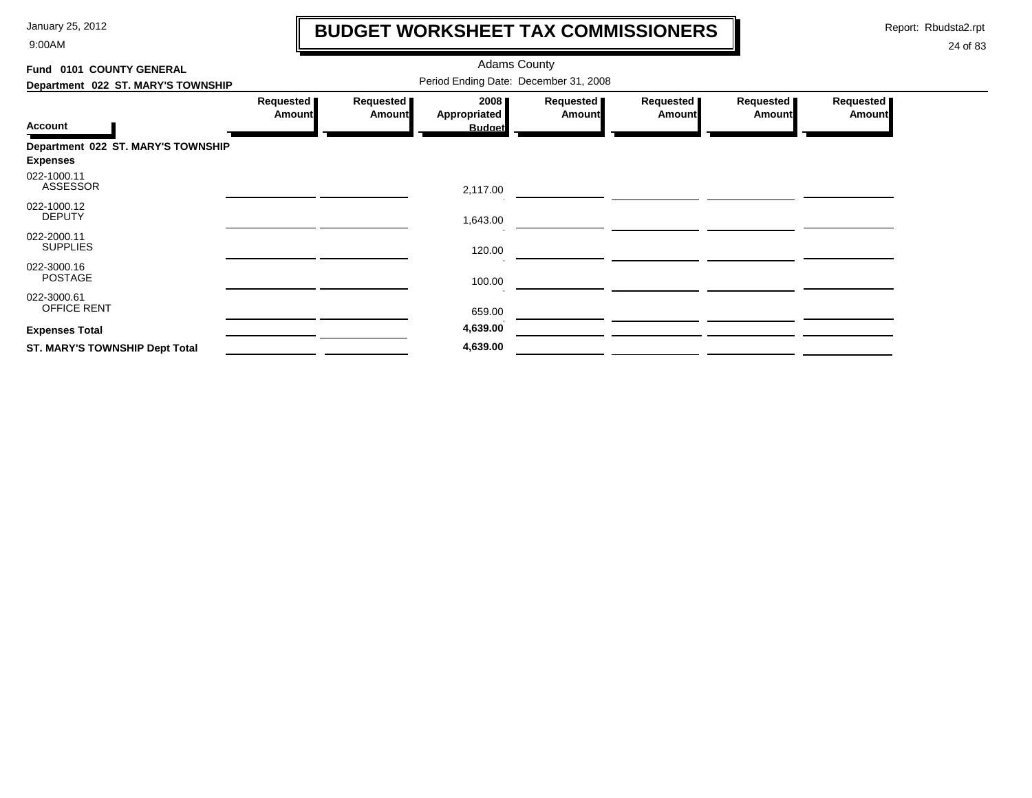# BUDGET WORKSHEET TAX COMMISSIONERS

Adams County

Period Ending Date: December 31, 2008

**Fund 0101 COUNTY GENERAL**

**Department 022 ST. MARY'S TOWNSHIP**

| Account | Requested Amount | Requested Amount | 2008 Appropriated Budget | Requested Amount | Requested Amount | Requested Amount | Requested Amount |
|---|---|---|---|---|---|---|---|
| **Department 022 ST. MARY'S TOWNSHIP** | | | | | | | |
| **Expenses** | | | | | | | |
| 022-1000.11 ASSESSOR | | | 2,117.00 | | | | |
| 022-1000.12 DEPUTY | | | 1,643.00 | | | | |
| 022-2000.11 SUPPLIES | | | 120.00 | | | | |
| 022-3000.16 POSTAGE | | | 100.00 | | | | |
| 022-3000.61 OFFICE RENT | | | 659.00 | | | | |
| **Expenses Total** | | | **4,639.00** | | | | |
| **ST. MARY'S TOWNSHIP Dept Total** | | | **4,639.00** | | | | |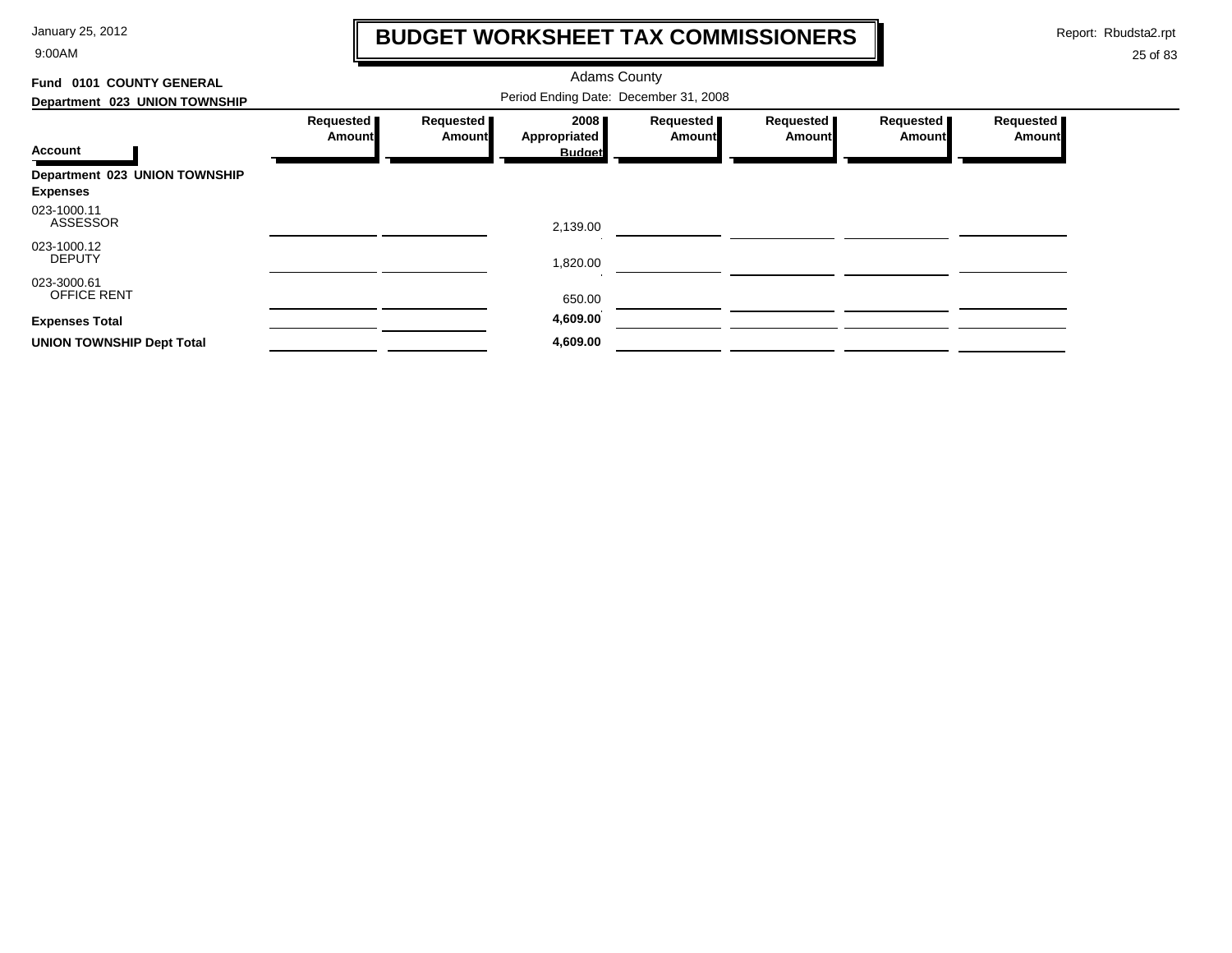# BUDGET WORKSHEET TAX COMMISSIONERS

Adams County

**Fund 0101 COUNTY GENERAL**

**Department 023 UNION TOWNSHIP**

Period Ending Date: December 31, 2008

| Account | Requested Amount | Requested Amount | 2008 Appropriated Budget | Requested Amount | Requested Amount | Requested Amount | Requested Amount |
|---|---|---|---|---|---|---|---|
| **Department 023 UNION TOWNSHIP** | | | | | | | |
| **Expenses** | | | | | | | |
| 023-1000.11 ASSESSOR | | | 2,139.00 | | | | |
| 023-1000.12 DEPUTY | | | 1,820.00 | | | | |
| 023-3000.61 OFFICE RENT | | | 650.00 | | | | |
| **Expenses Total** | | | **4,609.00** | | | | |
| **UNION TOWNSHIP Dept Total** | | | **4,609.00** | | | | |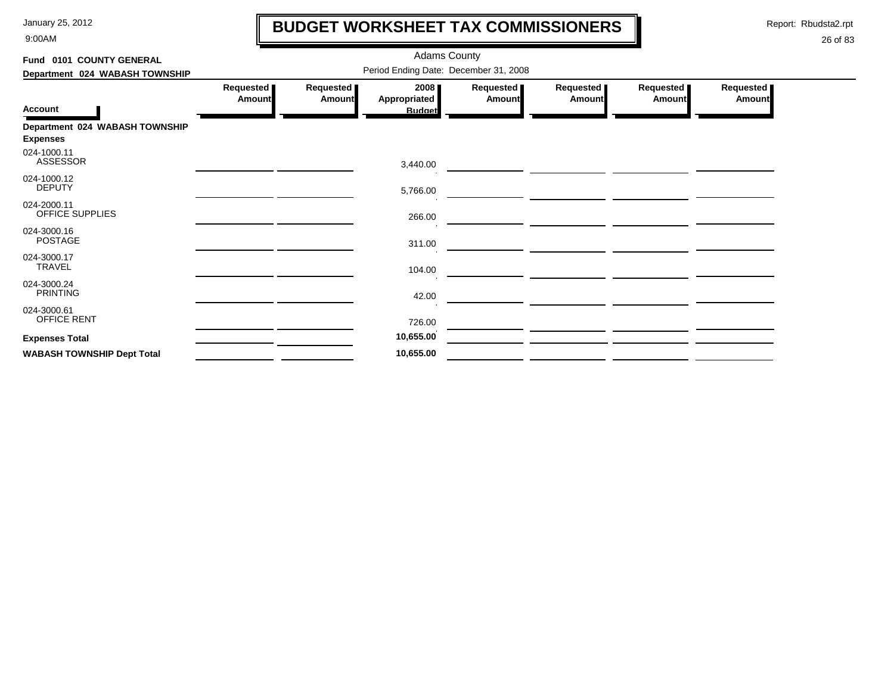# BUDGET WORKSHEET TAX COMMISSIONERS

January 25, 2012
9:00AM

Report: Rbudsta2.rpt

Adams County

**Fund 0101 COUNTY GENERAL**

**Department 024 WABASH TOWNSHIP**

Period Ending Date: December 31, 2008

| Account | Requested Amount | Requested Amount | 2008 Appropriated Budget | Requested Amount | Requested Amount | Requested Amount | Requested Amount |
|---|---|---|---|---|---|---|---|
| **Department 024 WABASH TOWNSHIP** | | | | | | | |
| **Expenses** | | | | | | | |
| 024-1000.11 ASSESSOR | | | 3,440.00 | | | | |
| 024-1000.12 DEPUTY | | | 5,766.00 | | | | |
| 024-2000.11 OFFICE SUPPLIES | | | 266.00 | | | | |
| 024-3000.16 POSTAGE | | | 311.00 | | | | |
| 024-3000.17 TRAVEL | | | 104.00 | | | | |
| 024-3000.24 PRINTING | | | 42.00 | | | | |
| 024-3000.61 OFFICE RENT | | | 726.00 | | | | |
| **Expenses Total** | | | **10,655.00** | | | | |
| **WABASH TOWNSHIP Dept Total** | | | **10,655.00** | | | | |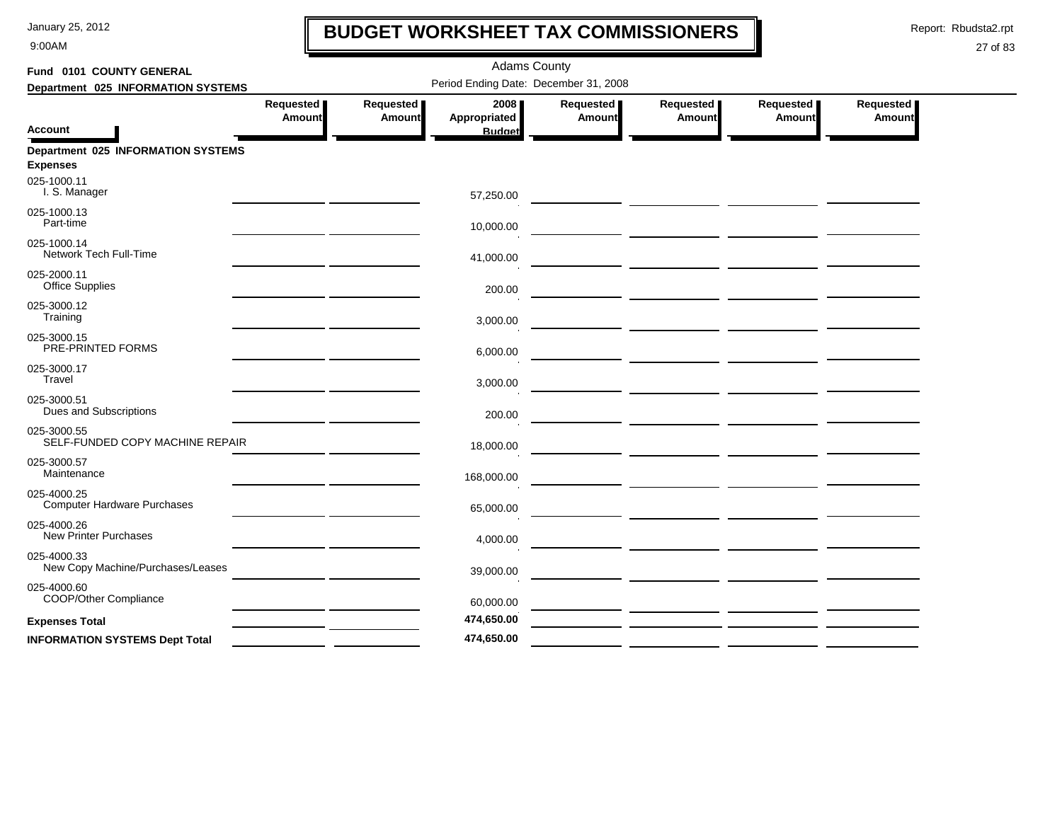# BUDGET WORKSHEET TAX COMMISSIONERS

Adams County

**Fund 0101 COUNTY GENERAL**

**Department 025 INFORMATION SYSTEMS**

Period Ending Date: December 31, 2008

| Account | Requested Amount | Requested Amount | 2008 Appropriated Budget | Requested Amount | Requested Amount | Requested Amount | Requested Amount |
|---|---|---|---|---|---|---|---|
| **Department 025 INFORMATION SYSTEMS** | | | | | | | |
| **Expenses** | | | | | | | |
| 025-1000.11 I. S. Manager | | | 57,250.00 | | | | |
| 025-1000.13 Part-time | | | 10,000.00 | | | | |
| 025-1000.14 Network Tech Full-Time | | | 41,000.00 | | | | |
| 025-2000.11 Office Supplies | | | 200.00 | | | | |
| 025-3000.12 Training | | | 3,000.00 | | | | |
| 025-3000.15 PRE-PRINTED FORMS | | | 6,000.00 | | | | |
| 025-3000.17 Travel | | | 3,000.00 | | | | |
| 025-3000.51 Dues and Subscriptions | | | 200.00 | | | | |
| 025-3000.55 SELF-FUNDED COPY MACHINE REPAIR | | | 18,000.00 | | | | |
| 025-3000.57 Maintenance | | | 168,000.00 | | | | |
| 025-4000.25 Computer Hardware Purchases | | | 65,000.00 | | | | |
| 025-4000.26 New Printer Purchases | | | 4,000.00 | | | | |
| 025-4000.33 New Copy Machine/Purchases/Leases | | | 39,000.00 | | | | |
| 025-4000.60 COOP/Other Compliance | | | 60,000.00 | | | | |
| **Expenses Total** | | | **474,650.00** | | | | |
| **INFORMATION SYSTEMS Dept Total** | | | **474,650.00** | | | | |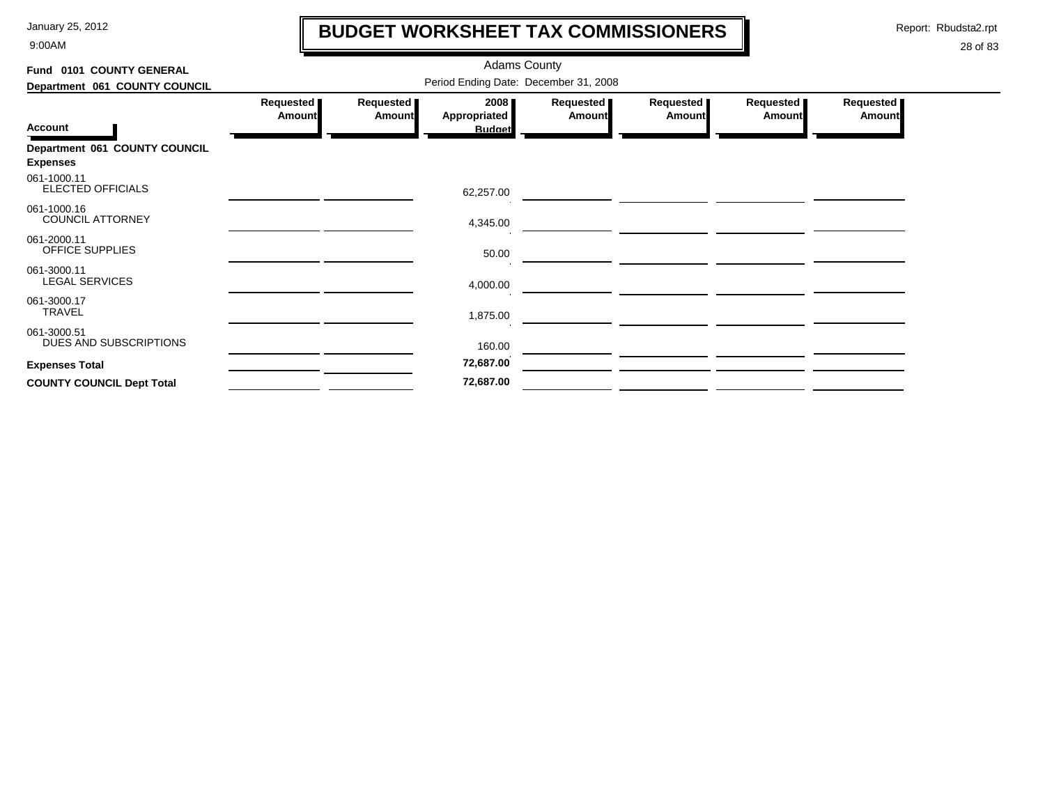# BUDGET WORKSHEET TAX COMMISSIONERS

Adams County

Period Ending Date: December 31, 2008

**Fund 0101 COUNTY GENERAL**

**Department 061 COUNTY COUNCIL**

| Account | Requested Amount | Requested Amount | 2008 Appropriated Budget | Requested Amount | Requested Amount | Requested Amount | Requested Amount |
|---|---|---|---|---|---|---|---|
| **Department 061 COUNTY COUNCIL** | | | | | | | |
| **Expenses** | | | | | | | |
| 061-1000.11 ELECTED OFFICIALS | | | 62,257.00 | | | | |
| 061-1000.16 COUNCIL ATTORNEY | | | 4,345.00 | | | | |
| 061-2000.11 OFFICE SUPPLIES | | | 50.00 | | | | |
| 061-3000.11 LEGAL SERVICES | | | 4,000.00 | | | | |
| 061-3000.17 TRAVEL | | | 1,875.00 | | | | |
| 061-3000.51 DUES AND SUBSCRIPTIONS | | | 160.00 | | | | |
| **Expenses Total** | | | **72,687.00** | | | | |
| **COUNTY COUNCIL Dept Total** | | | **72,687.00** | | | | |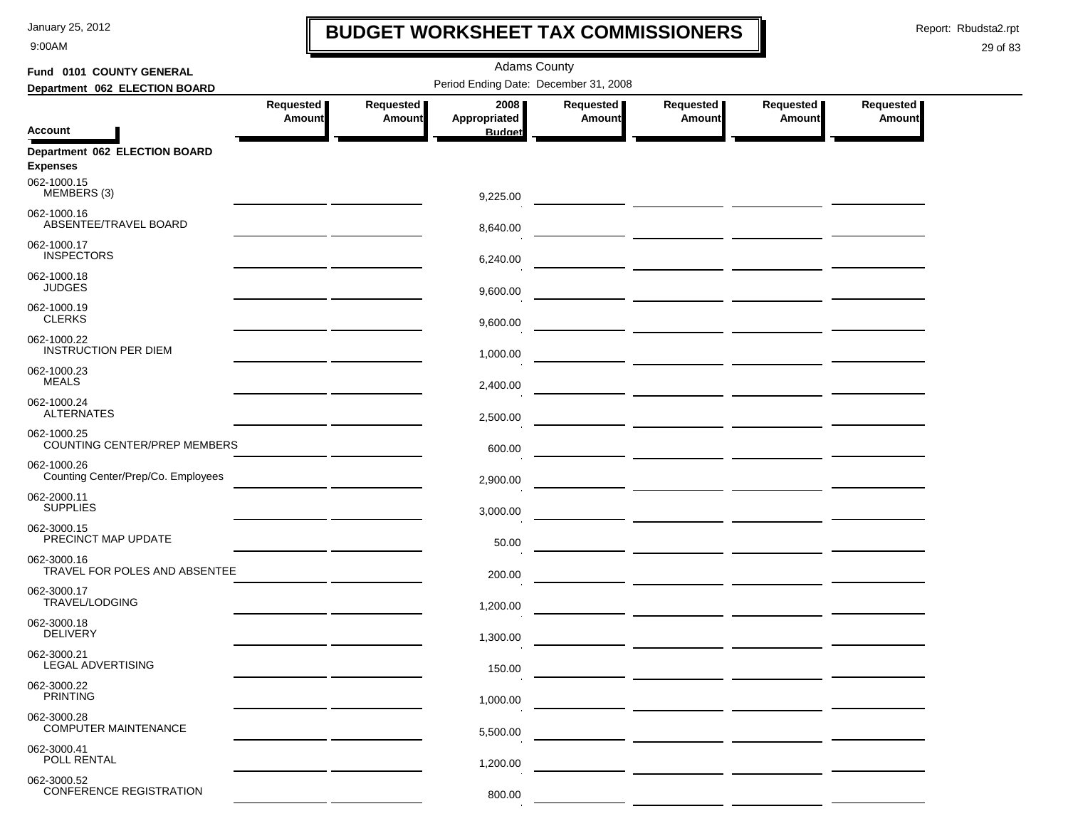# BUDGET WORKSHEET TAX COMMISSIONERS

Adams County

**Fund 0101 COUNTY GENERAL**

**Department 062 ELECTION BOARD**

Period Ending Date: December 31, 2008

| Account | Requested Amount | Requested Amount | 2008 Appropriated Budget | Requested Amount | Requested Amount | Requested Amount | Requested Amount |
|---|---|---|---|---|---|---|---|
| **Department 062 ELECTION BOARD** | | | | | | | |
| **Expenses** | | | | | | | |
| 062-1000.15 MEMBERS (3) | | | 9,225.00 | | | | |
| 062-1000.16 ABSENTEE/TRAVEL BOARD | | | 8,640.00 | | | | |
| 062-1000.17 INSPECTORS | | | 6,240.00 | | | | |
| 062-1000.18 JUDGES | | | 9,600.00 | | | | |
| 062-1000.19 CLERKS | | | 9,600.00 | | | | |
| 062-1000.22 INSTRUCTION PER DIEM | | | 1,000.00 | | | | |
| 062-1000.23 MEALS | | | 2,400.00 | | | | |
| 062-1000.24 ALTERNATES | | | 2,500.00 | | | | |
| 062-1000.25 COUNTING CENTER/PREP MEMBERS | | | 600.00 | | | | |
| 062-1000.26 Counting Center/Prep/Co. Employees | | | 2,900.00 | | | | |
| 062-2000.11 SUPPLIES | | | 3,000.00 | | | | |
| 062-3000.15 PRECINCT MAP UPDATE | | | 50.00 | | | | |
| 062-3000.16 TRAVEL FOR POLES AND ABSENTEE | | | 200.00 | | | | |
| 062-3000.17 TRAVEL/LODGING | | | 1,200.00 | | | | |
| 062-3000.18 DELIVERY | | | 1,300.00 | | | | |
| 062-3000.21 LEGAL ADVERTISING | | | 150.00 | | | | |
| 062-3000.22 PRINTING | | | 1,000.00 | | | | |
| 062-3000.28 COMPUTER MAINTENANCE | | | 5,500.00 | | | | |
| 062-3000.41 POLL RENTAL | | | 1,200.00 | | | | |
| 062-3000.52 CONFERENCE REGISTRATION | | | 800.00 | | | | |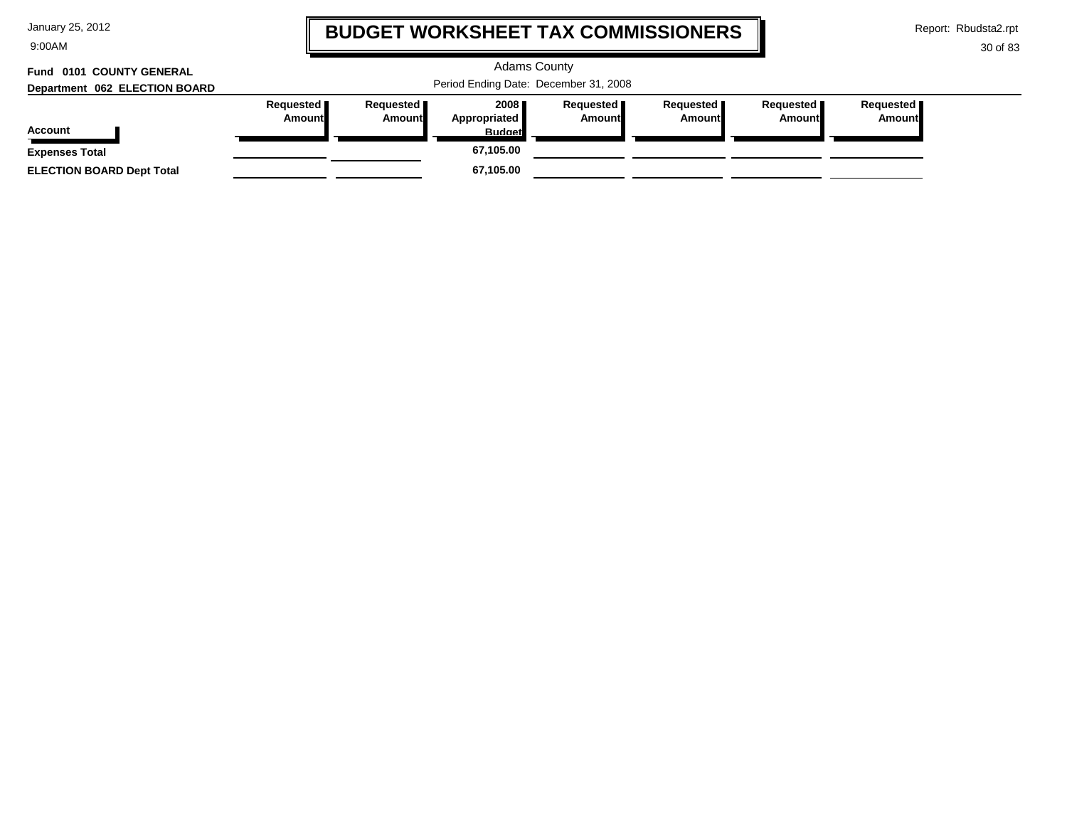# BUDGET WORKSHEET TAX COMMISSIONERS

Adams County

Period Ending Date: December 31, 2008

**Fund 0101 COUNTY GENERAL**

**Department 062 ELECTION BOARD**

| Account | Requested Amount | Requested Amount | 2008 Appropriated Budget | Requested Amount | Requested Amount | Requested Amount | Requested Amount |
|---|---|---|---|---|---|---|---|
| **Expenses Total** | | | **67,105.00** | | | | |
| **ELECTION BOARD Dept Total** | | | **67,105.00** | | | | |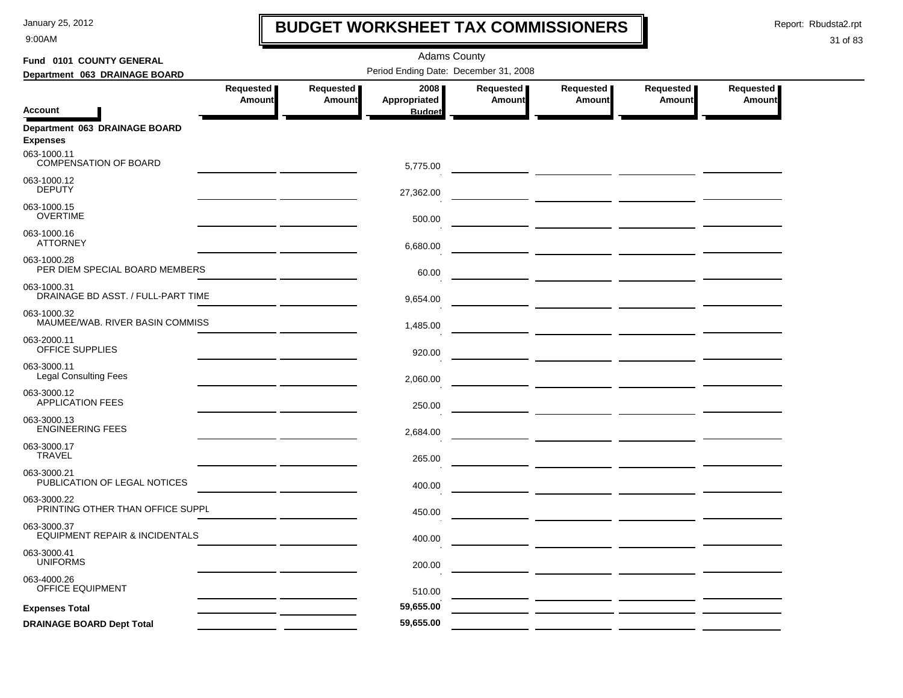# BUDGET WORKSHEET TAX COMMISSIONERS

January 25, 2012
9:00AM

Report: Rbudsta2.rpt

Adams County

Period Ending Date: December 31, 2008

**Fund 0101 COUNTY GENERAL**
**Department 063 DRAINAGE BOARD**

| Account | Requested Amount | Requested Amount | 2008 Appropriated Budget | Requested Amount | Requested Amount | Requested Amount | Requested Amount |
|---|---|---|---|---|---|---|---|
| **Department 063 DRAINAGE BOARD** | | | | | | | |
| **Expenses** | | | | | | | |
| 063-1000.11 COMPENSATION OF BOARD | | | 5,775.00 | | | | |
| 063-1000.12 DEPUTY | | | 27,362.00 | | | | |
| 063-1000.15 OVERTIME | | | 500.00 | | | | |
| 063-1000.16 ATTORNEY | | | 6,680.00 | | | | |
| 063-1000.28 PER DIEM SPECIAL BOARD MEMBERS | | | 60.00 | | | | |
| 063-1000.31 DRAINAGE BD ASST. / FULL-PART TIME | | | 9,654.00 | | | | |
| 063-1000.32 MAUMEE/WAB. RIVER BASIN COMMISS | | | 1,485.00 | | | | |
| 063-2000.11 OFFICE SUPPLIES | | | 920.00 | | | | |
| 063-3000.11 Legal Consulting Fees | | | 2,060.00 | | | | |
| 063-3000.12 APPLICATION FEES | | | 250.00 | | | | |
| 063-3000.13 ENGINEERING FEES | | | 2,684.00 | | | | |
| 063-3000.17 TRAVEL | | | 265.00 | | | | |
| 063-3000.21 PUBLICATION OF LEGAL NOTICES | | | 400.00 | | | | |
| 063-3000.22 PRINTING OTHER THAN OFFICE SUPPL | | | 450.00 | | | | |
| 063-3000.37 EQUIPMENT REPAIR & INCIDENTALS | | | 400.00 | | | | |
| 063-3000.41 UNIFORMS | | | 200.00 | | | | |
| 063-4000.26 OFFICE EQUIPMENT | | | 510.00 | | | | |
| **Expenses Total** | | | **59,655.00** | | | | |
| **DRAINAGE BOARD Dept Total** | | | **59,655.00** | | | | |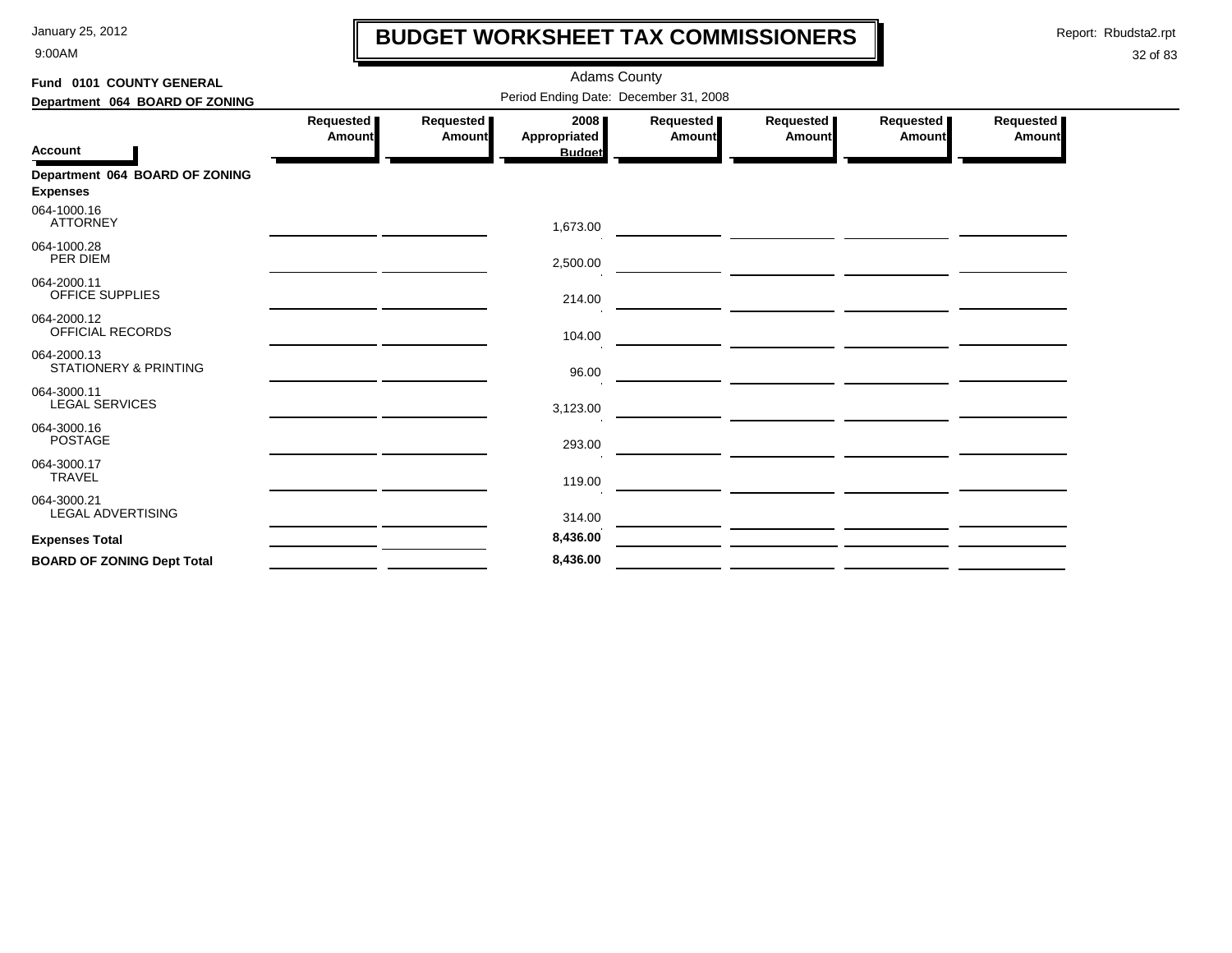# BUDGET WORKSHEET TAX COMMISSIONERS

January 25, 2012
9:00AM

Report: Rbudsta2.rpt

Adams County

Period Ending Date: December 31, 2008

**Fund 0101 COUNTY GENERAL**

**Department 064 BOARD OF ZONING**

| Account | Requested Amount | Requested Amount | 2008 Appropriated Budget | Requested Amount | Requested Amount | Requested Amount | Requested Amount |
|---|---|---|---|---|---|---|---|
| **Department 064 BOARD OF ZONING** | | | | | | | |
| **Expenses** | | | | | | | |
| 064-1000.16 ATTORNEY | | | 1,673.00 | | | | |
| 064-1000.28 PER DIEM | | | 2,500.00 | | | | |
| 064-2000.11 OFFICE SUPPLIES | | | 214.00 | | | | |
| 064-2000.12 OFFICIAL RECORDS | | | 104.00 | | | | |
| 064-2000.13 STATIONERY & PRINTING | | | 96.00 | | | | |
| 064-3000.11 LEGAL SERVICES | | | 3,123.00 | | | | |
| 064-3000.16 POSTAGE | | | 293.00 | | | | |
| 064-3000.17 TRAVEL | | | 119.00 | | | | |
| 064-3000.21 LEGAL ADVERTISING | | | 314.00 | | | | |
| **Expenses Total** | | | **8,436.00** | | | | |
| **BOARD OF ZONING Dept Total** | | | **8,436.00** | | | | |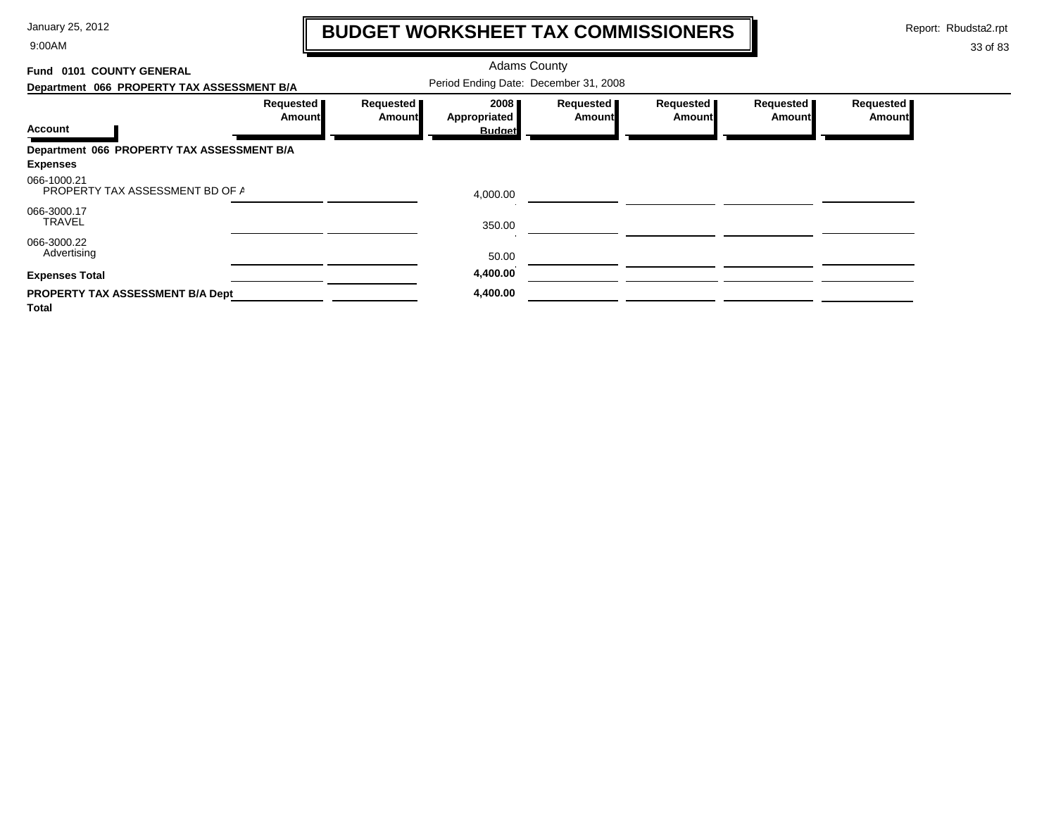# BUDGET WORKSHEET TAX COMMISSIONERS

January 25, 2012
9:00AM

Report: Rbudsta2.rpt

Adams County

**Fund 0101 COUNTY GENERAL**

**Department 066 PROPERTY TAX ASSESSMENT B/A**

Period Ending Date: December 31, 2008

| Account | Requested Amount | Requested Amount | 2008 Appropriated Budget | Requested Amount | Requested Amount | Requested Amount | Requested Amount |
|---|---|---|---|---|---|---|---|
| **Department 066 PROPERTY TAX ASSESSMENT B/A** | | | | | | | |
| **Expenses** | | | | | | | |
| 066-1000.21 PROPERTY TAX ASSESSMENT BD OF A | | | 4,000.00 | | | | |
| 066-3000.17 TRAVEL | | | 350.00 | | | | |
| 066-3000.22 Advertising | | | 50.00 | | | | |
| **Expenses Total** | | | **4,400.00** | | | | |
| **PROPERTY TAX ASSESSMENT B/A Dept Total** | | | **4,400.00** | | | | |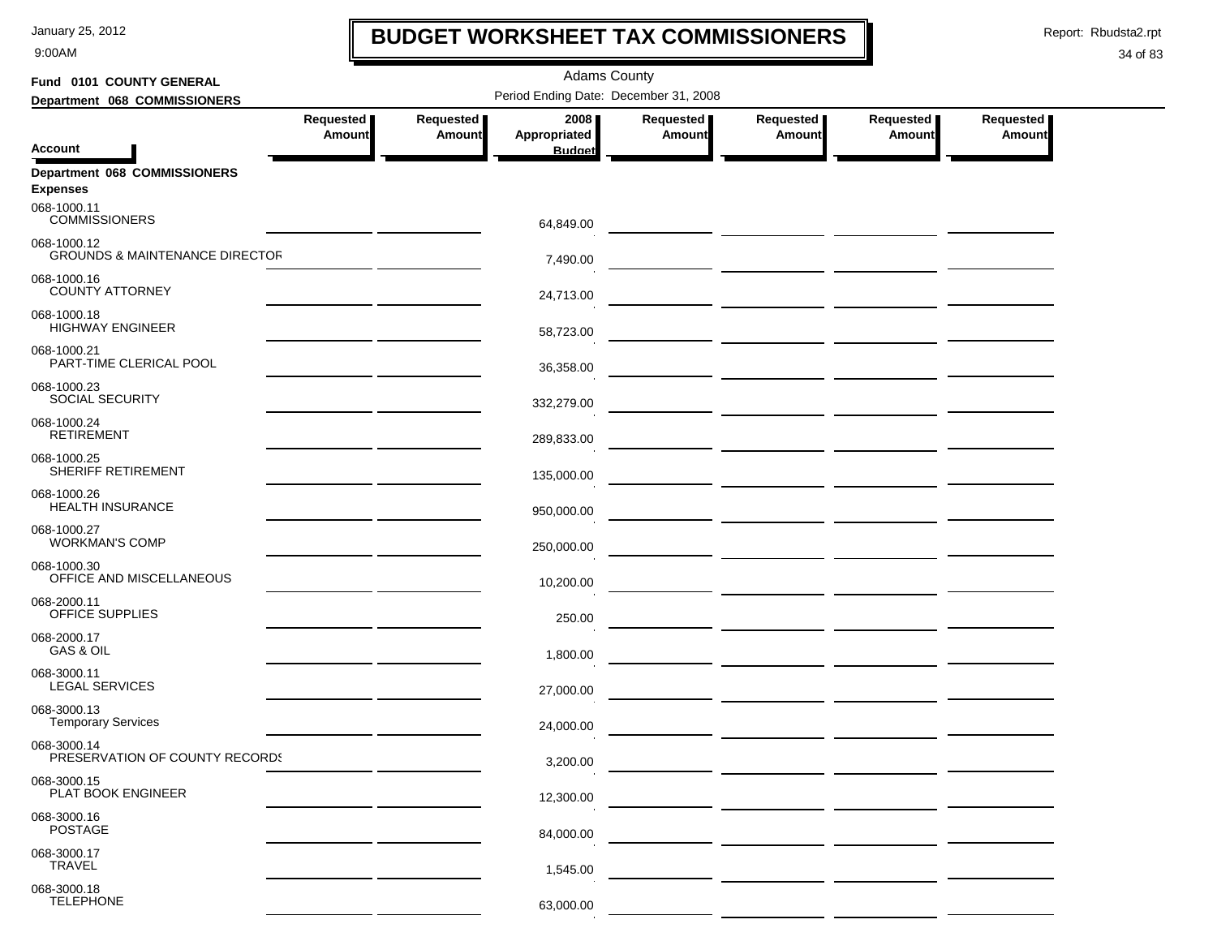# BUDGET WORKSHEET TAX COMMISSIONERS

Adams County

Period Ending Date: December 31, 2008

**Fund 0101 COUNTY GENERAL**

**Department 068 COMMISSIONERS**

| Account | Requested Amount | Requested Amount | 2008 Appropriated Budget | Requested Amount | Requested Amount | Requested Amount | Requested Amount |
|---|---|---|---|---|---|---|---|
| **Department 068 COMMISSIONERS** | | | | | | | |
| **Expenses** | | | | | | | |
| 068-1000.11 COMMISSIONERS | | | 64,849.00 | | | | |
| 068-1000.12 GROUNDS & MAINTENANCE DIRECTOR | | | 7,490.00 | | | | |
| 068-1000.16 COUNTY ATTORNEY | | | 24,713.00 | | | | |
| 068-1000.18 HIGHWAY ENGINEER | | | 58,723.00 | | | | |
| 068-1000.21 PART-TIME CLERICAL POOL | | | 36,358.00 | | | | |
| 068-1000.23 SOCIAL SECURITY | | | 332,279.00 | | | | |
| 068-1000.24 RETIREMENT | | | 289,833.00 | | | | |
| 068-1000.25 SHERIFF RETIREMENT | | | 135,000.00 | | | | |
| 068-1000.26 HEALTH INSURANCE | | | 950,000.00 | | | | |
| 068-1000.27 WORKMAN'S COMP | | | 250,000.00 | | | | |
| 068-1000.30 OFFICE AND MISCELLANEOUS | | | 10,200.00 | | | | |
| 068-2000.11 OFFICE SUPPLIES | | | 250.00 | | | | |
| 068-2000.17 GAS & OIL | | | 1,800.00 | | | | |
| 068-3000.11 LEGAL SERVICES | | | 27,000.00 | | | | |
| 068-3000.13 Temporary Services | | | 24,000.00 | | | | |
| 068-3000.14 PRESERVATION OF COUNTY RECORDS | | | 3,200.00 | | | | |
| 068-3000.15 PLAT BOOK ENGINEER | | | 12,300.00 | | | | |
| 068-3000.16 POSTAGE | | | 84,000.00 | | | | |
| 068-3000.17 TRAVEL | | | 1,545.00 | | | | |
| 068-3000.18 TELEPHONE | | | 63,000.00 | | | | |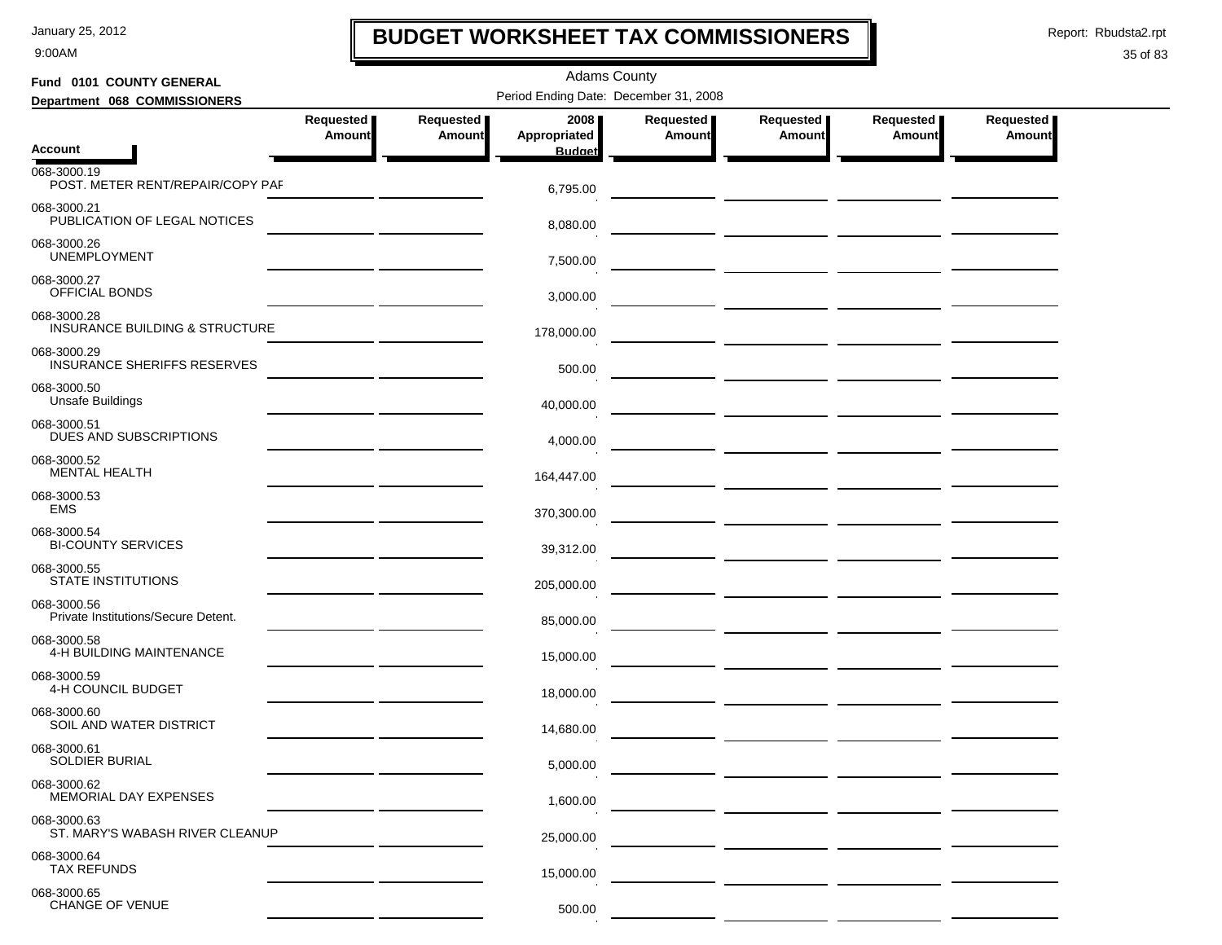# BUDGET WORKSHEET TAX COMMISSIONERS

Adams County

**Fund 0101 COUNTY GENERAL**

**Department 068 COMMISSIONERS**

Period Ending Date: December 31, 2008

| Account | Requested Amount | Requested Amount | 2008 Appropriated Budget | Requested Amount | Requested Amount | Requested Amount | Requested Amount |
|---|---|---|---|---|---|---|---|
| 068-3000.19 POST. METER RENT/REPAIR/COPY PAF | | | 6,795.00 | | | | |
| 068-3000.21 PUBLICATION OF LEGAL NOTICES | | | 8,080.00 | | | | |
| 068-3000.26 UNEMPLOYMENT | | | 7,500.00 | | | | |
| 068-3000.27 OFFICIAL BONDS | | | 3,000.00 | | | | |
| 068-3000.28 INSURANCE BUILDING & STRUCTURE | | | 178,000.00 | | | | |
| 068-3000.29 INSURANCE SHERIFFS RESERVES | | | 500.00 | | | | |
| 068-3000.50 Unsafe Buildings | | | 40,000.00 | | | | |
| 068-3000.51 DUES AND SUBSCRIPTIONS | | | 4,000.00 | | | | |
| 068-3000.52 MENTAL HEALTH | | | 164,447.00 | | | | |
| 068-3000.53 EMS | | | 370,300.00 | | | | |
| 068-3000.54 BI-COUNTY SERVICES | | | 39,312.00 | | | | |
| 068-3000.55 STATE INSTITUTIONS | | | 205,000.00 | | | | |
| 068-3000.56 Private Institutions/Secure Detent. | | | 85,000.00 | | | | |
| 068-3000.58 4-H BUILDING MAINTENANCE | | | 15,000.00 | | | | |
| 068-3000.59 4-H COUNCIL BUDGET | | | 18,000.00 | | | | |
| 068-3000.60 SOIL AND WATER DISTRICT | | | 14,680.00 | | | | |
| 068-3000.61 SOLDIER BURIAL | | | 5,000.00 | | | | |
| 068-3000.62 MEMORIAL DAY EXPENSES | | | 1,600.00 | | | | |
| 068-3000.63 ST. MARY'S WABASH RIVER CLEANUP | | | 25,000.00 | | | | |
| 068-3000.64 TAX REFUNDS | | | 15,000.00 | | | | |
| 068-3000.65 CHANGE OF VENUE | | | 500.00 | | | | |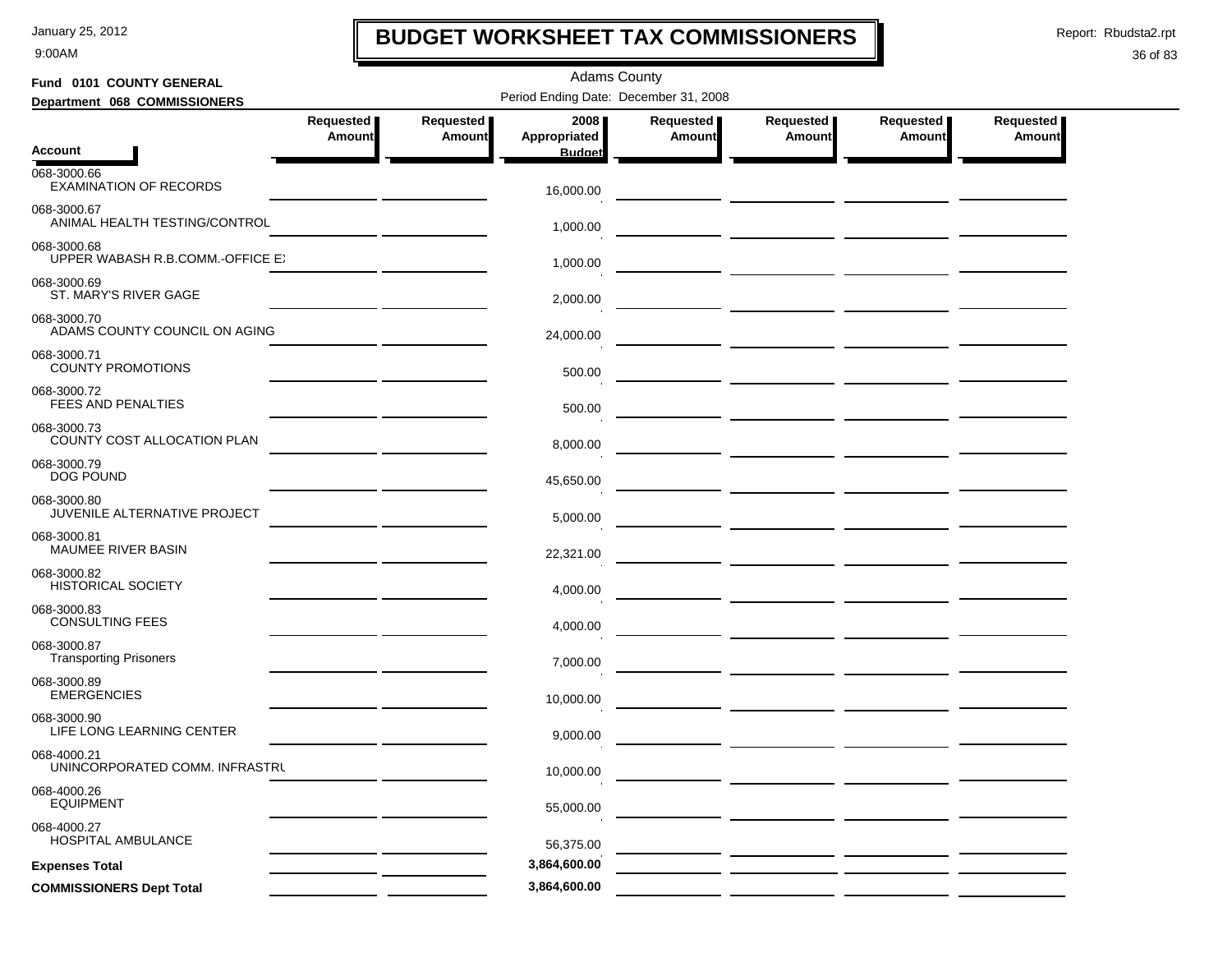# BUDGET WORKSHEET TAX COMMISSIONERS

January 25, 2012
9:00AM

Report: Rbudsta2.rpt

Adams County

**Fund 0101 COUNTY GENERAL**

**Department 068 COMMISSIONERS**

Period Ending Date: December 31, 2008

| Account | Requested Amount | Requested Amount | 2008 Appropriated Budget | Requested Amount | Requested Amount | Requested Amount | Requested Amount |
|---|---|---|---|---|---|---|---|
| 068-3000.66 EXAMINATION OF RECORDS | | | 16,000.00 | | | | |
| 068-3000.67 ANIMAL HEALTH TESTING/CONTROL | | | 1,000.00 | | | | |
| 068-3000.68 UPPER WABASH R.B.COMM.-OFFICE EX | | | 1,000.00 | | | | |
| 068-3000.69 ST. MARY'S RIVER GAGE | | | 2,000.00 | | | | |
| 068-3000.70 ADAMS COUNTY COUNCIL ON AGING | | | 24,000.00 | | | | |
| 068-3000.71 COUNTY PROMOTIONS | | | 500.00 | | | | |
| 068-3000.72 FEES AND PENALTIES | | | 500.00 | | | | |
| 068-3000.73 COUNTY COST ALLOCATION PLAN | | | 8,000.00 | | | | |
| 068-3000.79 DOG POUND | | | 45,650.00 | | | | |
| 068-3000.80 JUVENILE ALTERNATIVE PROJECT | | | 5,000.00 | | | | |
| 068-3000.81 MAUMEE RIVER BASIN | | | 22,321.00 | | | | |
| 068-3000.82 HISTORICAL SOCIETY | | | 4,000.00 | | | | |
| 068-3000.83 CONSULTING FEES | | | 4,000.00 | | | | |
| 068-3000.87 Transporting Prisoners | | | 7,000.00 | | | | |
| 068-3000.89 EMERGENCIES | | | 10,000.00 | | | | |
| 068-3000.90 LIFE LONG LEARNING CENTER | | | 9,000.00 | | | | |
| 068-4000.21 UNINCORPORATED COMM. INFRASTRU | | | 10,000.00 | | | | |
| 068-4000.26 EQUIPMENT | | | 55,000.00 | | | | |
| 068-4000.27 HOSPITAL AMBULANCE | | | 56,375.00 | | | | |
| **Expenses Total** | | | 3,864,600.00 | | | | |
| **COMMISSIONERS Dept Total** | | | 3,864,600.00 | | | | |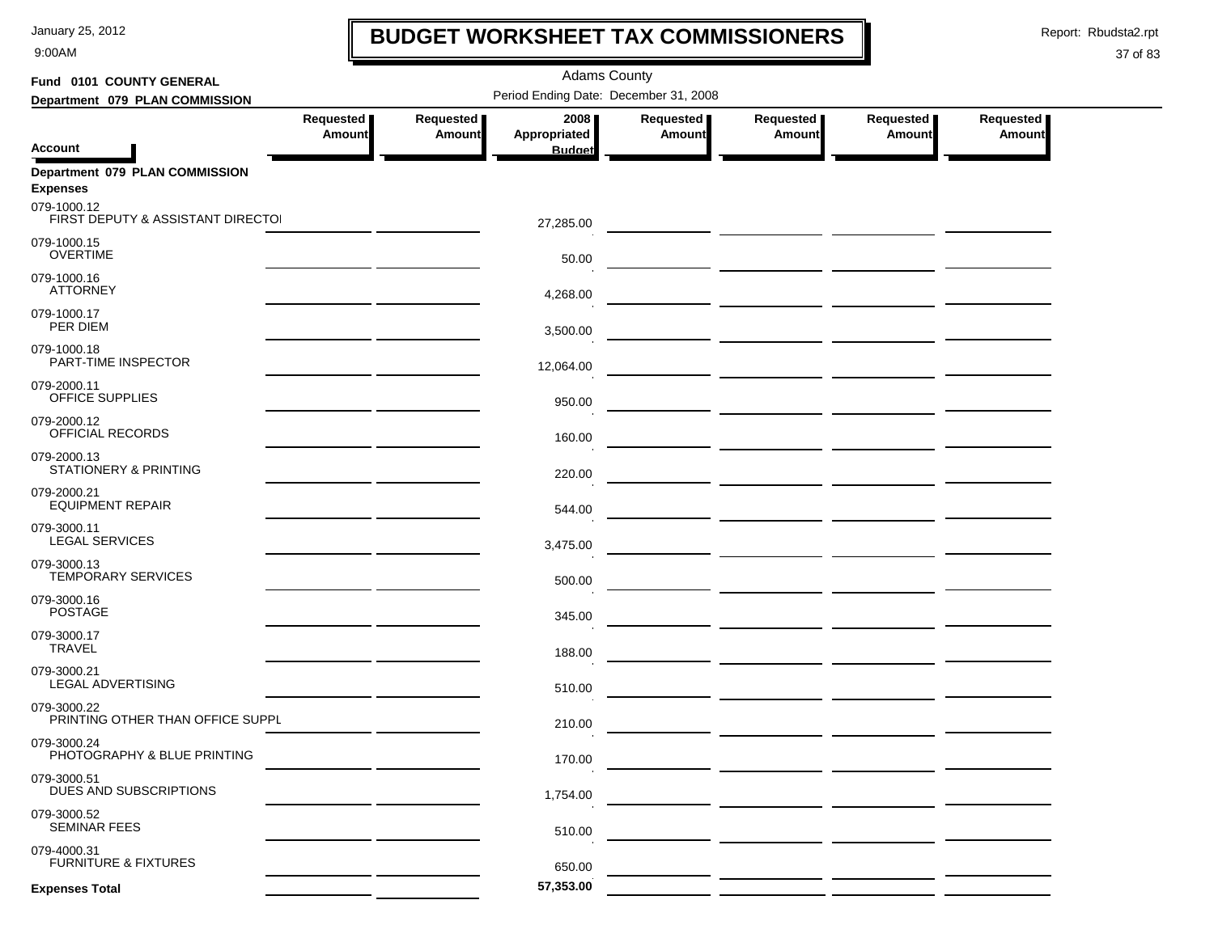# BUDGET WORKSHEET TAX COMMISSIONERS

January 25, 2012
9:00AM

Report: Rbudsta2.rpt

Adams County

**Fund 0101 COUNTY GENERAL**

**Department 079 PLAN COMMISSION**

Period Ending Date: December 31, 2008

| Account | Requested Amount | Requested Amount | 2008 Appropriated Budget | Requested Amount | Requested Amount | Requested Amount | Requested Amount |
|---|---|---|---|---|---|---|---|
| **Department 079 PLAN COMMISSION** | | | | | | | |
| **Expenses** | | | | | | | |
| 079-1000.12 FIRST DEPUTY & ASSISTANT DIRECTOI | | | 27,285.00 | | | | |
| 079-1000.15 OVERTIME | | | 50.00 | | | | |
| 079-1000.16 ATTORNEY | | | 4,268.00 | | | | |
| 079-1000.17 PER DIEM | | | 3,500.00 | | | | |
| 079-1000.18 PART-TIME INSPECTOR | | | 12,064.00 | | | | |
| 079-2000.11 OFFICE SUPPLIES | | | 950.00 | | | | |
| 079-2000.12 OFFICIAL RECORDS | | | 160.00 | | | | |
| 079-2000.13 STATIONERY & PRINTING | | | 220.00 | | | | |
| 079-2000.21 EQUIPMENT REPAIR | | | 544.00 | | | | |
| 079-3000.11 LEGAL SERVICES | | | 3,475.00 | | | | |
| 079-3000.13 TEMPORARY SERVICES | | | 500.00 | | | | |
| 079-3000.16 POSTAGE | | | 345.00 | | | | |
| 079-3000.17 TRAVEL | | | 188.00 | | | | |
| 079-3000.21 LEGAL ADVERTISING | | | 510.00 | | | | |
| 079-3000.22 PRINTING OTHER THAN OFFICE SUPPL | | | 210.00 | | | | |
| 079-3000.24 PHOTOGRAPHY & BLUE PRINTING | | | 170.00 | | | | |
| 079-3000.51 DUES AND SUBSCRIPTIONS | | | 1,754.00 | | | | |
| 079-3000.52 SEMINAR FEES | | | 510.00 | | | | |
| 079-4000.31 FURNITURE & FIXTURES | | | 650.00 | | | | |
| **Expenses Total** | | | **57,353.00** | | | | |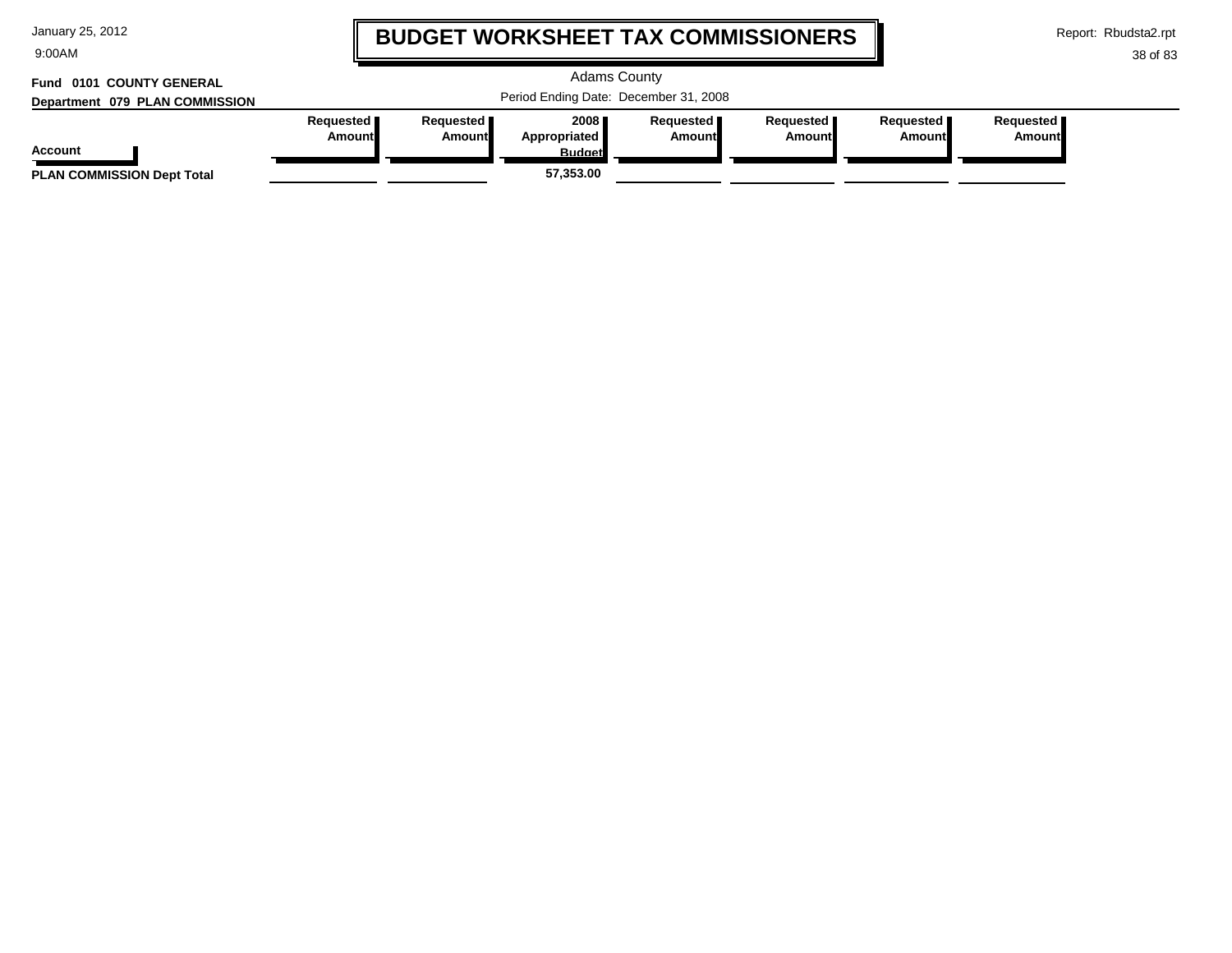# BUDGET WORKSHEET TAX COMMISSIONERS

Adams County

Period Ending Date: December 31, 2008

**Fund 0101 COUNTY GENERAL**

**Department 079 PLAN COMMISSION**

| Account | Requested Amount | Requested Amount | 2008 Appropriated Budget | Requested Amount | Requested Amount | Requested Amount | Requested Amount |
|---|---|---|---|---|---|---|---|
| **PLAN COMMISSION Dept Total** | | | **57,353.00** | | | | |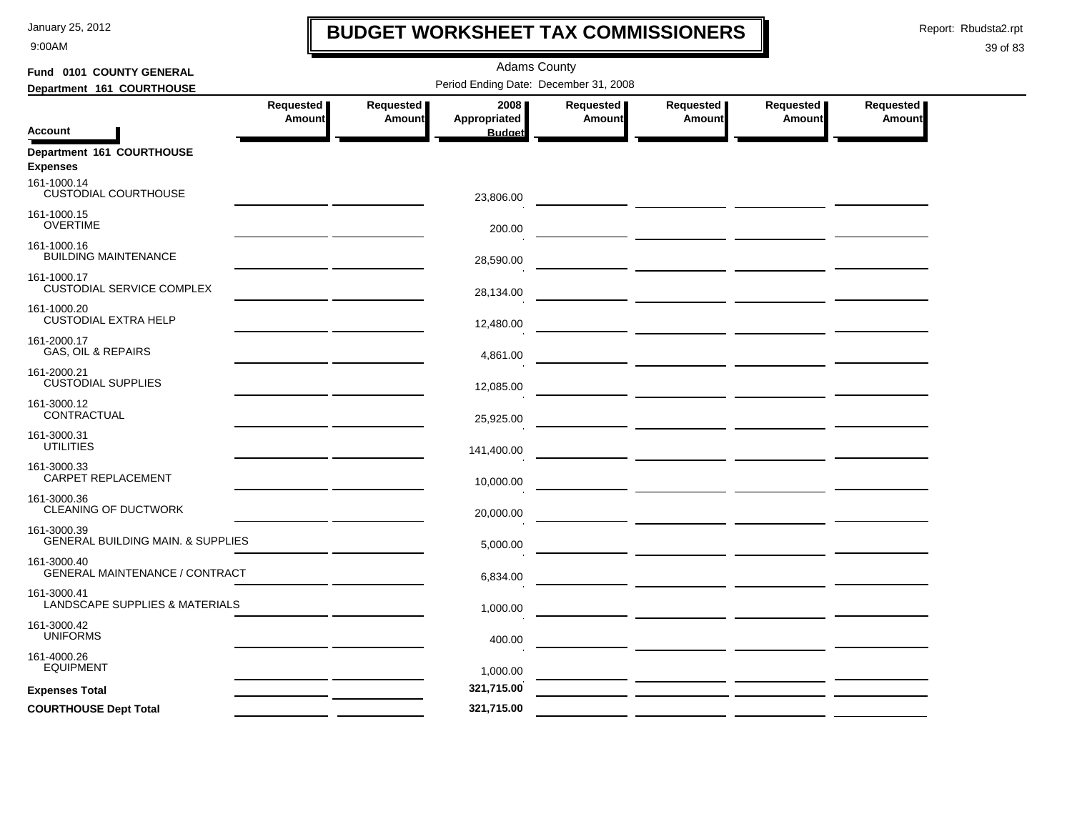# BUDGET WORKSHEET TAX COMMISSIONERS

Adams County

**Fund 0101 COUNTY GENERAL**

**Department 161 COURTHOUSE**

Period Ending Date: December 31, 2008

| Account | Requested Amount | Requested Amount | 2008 Appropriated Budget | Requested Amount | Requested Amount | Requested Amount | Requested Amount |
|---|---|---|---|---|---|---|---|
| **Department 161 COURTHOUSE** | | | | | | | |
| **Expenses** | | | | | | | |
| 161-1000.14 CUSTODIAL COURTHOUSE | | | 23,806.00 | | | | |
| 161-1000.15 OVERTIME | | | 200.00 | | | | |
| 161-1000.16 BUILDING MAINTENANCE | | | 28,590.00 | | | | |
| 161-1000.17 CUSTODIAL SERVICE COMPLEX | | | 28,134.00 | | | | |
| 161-1000.20 CUSTODIAL EXTRA HELP | | | 12,480.00 | | | | |
| 161-2000.17 GAS, OIL & REPAIRS | | | 4,861.00 | | | | |
| 161-2000.21 CUSTODIAL SUPPLIES | | | 12,085.00 | | | | |
| 161-3000.12 CONTRACTUAL | | | 25,925.00 | | | | |
| 161-3000.31 UTILITIES | | | 141,400.00 | | | | |
| 161-3000.33 CARPET REPLACEMENT | | | 10,000.00 | | | | |
| 161-3000.36 CLEANING OF DUCTWORK | | | 20,000.00 | | | | |
| 161-3000.39 GENERAL BUILDING MAIN. & SUPPLIES | | | 5,000.00 | | | | |
| 161-3000.40 GENERAL MAINTENANCE / CONTRACT | | | 6,834.00 | | | | |
| 161-3000.41 LANDSCAPE SUPPLIES & MATERIALS | | | 1,000.00 | | | | |
| 161-3000.42 UNIFORMS | | | 400.00 | | | | |
| 161-4000.26 EQUIPMENT | | | 1,000.00 | | | | |
| **Expenses Total** | | | 321,715.00 | | | | |
| **COURTHOUSE Dept Total** | | | 321,715.00 | | | | |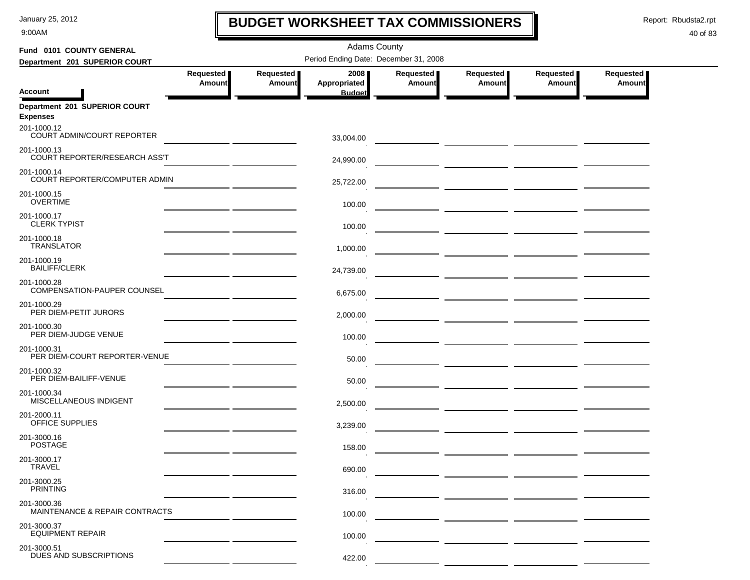# BUDGET WORKSHEET TAX COMMISSIONERS

Adams County

Period Ending Date: December 31, 2008

**Fund 0101 COUNTY GENERAL**

**Department 201 SUPERIOR COURT**

| Account | Requested Amount | Requested Amount | 2008 Appropriated Budget | Requested Amount | Requested Amount | Requested Amount | Requested Amount |
|---|---|---|---|---|---|---|---|
| **Department 201 SUPERIOR COURT** | | | | | | | |
| **Expenses** | | | | | | | |
| 201-1000.12 COURT ADMIN/COURT REPORTER | | | 33,004.00 | | | | |
| 201-1000.13 COURT REPORTER/RESEARCH ASS'T | | | 24,990.00 | | | | |
| 201-1000.14 COURT REPORTER/COMPUTER ADMIN | | | 25,722.00 | | | | |
| 201-1000.15 OVERTIME | | | 100.00 | | | | |
| 201-1000.17 CLERK TYPIST | | | 100.00 | | | | |
| 201-1000.18 TRANSLATOR | | | 1,000.00 | | | | |
| 201-1000.19 BAILIFF/CLERK | | | 24,739.00 | | | | |
| 201-1000.28 COMPENSATION-PAUPER COUNSEL | | | 6,675.00 | | | | |
| 201-1000.29 PER DIEM-PETIT JURORS | | | 2,000.00 | | | | |
| 201-1000.30 PER DIEM-JUDGE VENUE | | | 100.00 | | | | |
| 201-1000.31 PER DIEM-COURT REPORTER-VENUE | | | 50.00 | | | | |
| 201-1000.32 PER DIEM-BAILIFF-VENUE | | | 50.00 | | | | |
| 201-1000.34 MISCELLANEOUS INDIGENT | | | 2,500.00 | | | | |
| 201-2000.11 OFFICE SUPPLIES | | | 3,239.00 | | | | |
| 201-3000.16 POSTAGE | | | 158.00 | | | | |
| 201-3000.17 TRAVEL | | | 690.00 | | | | |
| 201-3000.25 PRINTING | | | 316.00 | | | | |
| 201-3000.36 MAINTENANCE & REPAIR CONTRACTS | | | 100.00 | | | | |
| 201-3000.37 EQUIPMENT REPAIR | | | 100.00 | | | | |
| 201-3000.51 DUES AND SUBSCRIPTIONS | | | 422.00 | | | | |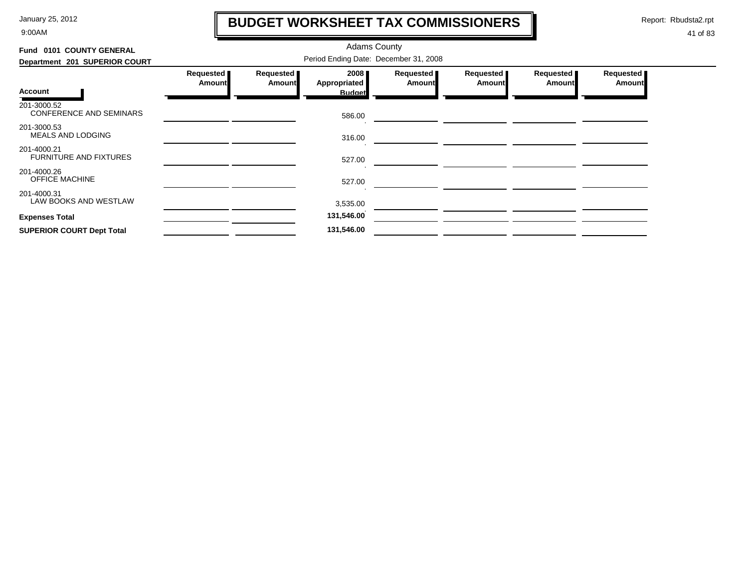# BUDGET WORKSHEET TAX COMMISSIONERS

Adams County

**Fund 0101 COUNTY GENERAL**

**Department 201 SUPERIOR COURT**

Period Ending Date: December 31, 2008

| Account | Requested Amount | Requested Amount | 2008 Appropriated Budget | Requested Amount | Requested Amount | Requested Amount | Requested Amount |
|---|---|---|---|---|---|---|---|
| 201-3000.52 CONFERENCE AND SEMINARS | | | 586.00 | | | | |
| 201-3000.53 MEALS AND LODGING | | | 316.00 | | | | |
| 201-4000.21 FURNITURE AND FIXTURES | | | 527.00 | | | | |
| 201-4000.26 OFFICE MACHINE | | | 527.00 | | | | |
| 201-4000.31 LAW BOOKS AND WESTLAW | | | 3,535.00 | | | | |
| **Expenses Total** | | | **131,546.00** | | | | |
| **SUPERIOR COURT Dept Total** | | | **131,546.00** | | | | |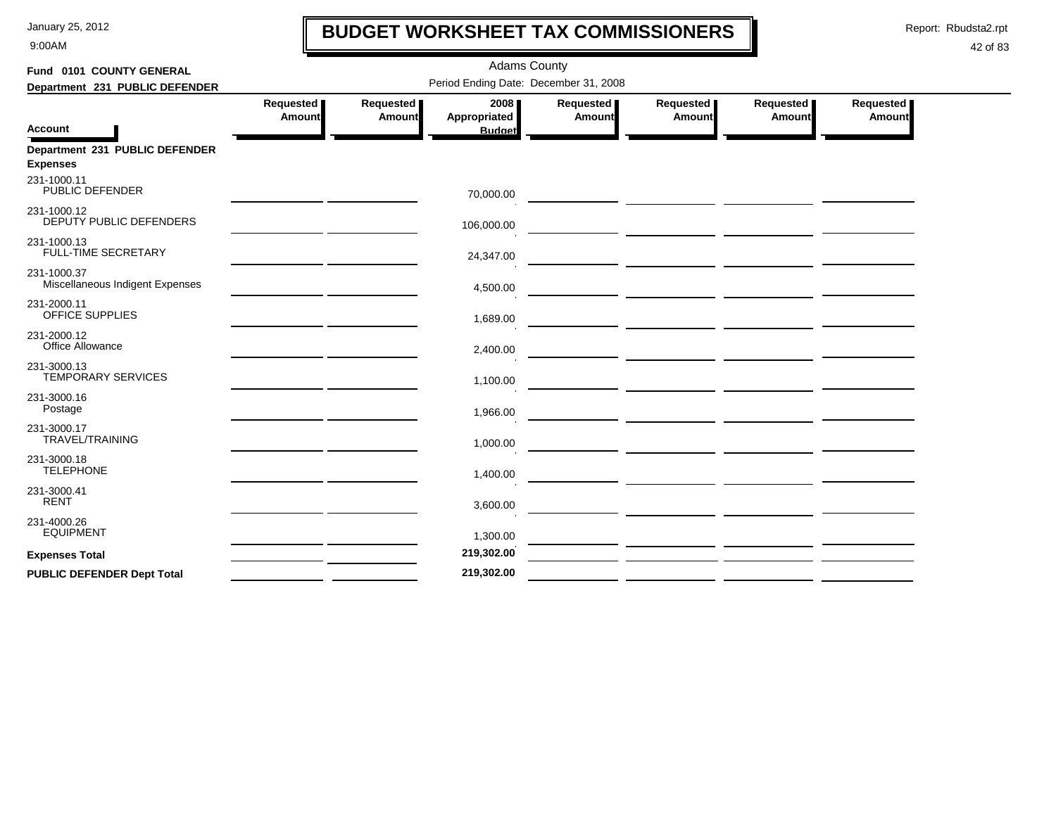# BUDGET WORKSHEET TAX COMMISSIONERS

January 25, 2012
9:00AM

Report: Rbudsta2.rpt

**Fund 0101 COUNTY GENERAL**
**Department 231 PUBLIC DEFENDER**

Adams County
Period Ending Date: December 31, 2008

| Account | Requested Amount | Requested Amount | 2008 Appropriated Budget | Requested Amount | Requested Amount | Requested Amount | Requested Amount |
|---|---|---|---|---|---|---|---|
| **Department 231 PUBLIC DEFENDER** | | | | | | | |
| **Expenses** | | | | | | | |
| 231-1000.11 PUBLIC DEFENDER | | | 70,000.00 | | | | |
| 231-1000.12 DEPUTY PUBLIC DEFENDERS | | | 106,000.00 | | | | |
| 231-1000.13 FULL-TIME SECRETARY | | | 24,347.00 | | | | |
| 231-1000.37 Miscellaneous Indigent Expenses | | | 4,500.00 | | | | |
| 231-2000.11 OFFICE SUPPLIES | | | 1,689.00 | | | | |
| 231-2000.12 Office Allowance | | | 2,400.00 | | | | |
| 231-3000.13 TEMPORARY SERVICES | | | 1,100.00 | | | | |
| 231-3000.16 Postage | | | 1,966.00 | | | | |
| 231-3000.17 TRAVEL/TRAINING | | | 1,000.00 | | | | |
| 231-3000.18 TELEPHONE | | | 1,400.00 | | | | |
| 231-3000.41 RENT | | | 3,600.00 | | | | |
| 231-4000.26 EQUIPMENT | | | 1,300.00 | | | | |
| **Expenses Total** | | | **219,302.00** | | | | |
| **PUBLIC DEFENDER Dept Total** | | | **219,302.00** | | | | |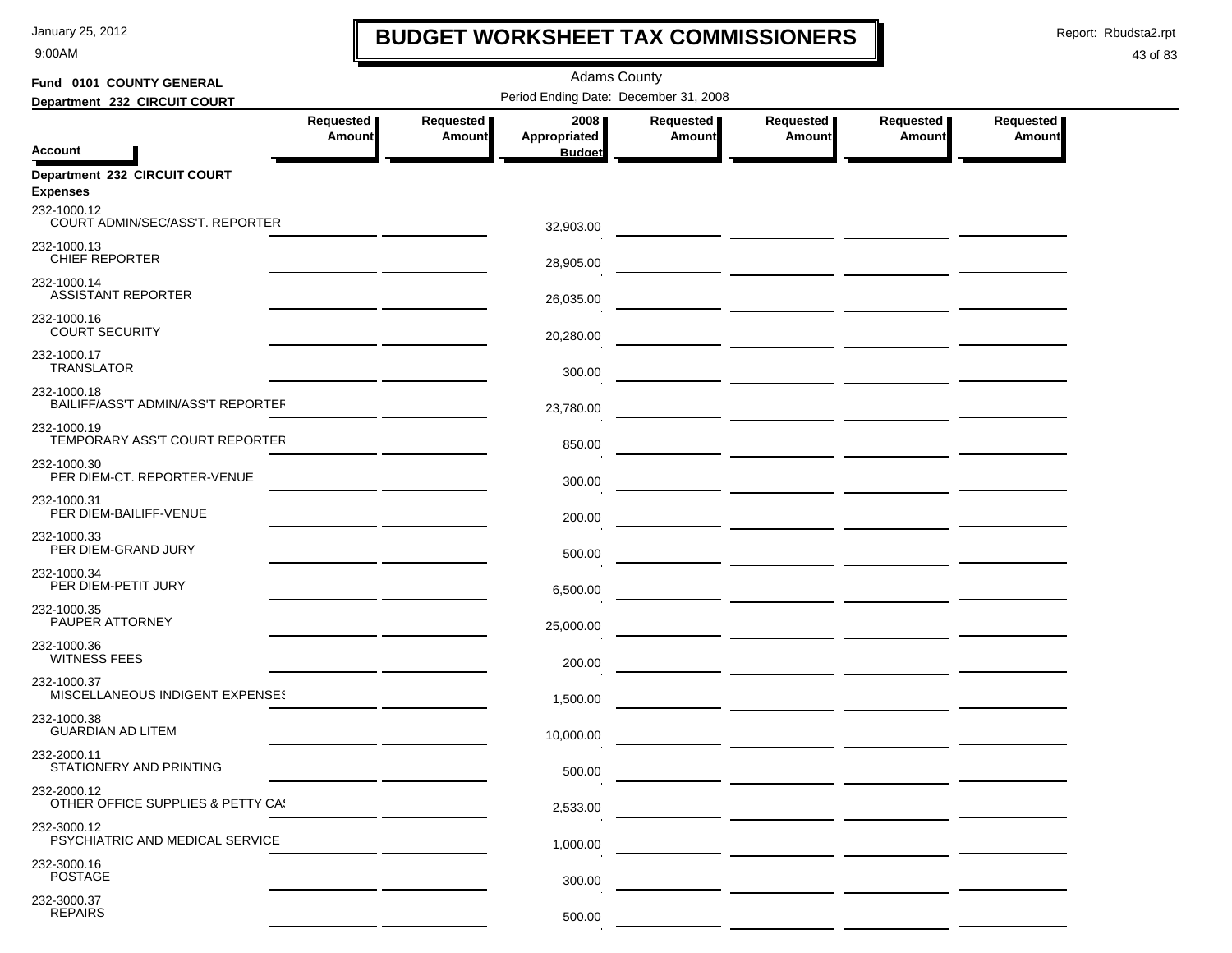# BUDGET WORKSHEET TAX COMMISSIONERS

Adams County

Period Ending Date: December 31, 2008

**Fund 0101 COUNTY GENERAL**

**Department 232 CIRCUIT COURT**

| Account | Requested Amount | Requested Amount | 2008 Appropriated Budget | Requested Amount | Requested Amount | Requested Amount | Requested Amount |
|---|---|---|---|---|---|---|---|
| **Department 232 CIRCUIT COURT** | | | | | | | |
| **Expenses** | | | | | | | |
| 232-1000.12 COURT ADMIN/SEC/ASS'T. REPORTER | | | 32,903.00 | | | | |
| 232-1000.13 CHIEF REPORTER | | | 28,905.00 | | | | |
| 232-1000.14 ASSISTANT REPORTER | | | 26,035.00 | | | | |
| 232-1000.16 COURT SECURITY | | | 20,280.00 | | | | |
| 232-1000.17 TRANSLATOR | | | 300.00 | | | | |
| 232-1000.18 BAILIFF/ASS'T ADMIN/ASS'T REPORTER | | | 23,780.00 | | | | |
| 232-1000.19 TEMPORARY ASS'T COURT REPORTER | | | 850.00 | | | | |
| 232-1000.30 PER DIEM-CT. REPORTER-VENUE | | | 300.00 | | | | |
| 232-1000.31 PER DIEM-BAILIFF-VENUE | | | 200.00 | | | | |
| 232-1000.33 PER DIEM-GRAND JURY | | | 500.00 | | | | |
| 232-1000.34 PER DIEM-PETIT JURY | | | 6,500.00 | | | | |
| 232-1000.35 PAUPER ATTORNEY | | | 25,000.00 | | | | |
| 232-1000.36 WITNESS FEES | | | 200.00 | | | | |
| 232-1000.37 MISCELLANEOUS INDIGENT EXPENSES | | | 1,500.00 | | | | |
| 232-1000.38 GUARDIAN AD LITEM | | | 10,000.00 | | | | |
| 232-2000.11 STATIONERY AND PRINTING | | | 500.00 | | | | |
| 232-2000.12 OTHER OFFICE SUPPLIES & PETTY CAS | | | 2,533.00 | | | | |
| 232-3000.12 PSYCHIATRIC AND MEDICAL SERVICE | | | 1,000.00 | | | | |
| 232-3000.16 POSTAGE | | | 300.00 | | | | |
| 232-3000.37 REPAIRS | | | 500.00 | | | | |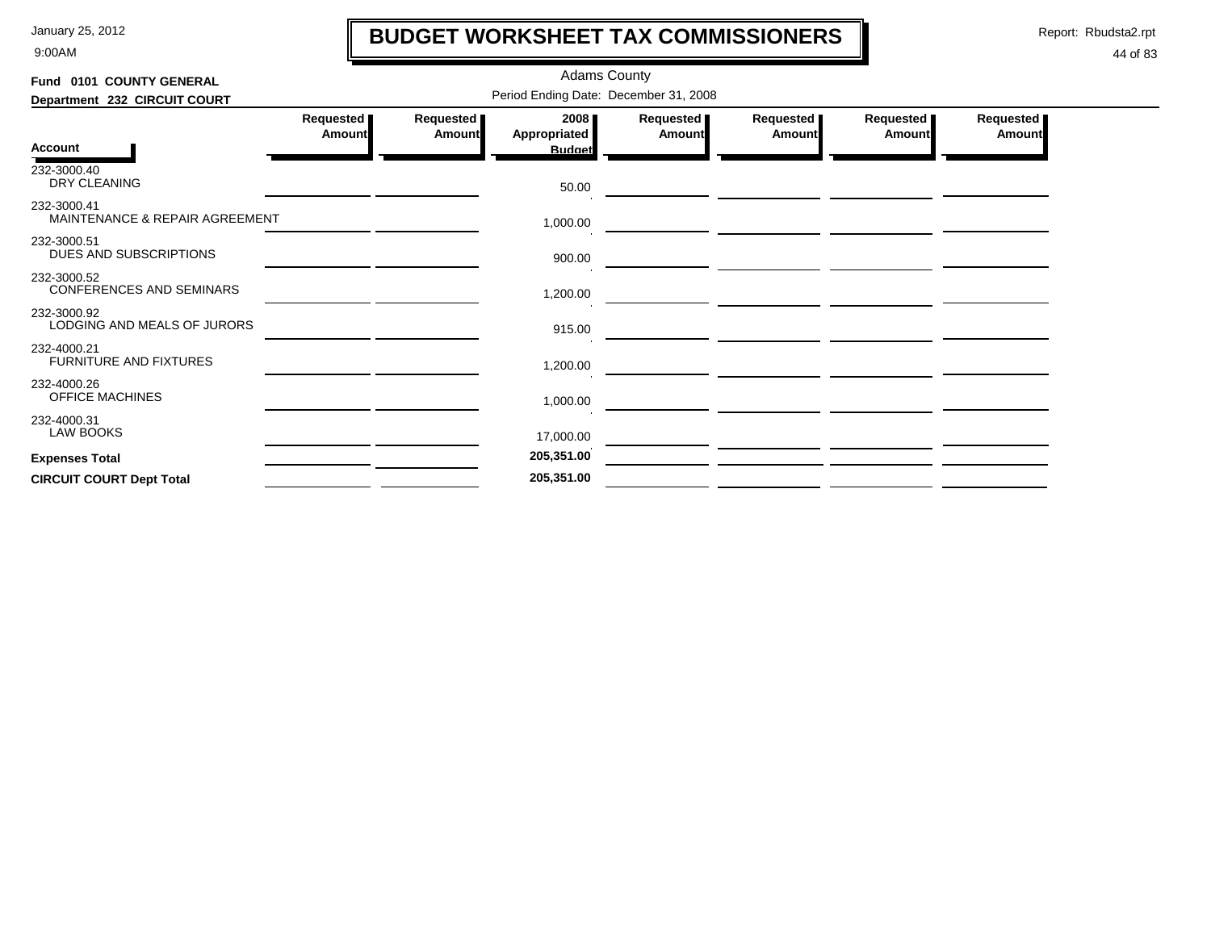# BUDGET WORKSHEET TAX COMMISSIONERS

Adams County

Period Ending Date: December 31, 2008

**Fund 0101 COUNTY GENERAL**

**Department 232 CIRCUIT COURT**

| Account | Requested Amount | Requested Amount | 2008 Appropriated Budget | Requested Amount | Requested Amount | Requested Amount | Requested Amount |
|---|---|---|---|---|---|---|---|
| 232-3000.40 DRY CLEANING | | | 50.00 | | | | |
| 232-3000.41 MAINTENANCE & REPAIR AGREEMENT | | | 1,000.00 | | | | |
| 232-3000.51 DUES AND SUBSCRIPTIONS | | | 900.00 | | | | |
| 232-3000.52 CONFERENCES AND SEMINARS | | | 1,200.00 | | | | |
| 232-3000.92 LODGING AND MEALS OF JURORS | | | 915.00 | | | | |
| 232-4000.21 FURNITURE AND FIXTURES | | | 1,200.00 | | | | |
| 232-4000.26 OFFICE MACHINES | | | 1,000.00 | | | | |
| 232-4000.31 LAW BOOKS | | | 17,000.00 | | | | |
| **Expenses Total** | | | **205,351.00** | | | | |
| **CIRCUIT COURT Dept Total** | | | **205,351.00** | | | | |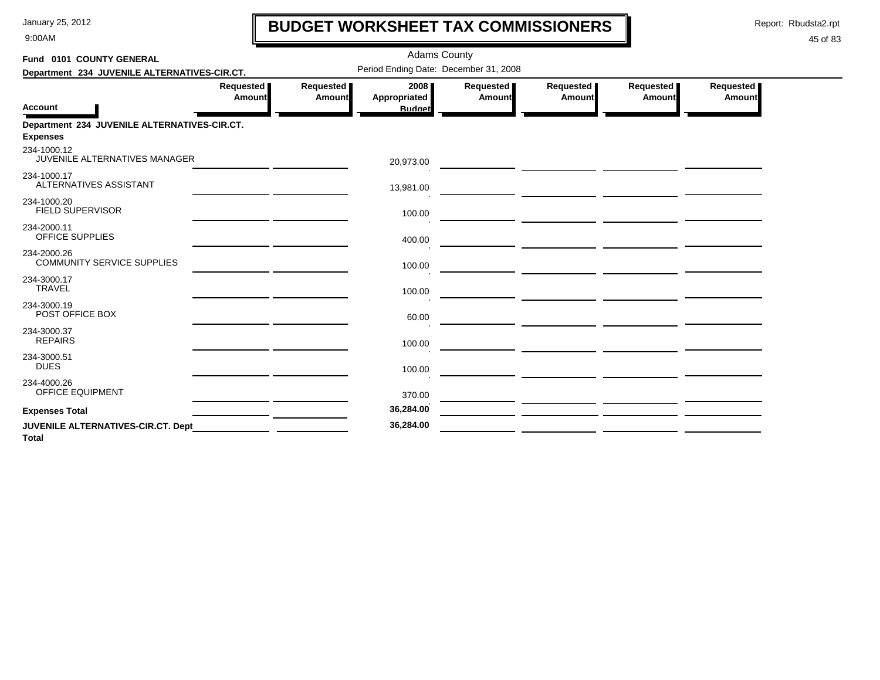# BUDGET WORKSHEET TAX COMMISSIONERS

January 25, 2012
9:00AM

Report: Rbudsta2.rpt

Adams County

**Fund 0101 COUNTY GENERAL**

**Department 234 JUVENILE ALTERNATIVES-CIR.CT.**

Period Ending Date: December 31, 2008

| Account | Requested Amount | Requested Amount | 2008 Appropriated Budget | Requested Amount | Requested Amount | Requested Amount | Requested Amount |
|---|---|---|---|---|---|---|---|
| **Department 234 JUVENILE ALTERNATIVES-CIR.CT.** | | | | | | | |
| **Expenses** | | | | | | | |
| 234-1000.12 JUVENILE ALTERNATIVES MANAGER | | | 20,973.00 | | | | |
| 234-1000.17 ALTERNATIVES ASSISTANT | | | 13,981.00 | | | | |
| 234-1000.20 FIELD SUPERVISOR | | | 100.00 | | | | |
| 234-2000.11 OFFICE SUPPLIES | | | 400.00 | | | | |
| 234-2000.26 COMMUNITY SERVICE SUPPLIES | | | 100.00 | | | | |
| 234-3000.17 TRAVEL | | | 100.00 | | | | |
| 234-3000.19 POST OFFICE BOX | | | 60.00 | | | | |
| 234-3000.37 REPAIRS | | | 100.00 | | | | |
| 234-3000.51 DUES | | | 100.00 | | | | |
| 234-4000.26 OFFICE EQUIPMENT | | | 370.00 | | | | |
| **Expenses Total** | | | **36,284.00** | | | | |
| **JUVENILE ALTERNATIVES-CIR.CT. Dept Total** | | | **36,284.00** | | | | |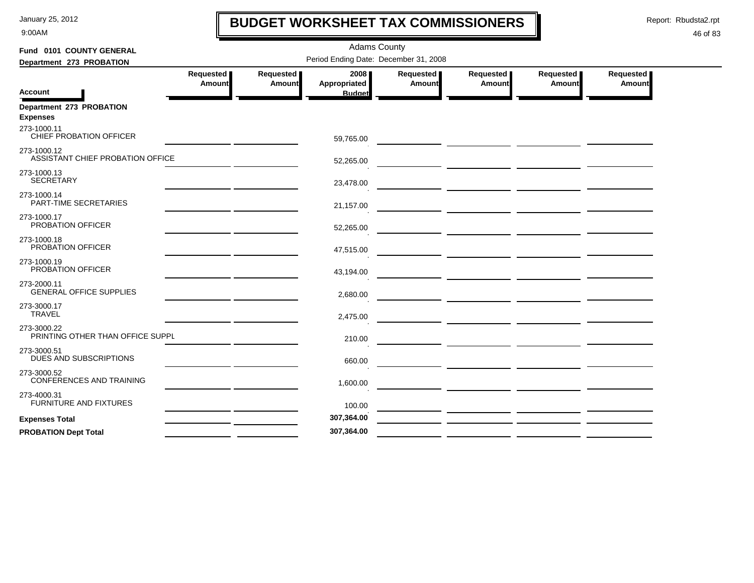# BUDGET WORKSHEET TAX COMMISSIONERS

Adams County

Period Ending Date: December 31, 2008

**Fund 0101 COUNTY GENERAL**

**Department 273 PROBATION**

| Account | Requested Amount | Requested Amount | 2008 Appropriated Budget | Requested Amount | Requested Amount | Requested Amount | Requested Amount |
|---|---|---|---|---|---|---|---|
| **Department 273 PROBATION** | | | | | | | |
| **Expenses** | | | | | | | |
| 273-1000.11 CHIEF PROBATION OFFICER | | | 59,765.00 | | | | |
| 273-1000.12 ASSISTANT CHIEF PROBATION OFFICE | | | 52,265.00 | | | | |
| 273-1000.13 SECRETARY | | | 23,478.00 | | | | |
| 273-1000.14 PART-TIME SECRETARIES | | | 21,157.00 | | | | |
| 273-1000.17 PROBATION OFFICER | | | 52,265.00 | | | | |
| 273-1000.18 PROBATION OFFICER | | | 47,515.00 | | | | |
| 273-1000.19 PROBATION OFFICER | | | 43,194.00 | | | | |
| 273-2000.11 GENERAL OFFICE SUPPLIES | | | 2,680.00 | | | | |
| 273-3000.17 TRAVEL | | | 2,475.00 | | | | |
| 273-3000.22 PRINTING OTHER THAN OFFICE SUPPL | | | 210.00 | | | | |
| 273-3000.51 DUES AND SUBSCRIPTIONS | | | 660.00 | | | | |
| 273-3000.52 CONFERENCES AND TRAINING | | | 1,600.00 | | | | |
| 273-4000.31 FURNITURE AND FIXTURES | | | 100.00 | | | | |
| **Expenses Total** | | | **307,364.00** | | | | |
| **PROBATION Dept Total** | | | **307,364.00** | | | | |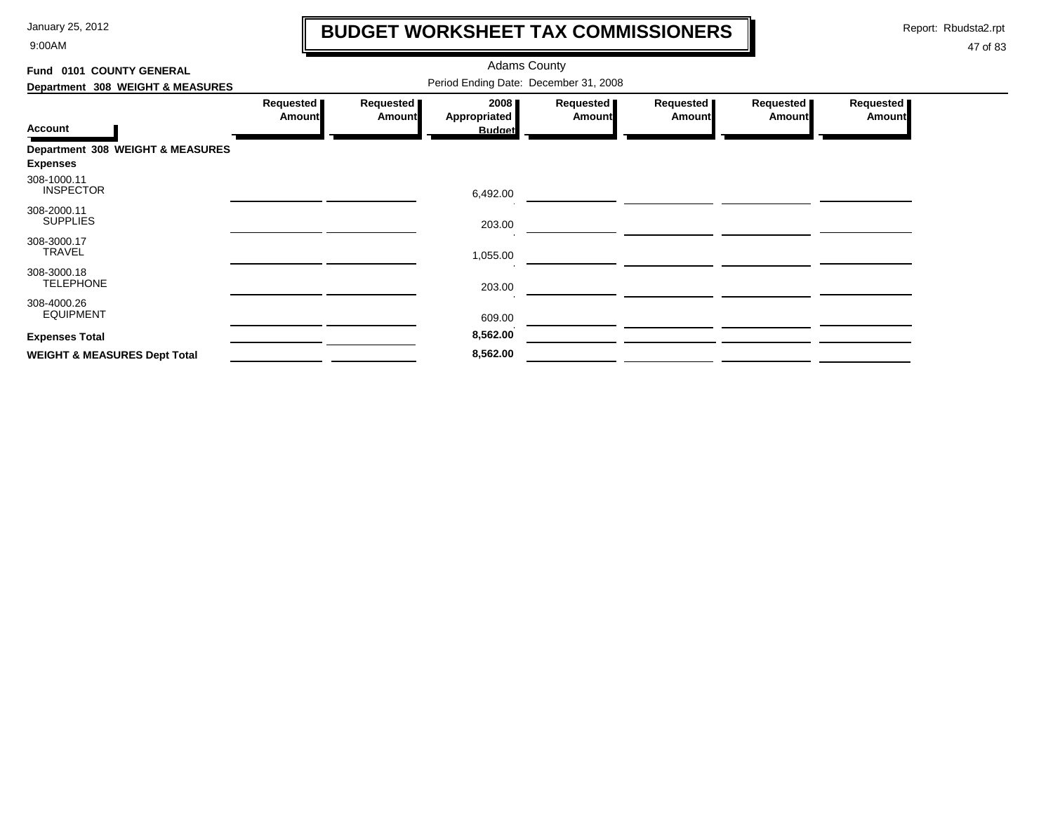# BUDGET WORKSHEET TAX COMMISSIONERS

January 25, 2012
9:00AM

Report: Rbudsta2.rpt

Adams County

Fund 0101 COUNTY GENERAL

Department 308 WEIGHT & MEASURES

Period Ending Date: December 31, 2008

| Account | Requested Amount | Requested Amount | 2008 Appropriated Budget | Requested Amount | Requested Amount | Requested Amount | Requested Amount |
|---|---|---|---|---|---|---|---|
| **Department 308 WEIGHT & MEASURES** | | | | | | | |
| **Expenses** | | | | | | | |
| 308-1000.11 INSPECTOR | | | 6,492.00 | | | | |
| 308-2000.11 SUPPLIES | | | 203.00 | | | | |
| 308-3000.17 TRAVEL | | | 1,055.00 | | | | |
| 308-3000.18 TELEPHONE | | | 203.00 | | | | |
| 308-4000.26 EQUIPMENT | | | 609.00 | | | | |
| **Expenses Total** | | | **8,562.00** | | | | |
| **WEIGHT & MEASURES Dept Total** | | | **8,562.00** | | | | |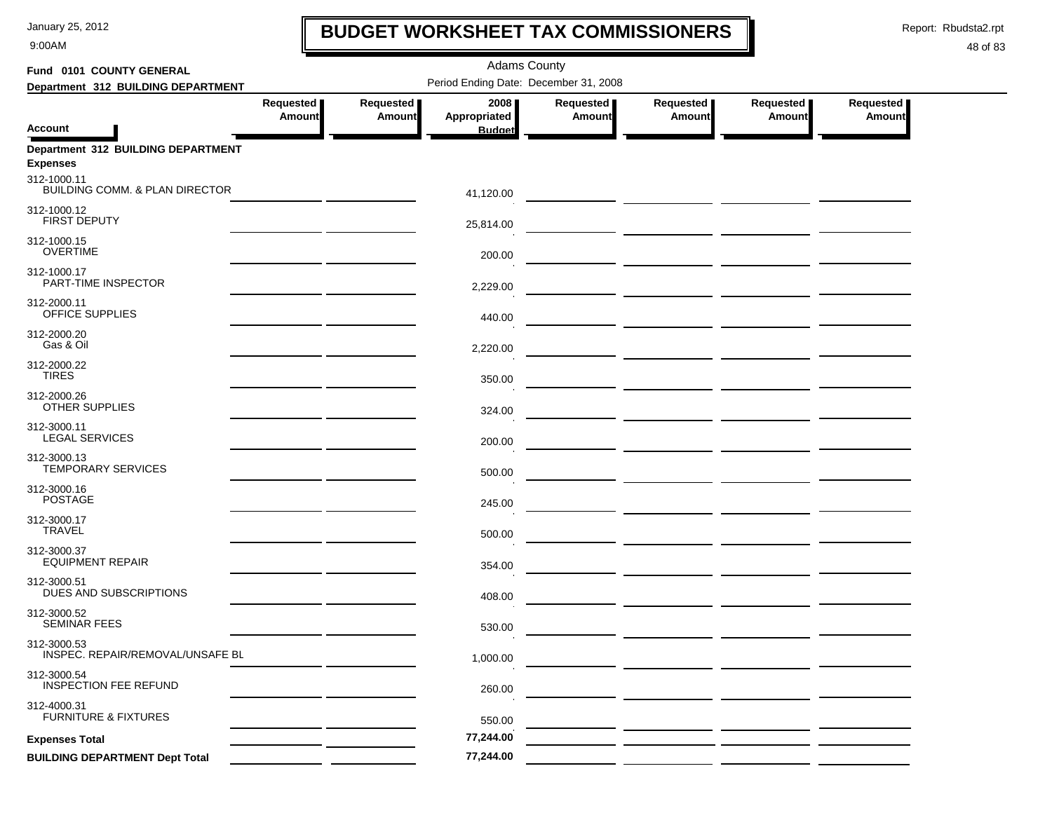# BUDGET WORKSHEET TAX COMMISSIONERS

January 25, 2012
9:00AM

Report: Rbudsta2.rpt

Adams County

**Fund 0101 COUNTY GENERAL**

**Department 312 BUILDING DEPARTMENT**

Period Ending Date: December 31, 2008

| Account | Requested Amount | Requested Amount | 2008 Appropriated Budget | Requested Amount | Requested Amount | Requested Amount | Requested Amount |
|---|---|---|---|---|---|---|---|
| **Department 312 BUILDING DEPARTMENT** | | | | | | | |
| **Expenses** | | | | | | | |
| 312-1000.11 BUILDING COMM. & PLAN DIRECTOR | | | 41,120.00 | | | | |
| 312-1000.12 FIRST DEPUTY | | | 25,814.00 | | | | |
| 312-1000.15 OVERTIME | | | 200.00 | | | | |
| 312-1000.17 PART-TIME INSPECTOR | | | 2,229.00 | | | | |
| 312-2000.11 OFFICE SUPPLIES | | | 440.00 | | | | |
| 312-2000.20 Gas & Oil | | | 2,220.00 | | | | |
| 312-2000.22 TIRES | | | 350.00 | | | | |
| 312-2000.26 OTHER SUPPLIES | | | 324.00 | | | | |
| 312-3000.11 LEGAL SERVICES | | | 200.00 | | | | |
| 312-3000.13 TEMPORARY SERVICES | | | 500.00 | | | | |
| 312-3000.16 POSTAGE | | | 245.00 | | | | |
| 312-3000.17 TRAVEL | | | 500.00 | | | | |
| 312-3000.37 EQUIPMENT REPAIR | | | 354.00 | | | | |
| 312-3000.51 DUES AND SUBSCRIPTIONS | | | 408.00 | | | | |
| 312-3000.52 SEMINAR FEES | | | 530.00 | | | | |
| 312-3000.53 INSPEC. REPAIR/REMOVAL/UNSAFE BL | | | 1,000.00 | | | | |
| 312-3000.54 INSPECTION FEE REFUND | | | 260.00 | | | | |
| 312-4000.31 FURNITURE & FIXTURES | | | 550.00 | | | | |
| **Expenses Total** | | | 77,244.00 | | | | |
| **BUILDING DEPARTMENT Dept Total** | | | 77,244.00 | | | | |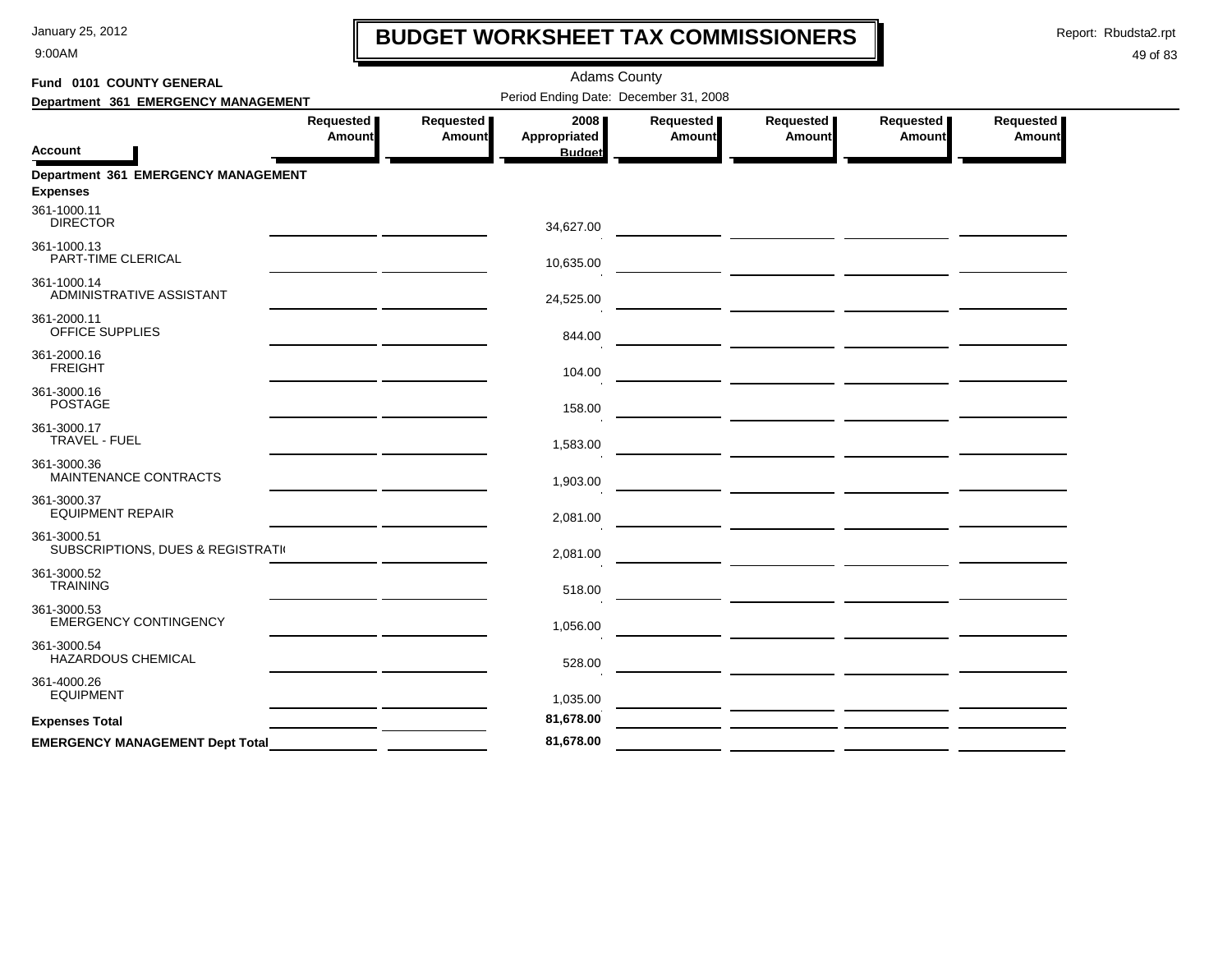# BUDGET WORKSHEET TAX COMMISSIONERS

January 25, 2012
9:00AM

Report: Rbudsta2.rpt

Adams County

**Fund 0101 COUNTY GENERAL**

**Department 361 EMERGENCY MANAGEMENT**

Period Ending Date: December 31, 2008

| Account | Requested Amount | Requested Amount | 2008 Appropriated Budget | Requested Amount | Requested Amount | Requested Amount | Requested Amount |
|---|---|---|---|---|---|---|---|
| **Department 361 EMERGENCY MANAGEMENT** | | | | | | | |
| **Expenses** | | | | | | | |
| 361-1000.11 DIRECTOR | | | 34,627.00 | | | | |
| 361-1000.13 PART-TIME CLERICAL | | | 10,635.00 | | | | |
| 361-1000.14 ADMINISTRATIVE ASSISTANT | | | 24,525.00 | | | | |
| 361-2000.11 OFFICE SUPPLIES | | | 844.00 | | | | |
| 361-2000.16 FREIGHT | | | 104.00 | | | | |
| 361-3000.16 POSTAGE | | | 158.00 | | | | |
| 361-3000.17 TRAVEL - FUEL | | | 1,583.00 | | | | |
| 361-3000.36 MAINTENANCE CONTRACTS | | | 1,903.00 | | | | |
| 361-3000.37 EQUIPMENT REPAIR | | | 2,081.00 | | | | |
| 361-3000.51 SUBSCRIPTIONS, DUES & REGISTRATI( | | | 2,081.00 | | | | |
| 361-3000.52 TRAINING | | | 518.00 | | | | |
| 361-3000.53 EMERGENCY CONTINGENCY | | | 1,056.00 | | | | |
| 361-3000.54 HAZARDOUS CHEMICAL | | | 528.00 | | | | |
| 361-4000.26 EQUIPMENT | | | 1,035.00 | | | | |
| **Expenses Total** | | | **81,678.00** | | | | |
| **EMERGENCY MANAGEMENT Dept Total** | | | **81,678.00** | | | | |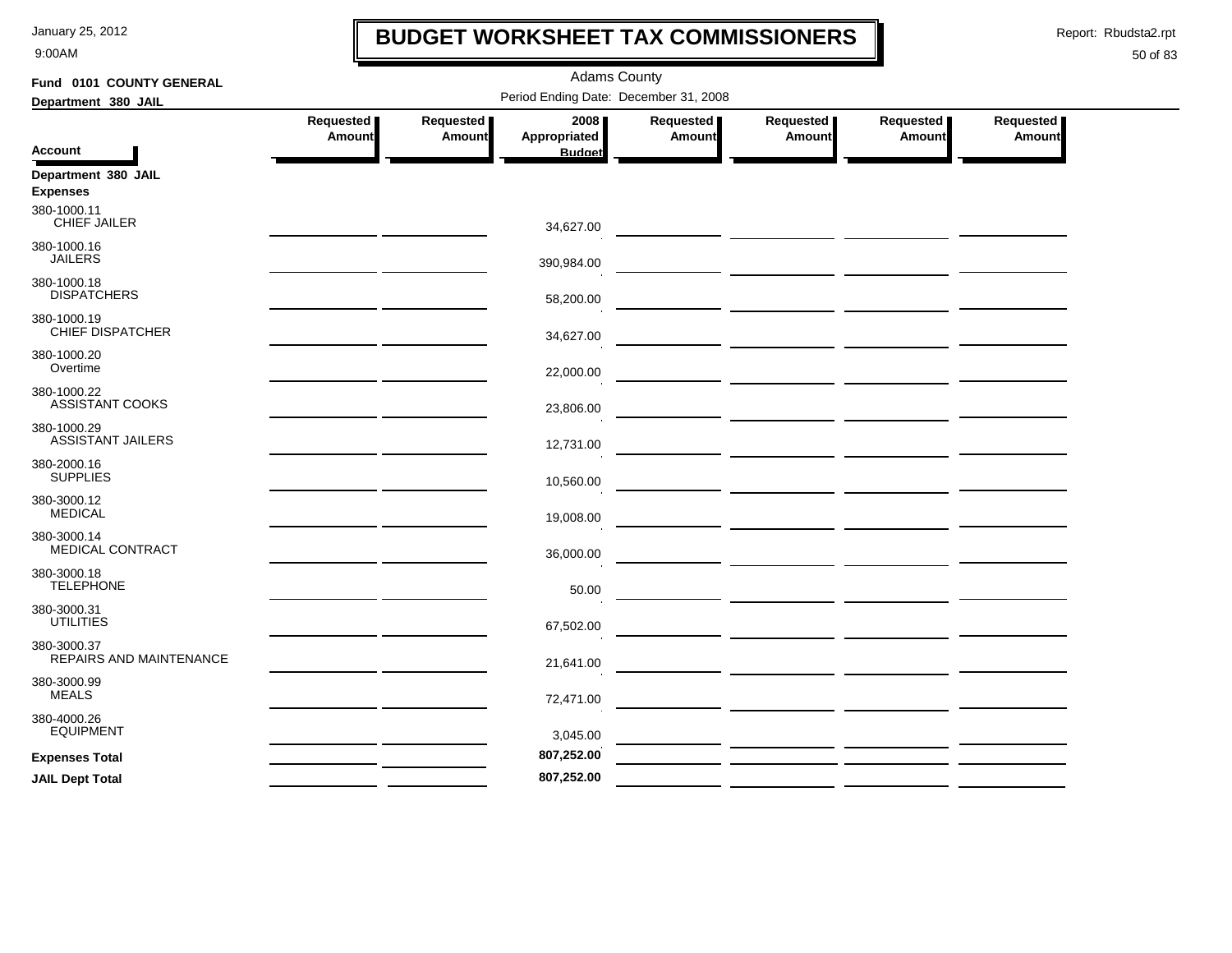# BUDGET WORKSHEET TAX COMMISSIONERS

January 25, 2012
9:00AM

Report: Rbudsta2.rpt

**Fund 0101 COUNTY GENERAL**
**Department 380 JAIL**

Adams County
Period Ending Date: December 31, 2008

| Account | Requested Amount | Requested Amount | 2008 Appropriated Budget | Requested Amount | Requested Amount | Requested Amount | Requested Amount |
|---|---|---|---|---|---|---|---|
| **Department 380 JAIL** | | | | | | | |
| **Expenses** | | | | | | | |
| 380-1000.11 CHIEF JAILER | | | 34,627.00 | | | | |
| 380-1000.16 JAILERS | | | 390,984.00 | | | | |
| 380-1000.18 DISPATCHERS | | | 58,200.00 | | | | |
| 380-1000.19 CHIEF DISPATCHER | | | 34,627.00 | | | | |
| 380-1000.20 Overtime | | | 22,000.00 | | | | |
| 380-1000.22 ASSISTANT COOKS | | | 23,806.00 | | | | |
| 380-1000.29 ASSISTANT JAILERS | | | 12,731.00 | | | | |
| 380-2000.16 SUPPLIES | | | 10,560.00 | | | | |
| 380-3000.12 MEDICAL | | | 19,008.00 | | | | |
| 380-3000.14 MEDICAL CONTRACT | | | 36,000.00 | | | | |
| 380-3000.18 TELEPHONE | | | 50.00 | | | | |
| 380-3000.31 UTILITIES | | | 67,502.00 | | | | |
| 380-3000.37 REPAIRS AND MAINTENANCE | | | 21,641.00 | | | | |
| 380-3000.99 MEALS | | | 72,471.00 | | | | |
| 380-4000.26 EQUIPMENT | | | 3,045.00 | | | | |
| **Expenses Total** | | | **807,252.00** | | | | |
| **JAIL Dept Total** | | | **807,252.00** | | | | |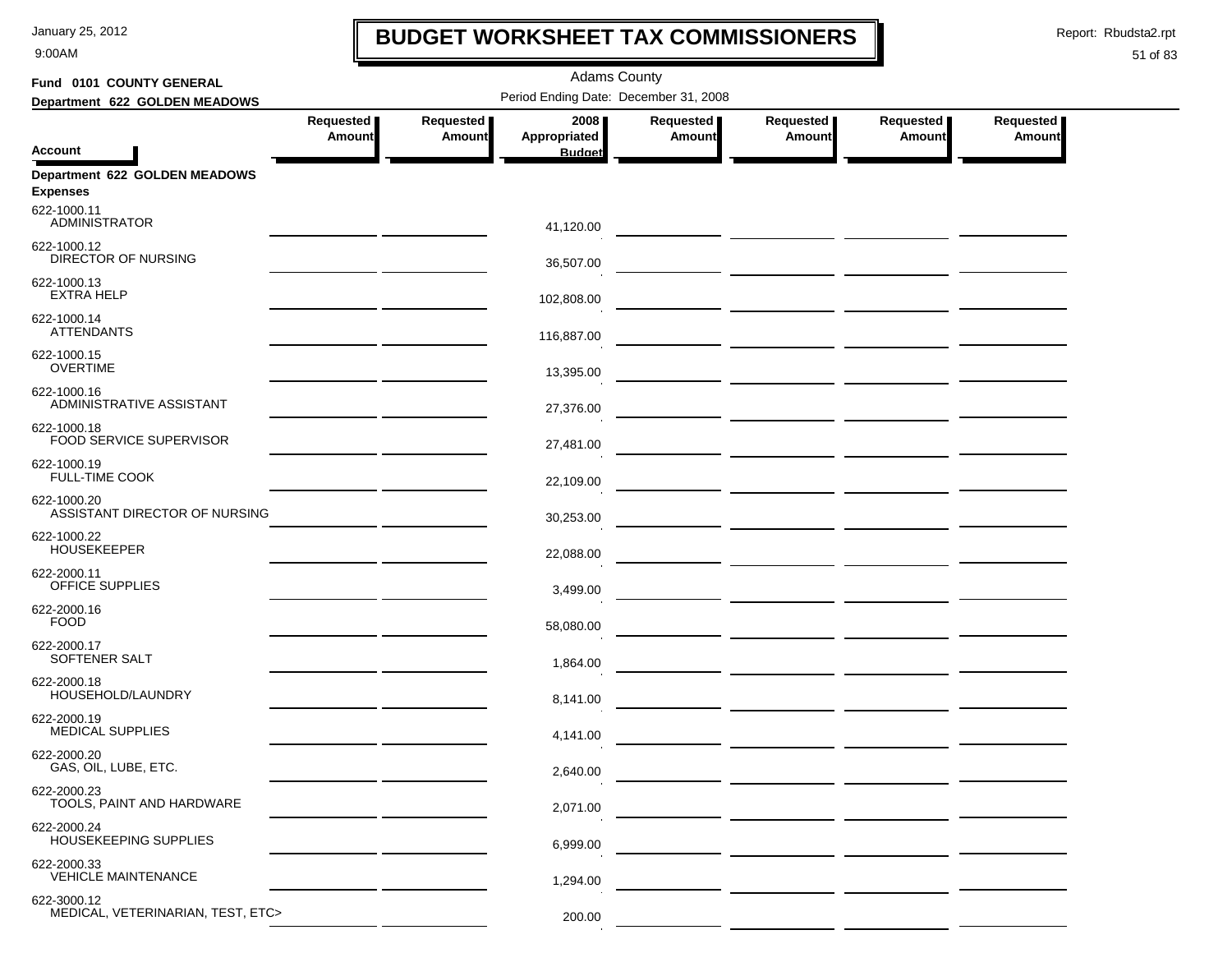# BUDGET WORKSHEET TAX COMMISSIONERS

Adams County

Fund 0101 COUNTY GENERAL

Department 622 GOLDEN MEADOWS

Period Ending Date: December 31, 2008

| Account | Requested Amount | Requested Amount | 2008 Appropriated Budget | Requested Amount | Requested Amount | Requested Amount | Requested Amount |
|---|---|---|---|---|---|---|---|
| **Department 622 GOLDEN MEADOWS** | | | | | | | |
| **Expenses** | | | | | | | |
| 622-1000.11 ADMINISTRATOR | | | 41,120.00 | | | | |
| 622-1000.12 DIRECTOR OF NURSING | | | 36,507.00 | | | | |
| 622-1000.13 EXTRA HELP | | | 102,808.00 | | | | |
| 622-1000.14 ATTENDANTS | | | 116,887.00 | | | | |
| 622-1000.15 OVERTIME | | | 13,395.00 | | | | |
| 622-1000.16 ADMINISTRATIVE ASSISTANT | | | 27,376.00 | | | | |
| 622-1000.18 FOOD SERVICE SUPERVISOR | | | 27,481.00 | | | | |
| 622-1000.19 FULL-TIME COOK | | | 22,109.00 | | | | |
| 622-1000.20 ASSISTANT DIRECTOR OF NURSING | | | 30,253.00 | | | | |
| 622-1000.22 HOUSEKEEPER | | | 22,088.00 | | | | |
| 622-2000.11 OFFICE SUPPLIES | | | 3,499.00 | | | | |
| 622-2000.16 FOOD | | | 58,080.00 | | | | |
| 622-2000.17 SOFTENER SALT | | | 1,864.00 | | | | |
| 622-2000.18 HOUSEHOLD/LAUNDRY | | | 8,141.00 | | | | |
| 622-2000.19 MEDICAL SUPPLIES | | | 4,141.00 | | | | |
| 622-2000.20 GAS, OIL, LUBE, ETC. | | | 2,640.00 | | | | |
| 622-2000.23 TOOLS, PAINT AND HARDWARE | | | 2,071.00 | | | | |
| 622-2000.24 HOUSEKEEPING SUPPLIES | | | 6,999.00 | | | | |
| 622-2000.33 VEHICLE MAINTENANCE | | | 1,294.00 | | | | |
| 622-3000.12 MEDICAL, VETERINARIAN, TEST, ETC> | | | 200.00 | | | | |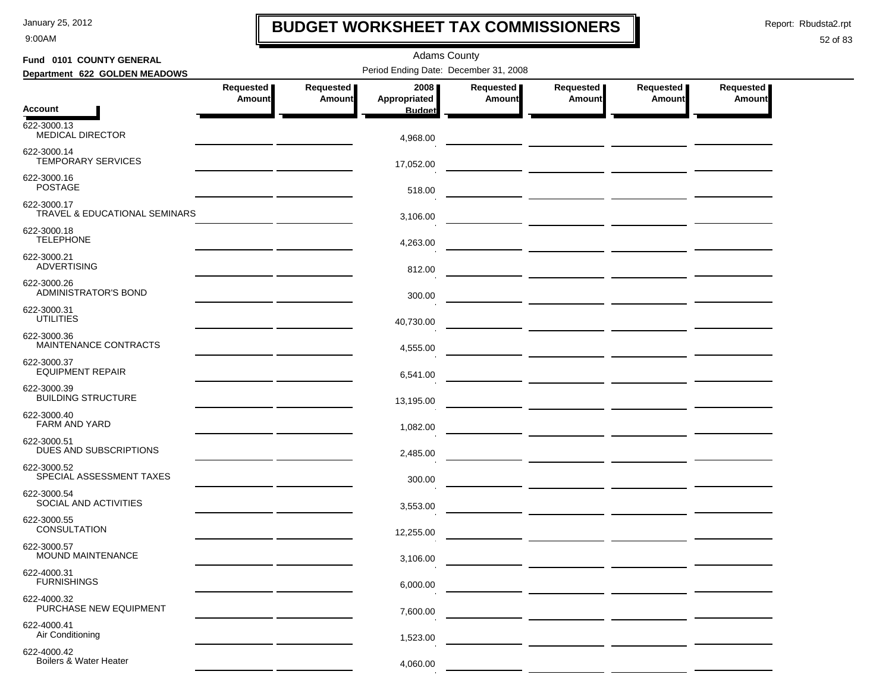# BUDGET WORKSHEET TAX COMMISSIONERS

January 25, 2012
9:00AM

Report: Rbudsta2.rpt

Adams County

**Fund 0101 COUNTY GENERAL**

**Department 622 GOLDEN MEADOWS**

Period Ending Date: December 31, 2008

| Account | Requested Amount | Requested Amount | 2008 Appropriated Budget | Requested Amount | Requested Amount | Requested Amount | Requested Amount |
|---|---|---|---|---|---|---|---|
| 622-3000.13 MEDICAL DIRECTOR | | | 4,968.00 | | | | |
| 622-3000.14 TEMPORARY SERVICES | | | 17,052.00 | | | | |
| 622-3000.16 POSTAGE | | | 518.00 | | | | |
| 622-3000.17 TRAVEL & EDUCATIONAL SEMINARS | | | 3,106.00 | | | | |
| 622-3000.18 TELEPHONE | | | 4,263.00 | | | | |
| 622-3000.21 ADVERTISING | | | 812.00 | | | | |
| 622-3000.26 ADMINISTRATOR'S BOND | | | 300.00 | | | | |
| 622-3000.31 UTILITIES | | | 40,730.00 | | | | |
| 622-3000.36 MAINTENANCE CONTRACTS | | | 4,555.00 | | | | |
| 622-3000.37 EQUIPMENT REPAIR | | | 6,541.00 | | | | |
| 622-3000.39 BUILDING STRUCTURE | | | 13,195.00 | | | | |
| 622-3000.40 FARM AND YARD | | | 1,082.00 | | | | |
| 622-3000.51 DUES AND SUBSCRIPTIONS | | | 2,485.00 | | | | |
| 622-3000.52 SPECIAL ASSESSMENT TAXES | | | 300.00 | | | | |
| 622-3000.54 SOCIAL AND ACTIVITIES | | | 3,553.00 | | | | |
| 622-3000.55 CONSULTATION | | | 12,255.00 | | | | |
| 622-3000.57 MOUND MAINTENANCE | | | 3,106.00 | | | | |
| 622-4000.31 FURNISHINGS | | | 6,000.00 | | | | |
| 622-4000.32 PURCHASE NEW EQUIPMENT | | | 7,600.00 | | | | |
| 622-4000.41 Air Conditioning | | | 1,523.00 | | | | |
| 622-4000.42 Boilers & Water Heater | | | 4,060.00 | | | | |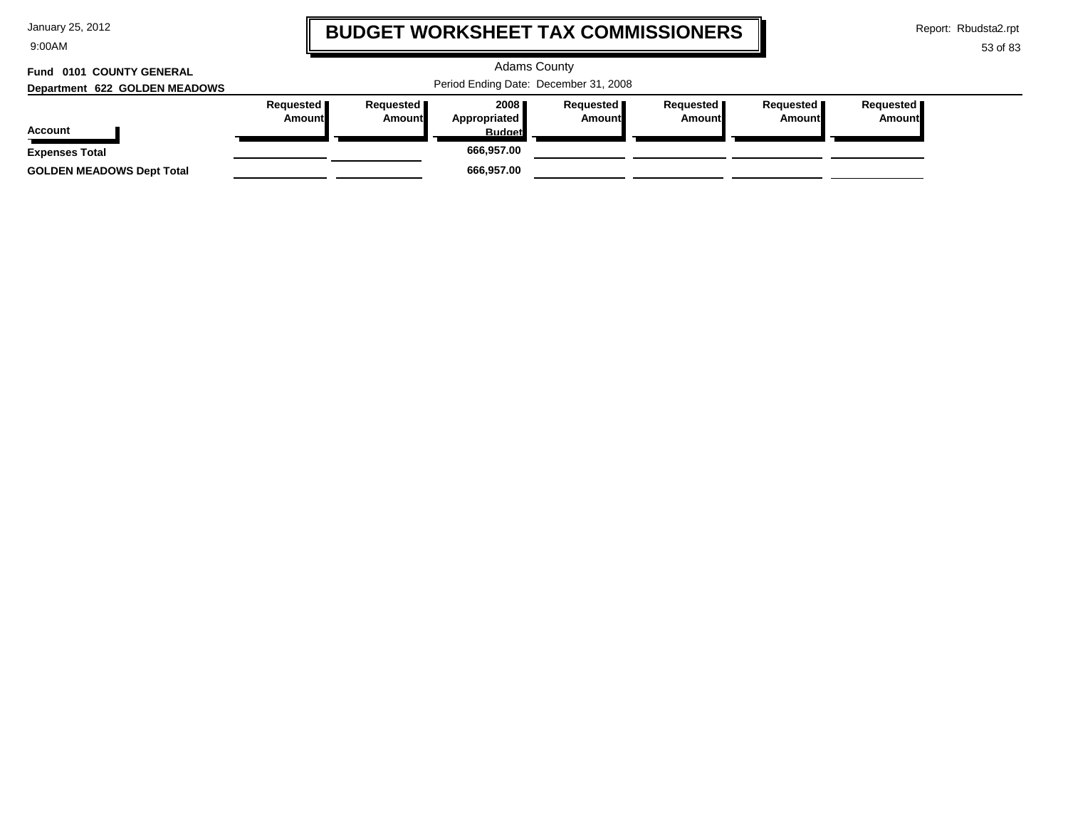# BUDGET WORKSHEET TAX COMMISSIONERS

Adams County

Period Ending Date: December 31, 2008

**Fund 0101 COUNTY GENERAL**

**Department 622 GOLDEN MEADOWS**

| Account | Requested Amount | Requested Amount | 2008 Appropriated Budget | Requested Amount | Requested Amount | Requested Amount | Requested Amount |
|---|---|---|---|---|---|---|---|
| **Expenses Total** | | | **666,957.00** | | | | |
| **GOLDEN MEADOWS Dept Total** | | | **666,957.00** | | | | |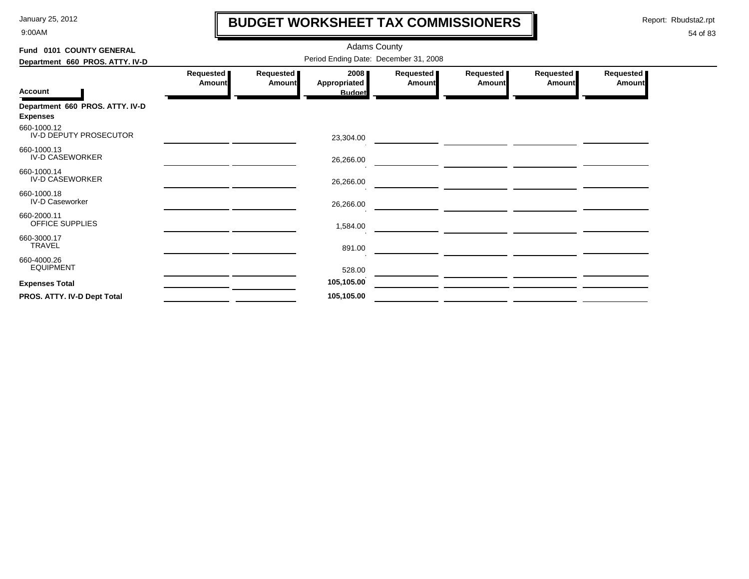# BUDGET WORKSHEET TAX COMMISSIONERS

January 25, 2012
9:00AM

Report: Rbudsta2.rpt

Adams County

**Fund 0101 COUNTY GENERAL**

**Department 660 PROS. ATTY. IV-D**

Period Ending Date: December 31, 2008

| Account | Requested Amount | Requested Amount | 2008 Appropriated Budget | Requested Amount | Requested Amount | Requested Amount | Requested Amount |
|---|---|---|---|---|---|---|---|
| **Department 660 PROS. ATTY. IV-D** | | | | | | | |
| **Expenses** | | | | | | | |
| 660-1000.12 IV-D DEPUTY PROSECUTOR | | | 23,304.00 | | | | |
| 660-1000.13 IV-D CASEWORKER | | | 26,266.00 | | | | |
| 660-1000.14 IV-D CASEWORKER | | | 26,266.00 | | | | |
| 660-1000.18 IV-D Caseworker | | | 26,266.00 | | | | |
| 660-2000.11 OFFICE SUPPLIES | | | 1,584.00 | | | | |
| 660-3000.17 TRAVEL | | | 891.00 | | | | |
| 660-4000.26 EQUIPMENT | | | 528.00 | | | | |
| **Expenses Total** | | | **105,105.00** | | | | |
| **PROS. ATTY. IV-D Dept Total** | | | **105,105.00** | | | | |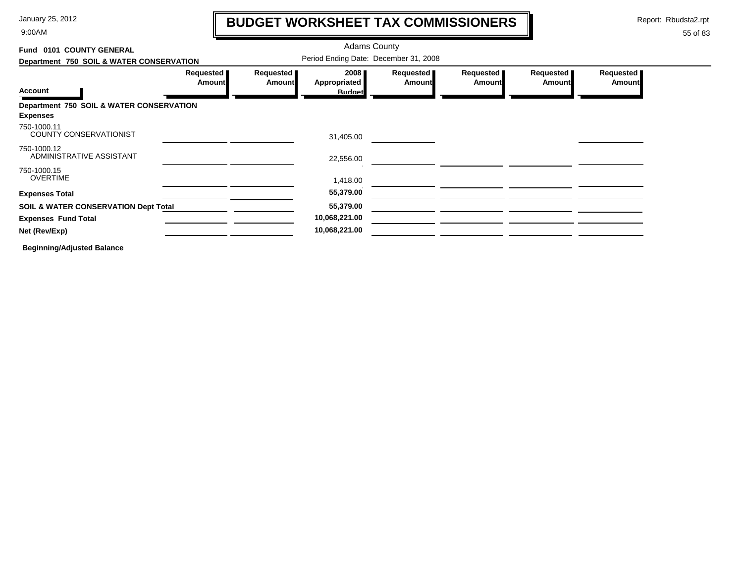# BUDGET WORKSHEET TAX COMMISSIONERS

January 25, 2012
9:00AM

Report: Rbudsta2.rpt

Adams County

**Fund 0101 COUNTY GENERAL**

**Department 750 SOIL & WATER CONSERVATION**

Period Ending Date: December 31, 2008

| Account | Requested Amount | Requested Amount | 2008 Appropriated Budget | Requested Amount | Requested Amount | Requested Amount | Requested Amount |
|---|---|---|---|---|---|---|---|
| **Department 750 SOIL & WATER CONSERVATION** | | | | | | | |
| **Expenses** | | | | | | | |
| 750-1000.11 COUNTY CONSERVATIONIST | | | 31,405.00 | | | | |
| 750-1000.12 ADMINISTRATIVE ASSISTANT | | | 22,556.00 | | | | |
| 750-1000.15 OVERTIME | | | 1,418.00 | | | | |
| **Expenses Total** | | | **55,379.00** | | | | |
| **SOIL & WATER CONSERVATION Dept Total** | | | **55,379.00** | | | | |
| **Expenses Fund Total** | | | **10,068,221.00** | | | | |
| **Net (Rev/Exp)** | | | **10,068,221.00** | | | | |

**Beginning/Adjusted Balance**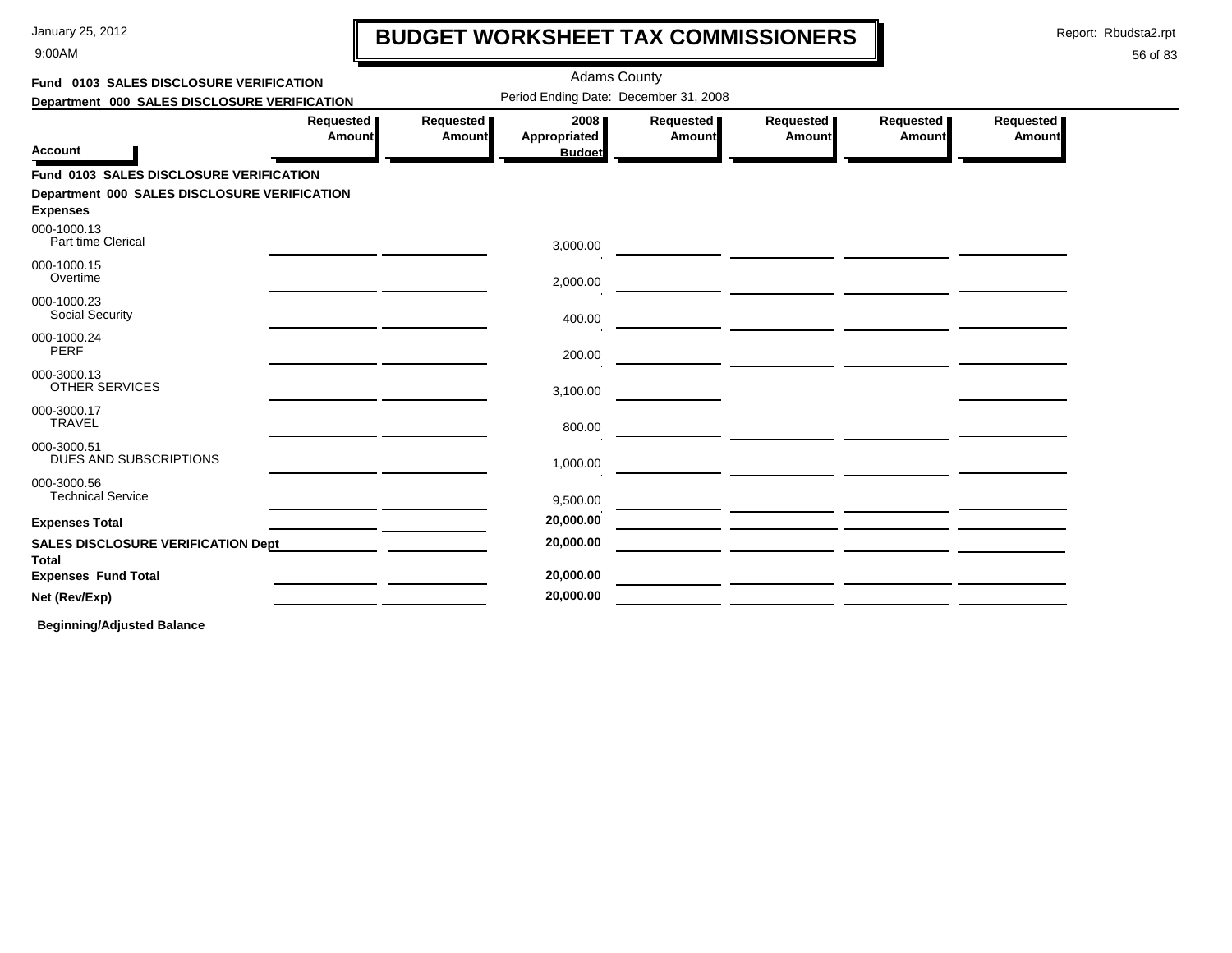# BUDGET WORKSHEET TAX COMMISSIONERS

January 25, 2012
9:00AM

Report: Rbudsta2.rpt

Adams County

Period Ending Date: December 31, 2008

**Fund 0103 SALES DISCLOSURE VERIFICATION**
**Department 000 SALES DISCLOSURE VERIFICATION**

| Account | Requested Amount | Requested Amount | 2008 Appropriated Budget | Requested Amount | Requested Amount | Requested Amount | Requested Amount |
|---|---|---|---|---|---|---|---|
| **Fund 0103 SALES DISCLOSURE VERIFICATION** | | | | | | | |
| **Department 000 SALES DISCLOSURE VERIFICATION** | | | | | | | |
| **Expenses** | | | | | | | |
| 000-1000.13 Part time Clerical | | | 3,000.00 | | | | |
| 000-1000.15 Overtime | | | 2,000.00 | | | | |
| 000-1000.23 Social Security | | | 400.00 | | | | |
| 000-1000.24 PERF | | | 200.00 | | | | |
| 000-3000.13 OTHER SERVICES | | | 3,100.00 | | | | |
| 000-3000.17 TRAVEL | | | 800.00 | | | | |
| 000-3000.51 DUES AND SUBSCRIPTIONS | | | 1,000.00 | | | | |
| 000-3000.56 Technical Service | | | 9,500.00 | | | | |
| **Expenses Total** | | | **20,000.00** | | | | |
| **SALES DISCLOSURE VERIFICATION Dept Total** | | | **20,000.00** | | | | |
| **Expenses Fund Total** | | | **20,000.00** | | | | |
| **Net (Rev/Exp)** | | | **20,000.00** | | | | |

**Beginning/Adjusted Balance**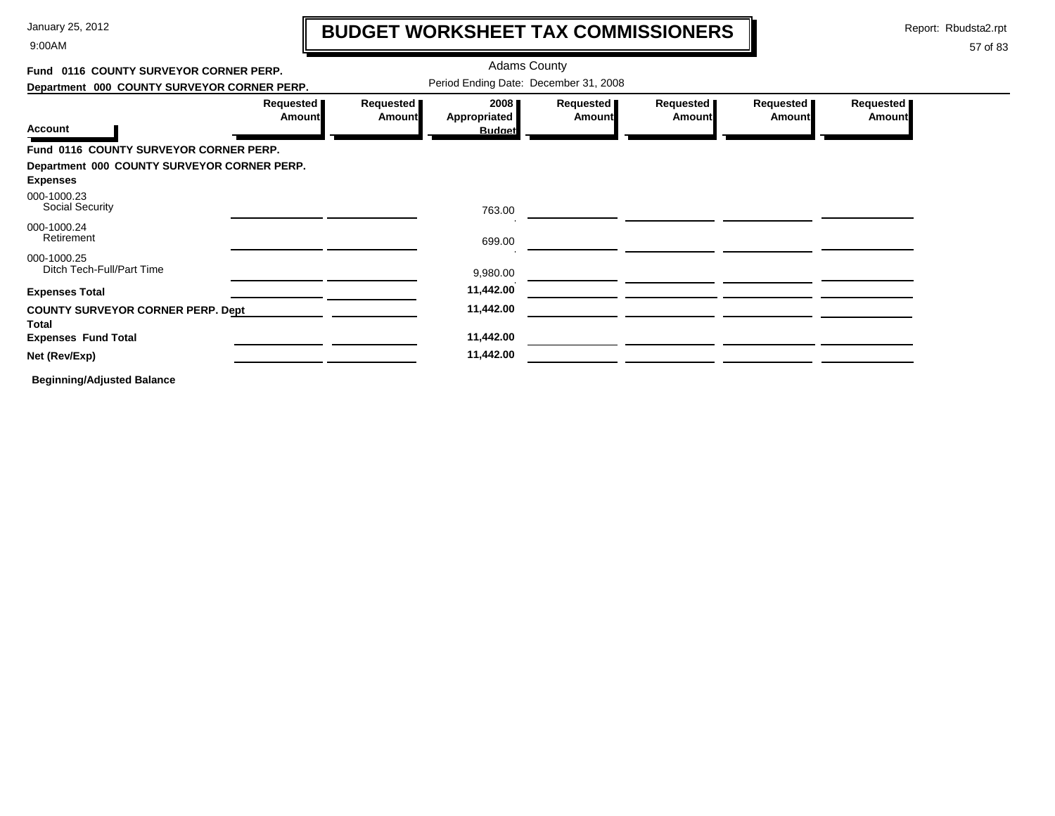# BUDGET WORKSHEET TAX COMMISSIONERS

Adams County

Period Ending Date: December 31, 2008

**Fund 0116 COUNTY SURVEYOR CORNER PERP.**

**Department 000 COUNTY SURVEYOR CORNER PERP.**

| Account | Requested Amount | Requested Amount | 2008 Appropriated Budget | Requested Amount | Requested Amount | Requested Amount | Requested Amount |
|---|---|---|---|---|---|---|---|
| **Fund 0116 COUNTY SURVEYOR CORNER PERP.** | | | | | | | |
| **Department 000 COUNTY SURVEYOR CORNER PERP.** | | | | | | | |
| **Expenses** | | | | | | | |
| 000-1000.23 Social Security | | | 763.00 | | | | |
| 000-1000.24 Retirement | | | 699.00 | | | | |
| 000-1000.25 Ditch Tech-Full/Part Time | | | 9,980.00 | | | | |
| **Expenses Total** | | | **11,442.00** | | | | |
| **COUNTY SURVEYOR CORNER PERP. Dept Total** | | | **11,442.00** | | | | |
| **Expenses Fund Total** | | | **11,442.00** | | | | |
| **Net (Rev/Exp)** | | | **11,442.00** | | | | |

**Beginning/Adjusted Balance**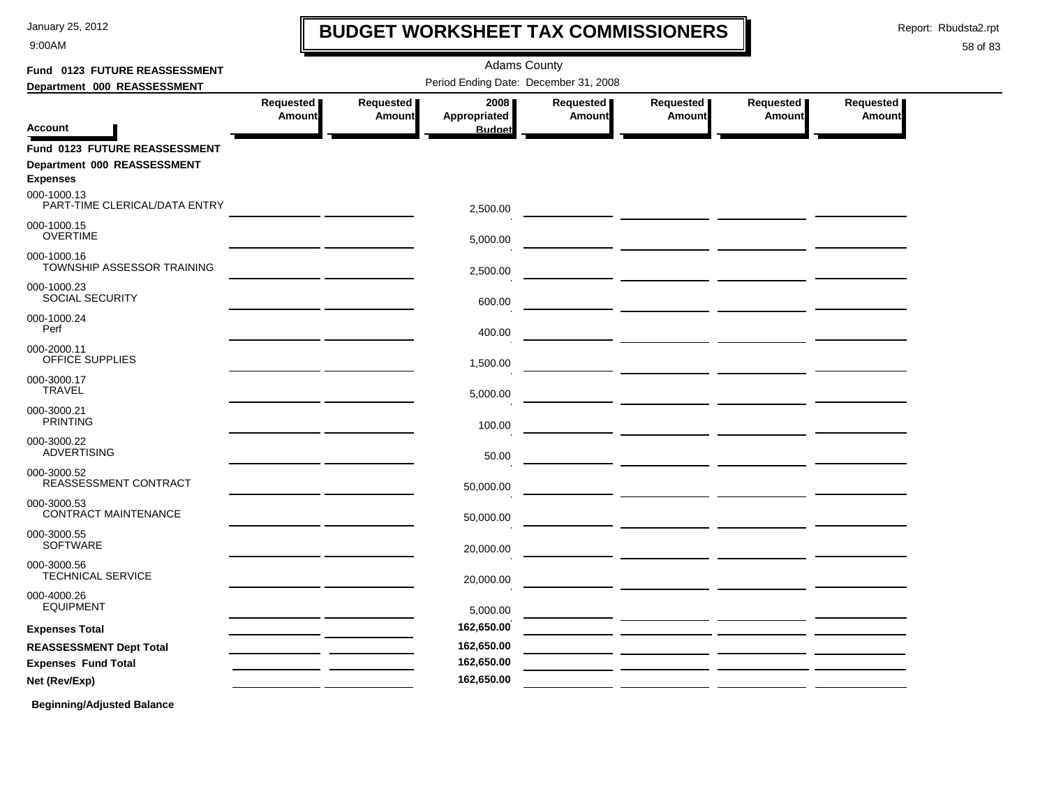# BUDGET WORKSHEET TAX COMMISSIONERS

January 25, 2012
9:00AM

Report: Rbudsta2.rpt

Adams County

Period Ending Date: December 31, 2008

**Fund 0123 FUTURE REASSESSMENT**
**Department 000 REASSESSMENT**

| Account | Requested Amount | Requested Amount | 2008 Appropriated Budget | Requested Amount | Requested Amount | Requested Amount | Requested Amount |
|---|---|---|---|---|---|---|---|
| **Fund 0123 FUTURE REASSESSMENT** | | | | | | | |
| **Department 000 REASSESSMENT** | | | | | | | |
| **Expenses** | | | | | | | |
| 000-1000.13 PART-TIME CLERICAL/DATA ENTRY | | | 2,500.00 | | | | |
| 000-1000.15 OVERTIME | | | 5,000.00 | | | | |
| 000-1000.16 TOWNSHIP ASSESSOR TRAINING | | | 2,500.00 | | | | |
| 000-1000.23 SOCIAL SECURITY | | | 600.00 | | | | |
| 000-1000.24 Perf | | | 400.00 | | | | |
| 000-2000.11 OFFICE SUPPLIES | | | 1,500.00 | | | | |
| 000-3000.17 TRAVEL | | | 5,000.00 | | | | |
| 000-3000.21 PRINTING | | | 100.00 | | | | |
| 000-3000.22 ADVERTISING | | | 50.00 | | | | |
| 000-3000.52 REASSESSMENT CONTRACT | | | 50,000.00 | | | | |
| 000-3000.53 CONTRACT MAINTENANCE | | | 50,000.00 | | | | |
| 000-3000.55 SOFTWARE | | | 20,000.00 | | | | |
| 000-3000.56 TECHNICAL SERVICE | | | 20,000.00 | | | | |
| 000-4000.26 EQUIPMENT | | | 5,000.00 | | | | |
| **Expenses Total** | | | **162,650.00** | | | | |
| **REASSESSMENT Dept Total** | | | **162,650.00** | | | | |
| **Expenses Fund Total** | | | **162,650.00** | | | | |
| **Net (Rev/Exp)** | | | **162,650.00** | | | | |

**Beginning/Adjusted Balance**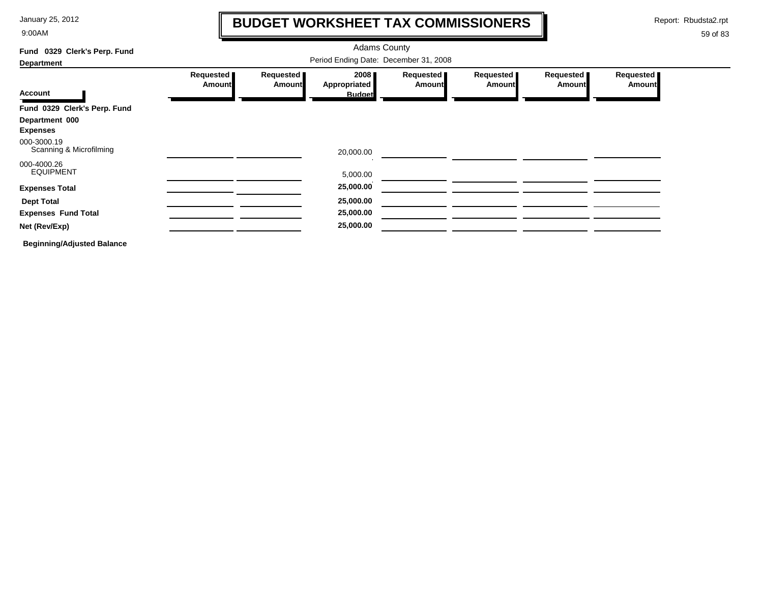# BUDGET WORKSHEET TAX COMMISSIONERS

Adams County

Period Ending Date: December 31, 2008

**Fund 0329 Clerk's Perp. Fund**

**Department**

| Account | Requested Amount | Requested Amount | 2008 Appropriated Budget | Requested Amount | Requested Amount | Requested Amount | Requested Amount |
|---|---|---|---|---|---|---|---|
| **Fund 0329 Clerk's Perp. Fund** | | | | | | | |
| **Department 000** | | | | | | | |
| **Expenses** | | | | | | | |
| 000-3000.19 Scanning & Microfilming | | | 20,000.00 | | | | |
| 000-4000.26 EQUIPMENT | | | 5,000.00 | | | | |
| **Expenses Total** | | | **25,000.00** | | | | |
| **Dept Total** | | | **25,000.00** | | | | |
| **Expenses Fund Total** | | | **25,000.00** | | | | |
| **Net (Rev/Exp)** | | | **25,000.00** | | | | |

**Beginning/Adjusted Balance**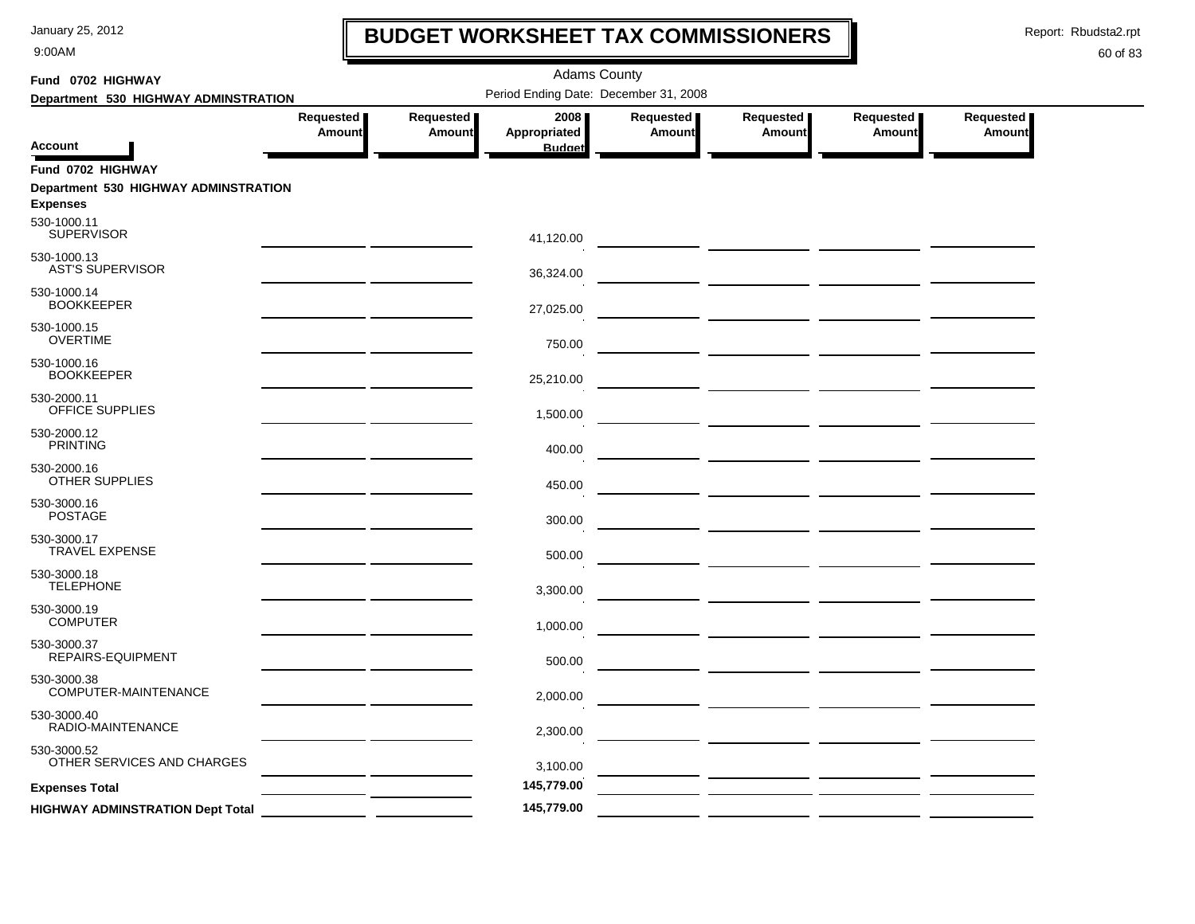# BUDGET WORKSHEET TAX COMMISSIONERS

Adams County

Period Ending Date: December 31, 2008

**Fund 0702 HIGHWAY**

**Department 530 HIGHWAY ADMINSTRATION**

| Account | Requested Amount | Requested Amount | 2008 Appropriated Budget | Requested Amount | Requested Amount | Requested Amount | Requested Amount |
|---|---|---|---|---|---|---|---|
| **Fund 0702 HIGHWAY** | | | | | | | |
| **Department 530 HIGHWAY ADMINSTRATION** | | | | | | | |
| **Expenses** | | | | | | | |
| 530-1000.11 SUPERVISOR | | | 41,120.00 | | | | |
| 530-1000.13 AST'S SUPERVISOR | | | 36,324.00 | | | | |
| 530-1000.14 BOOKKEEPER | | | 27,025.00 | | | | |
| 530-1000.15 OVERTIME | | | 750.00 | | | | |
| 530-1000.16 BOOKKEEPER | | | 25,210.00 | | | | |
| 530-2000.11 OFFICE SUPPLIES | | | 1,500.00 | | | | |
| 530-2000.12 PRINTING | | | 400.00 | | | | |
| 530-2000.16 OTHER SUPPLIES | | | 450.00 | | | | |
| 530-3000.16 POSTAGE | | | 300.00 | | | | |
| 530-3000.17 TRAVEL EXPENSE | | | 500.00 | | | | |
| 530-3000.18 TELEPHONE | | | 3,300.00 | | | | |
| 530-3000.19 COMPUTER | | | 1,000.00 | | | | |
| 530-3000.37 REPAIRS-EQUIPMENT | | | 500.00 | | | | |
| 530-3000.38 COMPUTER-MAINTENANCE | | | 2,000.00 | | | | |
| 530-3000.40 RADIO-MAINTENANCE | | | 2,300.00 | | | | |
| 530-3000.52 OTHER SERVICES AND CHARGES | | | 3,100.00 | | | | |
| **Expenses Total** | | | **145,779.00** | | | | |
| **HIGHWAY ADMINSTRATION Dept Total** | | | **145,779.00** | | | | |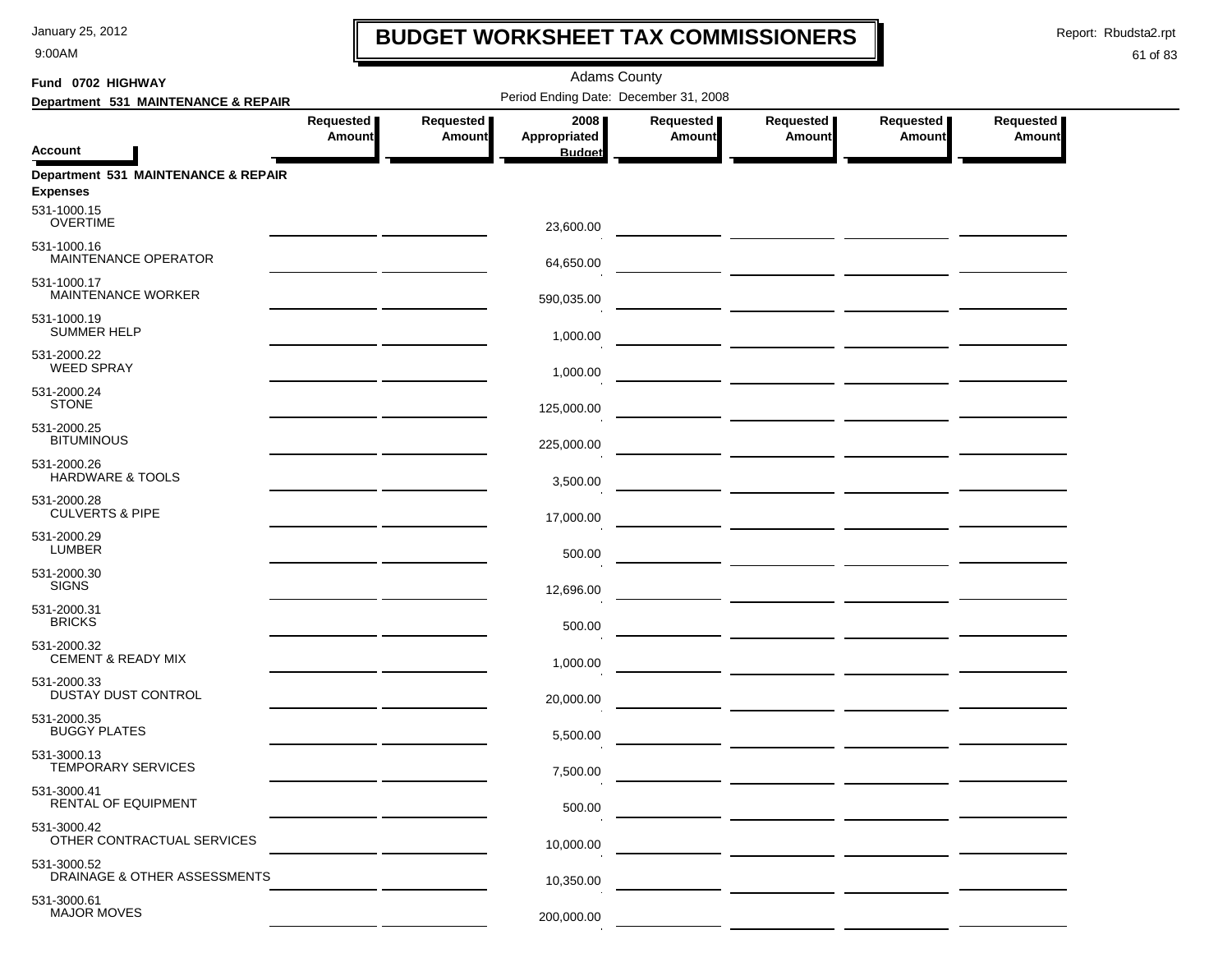# BUDGET WORKSHEET TAX COMMISSIONERS

January 25, 2012
9:00AM

Report: Rbudsta2.rpt

Adams County

Fund 0702 HIGHWAY

Department 531 MAINTENANCE & REPAIR

Period Ending Date: December 31, 2008

| Account | Requested Amount | Requested Amount | 2008 Appropriated Budget | Requested Amount | Requested Amount | Requested Amount | Requested Amount |
|---|---|---|---|---|---|---|---|
| **Department 531 MAINTENANCE & REPAIR** | | | | | | | |
| **Expenses** | | | | | | | |
| 531-1000.15 OVERTIME | | | 23,600.00 | | | | |
| 531-1000.16 MAINTENANCE OPERATOR | | | 64,650.00 | | | | |
| 531-1000.17 MAINTENANCE WORKER | | | 590,035.00 | | | | |
| 531-1000.19 SUMMER HELP | | | 1,000.00 | | | | |
| 531-2000.22 WEED SPRAY | | | 1,000.00 | | | | |
| 531-2000.24 STONE | | | 125,000.00 | | | | |
| 531-2000.25 BITUMINOUS | | | 225,000.00 | | | | |
| 531-2000.26 HARDWARE & TOOLS | | | 3,500.00 | | | | |
| 531-2000.28 CULVERTS & PIPE | | | 17,000.00 | | | | |
| 531-2000.29 LUMBER | | | 500.00 | | | | |
| 531-2000.30 SIGNS | | | 12,696.00 | | | | |
| 531-2000.31 BRICKS | | | 500.00 | | | | |
| 531-2000.32 CEMENT & READY MIX | | | 1,000.00 | | | | |
| 531-2000.33 DUSTAY DUST CONTROL | | | 20,000.00 | | | | |
| 531-2000.35 BUGGY PLATES | | | 5,500.00 | | | | |
| 531-3000.13 TEMPORARY SERVICES | | | 7,500.00 | | | | |
| 531-3000.41 RENTAL OF EQUIPMENT | | | 500.00 | | | | |
| 531-3000.42 OTHER CONTRACTUAL SERVICES | | | 10,000.00 | | | | |
| 531-3000.52 DRAINAGE & OTHER ASSESSMENTS | | | 10,350.00 | | | | |
| 531-3000.61 MAJOR MOVES | | | 200,000.00 | | | | |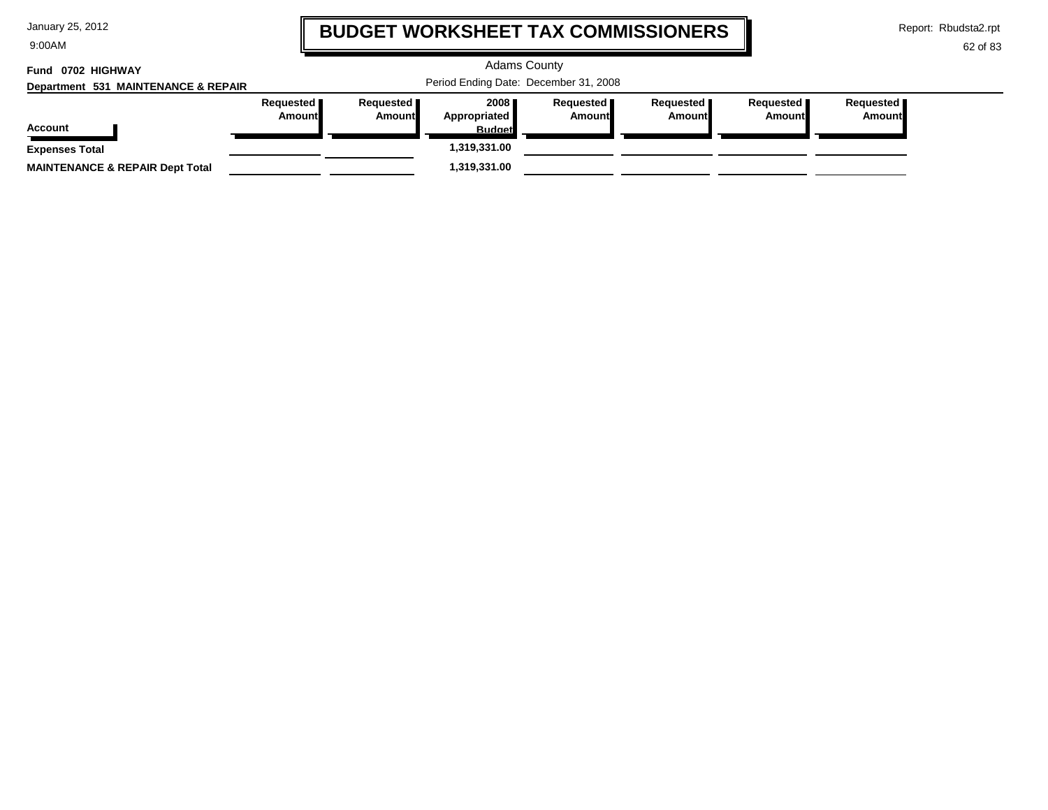# BUDGET WORKSHEET TAX COMMISSIONERS

January 25, 2012
9:00AM

Report: Rbudsta2.rpt

Adams County

Period Ending Date: December 31, 2008

**Fund 0702 HIGHWAY**

**Department 531 MAINTENANCE & REPAIR**

| Account | Requested Amount | Requested Amount | 2008 Appropriated Budget | Requested Amount | Requested Amount | Requested Amount | Requested Amount |
|---|---|---|---|---|---|---|---|
| **Expenses Total** | | | **1,319,331.00** | | | | |
| **MAINTENANCE & REPAIR Dept Total** | | | **1,319,331.00** | | | | |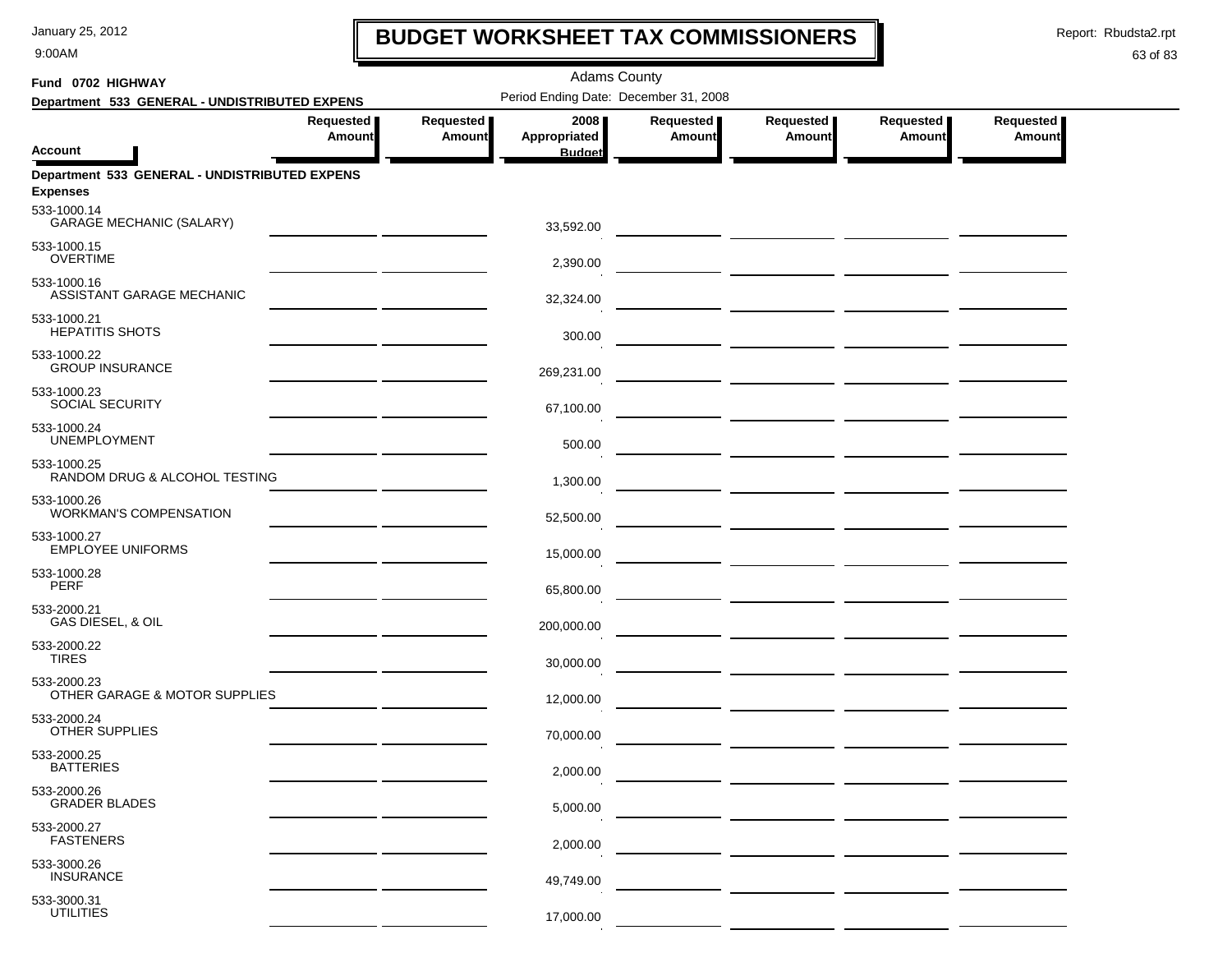# BUDGET WORKSHEET TAX COMMISSIONERS

January 25, 2012
9:00AM

Report: Rbudsta2.rpt

Adams County

**Fund 0702 HIGHWAY**

**Department 533 GENERAL - UNDISTRIBUTED EXPENS**

Period Ending Date: December 31, 2008

| Account | Requested Amount | Requested Amount | 2008 Appropriated Budget | Requested Amount | Requested Amount | Requested Amount | Requested Amount |
|---|---|---|---|---|---|---|---|
| **Department 533 GENERAL - UNDISTRIBUTED EXPENS** | | | | | | | |
| **Expenses** | | | | | | | |
| 533-1000.14 GARAGE MECHANIC (SALARY) | | | 33,592.00 | | | | |
| 533-1000.15 OVERTIME | | | 2,390.00 | | | | |
| 533-1000.16 ASSISTANT GARAGE MECHANIC | | | 32,324.00 | | | | |
| 533-1000.21 HEPATITIS SHOTS | | | 300.00 | | | | |
| 533-1000.22 GROUP INSURANCE | | | 269,231.00 | | | | |
| 533-1000.23 SOCIAL SECURITY | | | 67,100.00 | | | | |
| 533-1000.24 UNEMPLOYMENT | | | 500.00 | | | | |
| 533-1000.25 RANDOM DRUG & ALCOHOL TESTING | | | 1,300.00 | | | | |
| 533-1000.26 WORKMAN'S COMPENSATION | | | 52,500.00 | | | | |
| 533-1000.27 EMPLOYEE UNIFORMS | | | 15,000.00 | | | | |
| 533-1000.28 PERF | | | 65,800.00 | | | | |
| 533-2000.21 GAS DIESEL, & OIL | | | 200,000.00 | | | | |
| 533-2000.22 TIRES | | | 30,000.00 | | | | |
| 533-2000.23 OTHER GARAGE & MOTOR SUPPLIES | | | 12,000.00 | | | | |
| 533-2000.24 OTHER SUPPLIES | | | 70,000.00 | | | | |
| 533-2000.25 BATTERIES | | | 2,000.00 | | | | |
| 533-2000.26 GRADER BLADES | | | 5,000.00 | | | | |
| 533-2000.27 FASTENERS | | | 2,000.00 | | | | |
| 533-3000.26 INSURANCE | | | 49,749.00 | | | | |
| 533-3000.31 UTILITIES | | | 17,000.00 | | | | |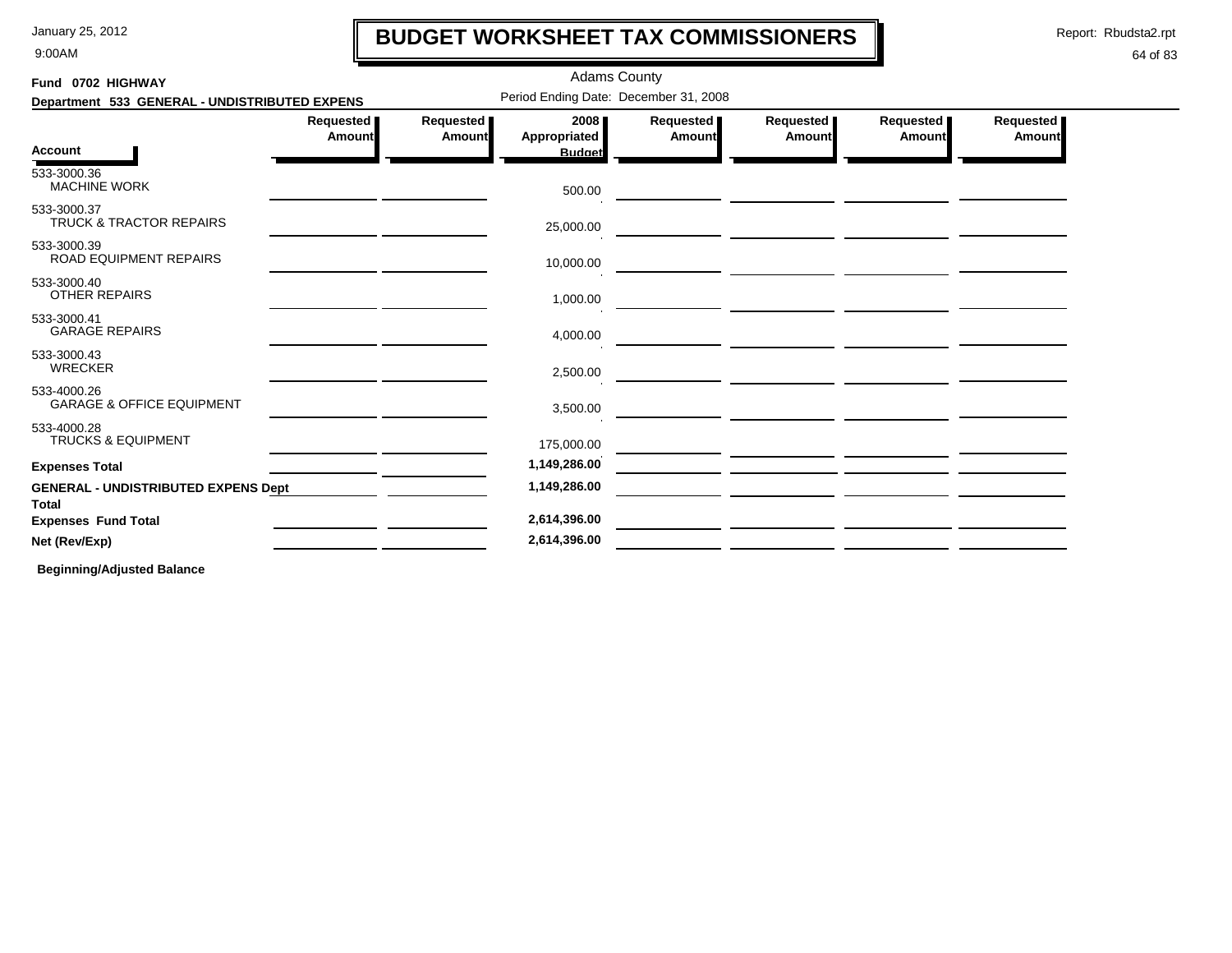# BUDGET WORKSHEET TAX COMMISSIONERS

January 25, 2012
9:00AM

Report: Rbudsta2.rpt

Adams County

**Fund 0702 HIGHWAY**

**Department 533 GENERAL - UNDISTRIBUTED EXPENS**

Period Ending Date: December 31, 2008

| Account | Requested Amount | Requested Amount | 2008 Appropriated Budget | Requested Amount | Requested Amount | Requested Amount | Requested Amount |
|---|---|---|---|---|---|---|---|
| 533-3000.36 MACHINE WORK | | | 500.00 | | | | |
| 533-3000.37 TRUCK & TRACTOR REPAIRS | | | 25,000.00 | | | | |
| 533-3000.39 ROAD EQUIPMENT REPAIRS | | | 10,000.00 | | | | |
| 533-3000.40 OTHER REPAIRS | | | 1,000.00 | | | | |
| 533-3000.41 GARAGE REPAIRS | | | 4,000.00 | | | | |
| 533-3000.43 WRECKER | | | 2,500.00 | | | | |
| 533-4000.26 GARAGE & OFFICE EQUIPMENT | | | 3,500.00 | | | | |
| 533-4000.28 TRUCKS & EQUIPMENT | | | 175,000.00 | | | | |
| **Expenses Total** | | | **1,149,286.00** | | | | |
| **GENERAL - UNDISTRIBUTED EXPENS Dept Total** | | | **1,149,286.00** | | | | |
| **Expenses Fund Total** | | | **2,614,396.00** | | | | |
| **Net (Rev/Exp)** | | | **2,614,396.00** | | | | |

**Beginning/Adjusted Balance**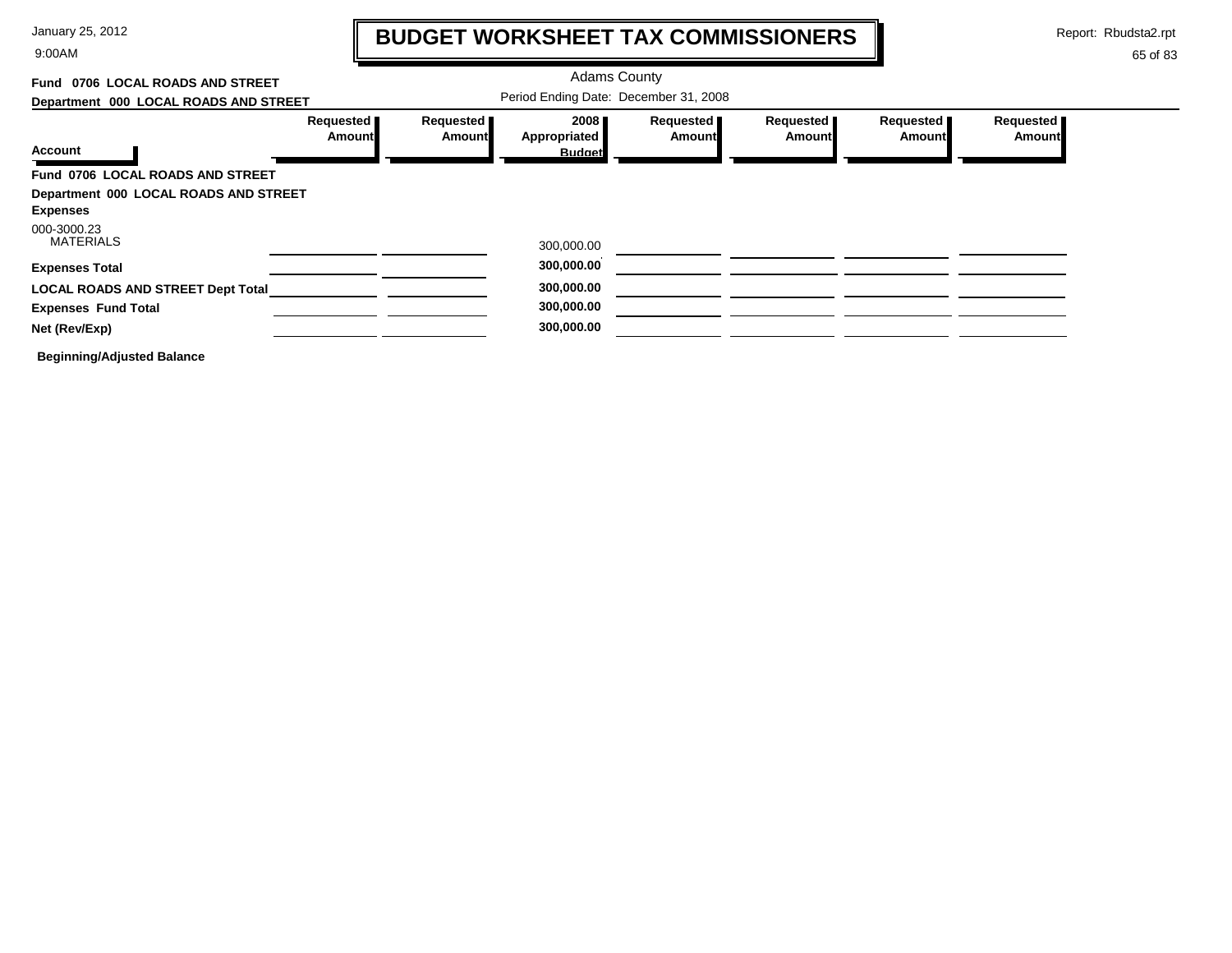# BUDGET WORKSHEET TAX COMMISSIONERS

Adams County

Period Ending Date: December 31, 2008

**Fund 0706 LOCAL ROADS AND STREET**

**Department 000 LOCAL ROADS AND STREET**

| Account | Requested Amount | Requested Amount | 2008 Appropriated Budget | Requested Amount | Requested Amount | Requested Amount | Requested Amount |
|---|---|---|---|---|---|---|---|
| **Fund 0706 LOCAL ROADS AND STREET** | | | | | | | |
| **Department 000 LOCAL ROADS AND STREET** | | | | | | | |
| **Expenses** | | | | | | | |
| 000-3000.23 MATERIALS | | | 300,000.00 | | | | |
| **Expenses Total** | | | **300,000.00** | | | | |
| **LOCAL ROADS AND STREET Dept Total** | | | **300,000.00** | | | | |
| **Expenses Fund Total** | | | **300,000.00** | | | | |
| **Net (Rev/Exp)** | | | **300,000.00** | | | | |

**Beginning/Adjusted Balance**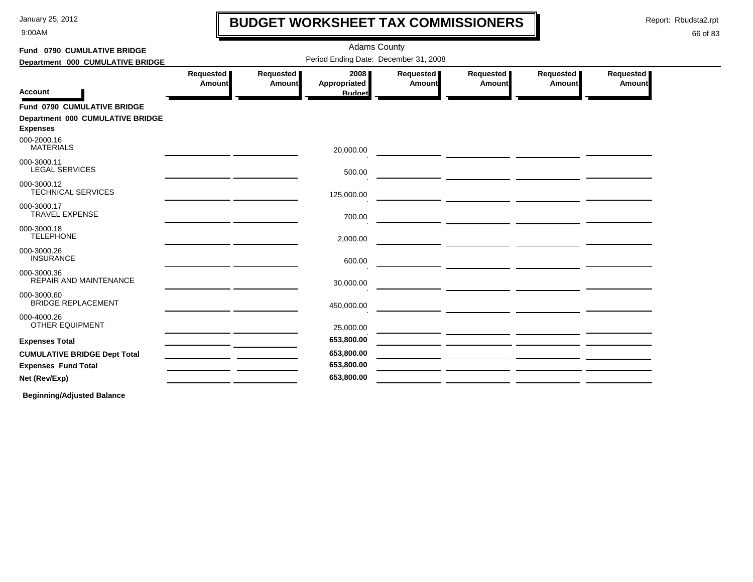# BUDGET WORKSHEET TAX COMMISSIONERS

January 25, 2012
9:00AM

Report: Rbudsta2.rpt

Adams County

Period Ending Date: December 31, 2008

**Fund 0790 CUMULATIVE BRIDGE**
**Department 000 CUMULATIVE BRIDGE**

| Account | Requested Amount | Requested Amount | 2008 Appropriated Budget | Requested Amount | Requested Amount | Requested Amount | Requested Amount |
|---|---|---|---|---|---|---|---|
| **Fund 0790 CUMULATIVE BRIDGE** | | | | | | | |
| **Department 000 CUMULATIVE BRIDGE** | | | | | | | |
| **Expenses** | | | | | | | |
| 000-2000.16 MATERIALS | | | 20,000.00 | | | | |
| 000-3000.11 LEGAL SERVICES | | | 500.00 | | | | |
| 000-3000.12 TECHNICAL SERVICES | | | 125,000.00 | | | | |
| 000-3000.17 TRAVEL EXPENSE | | | 700.00 | | | | |
| 000-3000.18 TELEPHONE | | | 2,000.00 | | | | |
| 000-3000.26 INSURANCE | | | 600.00 | | | | |
| 000-3000.36 REPAIR AND MAINTENANCE | | | 30,000.00 | | | | |
| 000-3000.60 BRIDGE REPLACEMENT | | | 450,000.00 | | | | |
| 000-4000.26 OTHER EQUIPMENT | | | 25,000.00 | | | | |
| **Expenses Total** | | | **653,800.00** | | | | |
| **CUMULATIVE BRIDGE Dept Total** | | | **653,800.00** | | | | |
| **Expenses Fund Total** | | | **653,800.00** | | | | |
| **Net (Rev/Exp)** | | | **653,800.00** | | | | |

**Beginning/Adjusted Balance**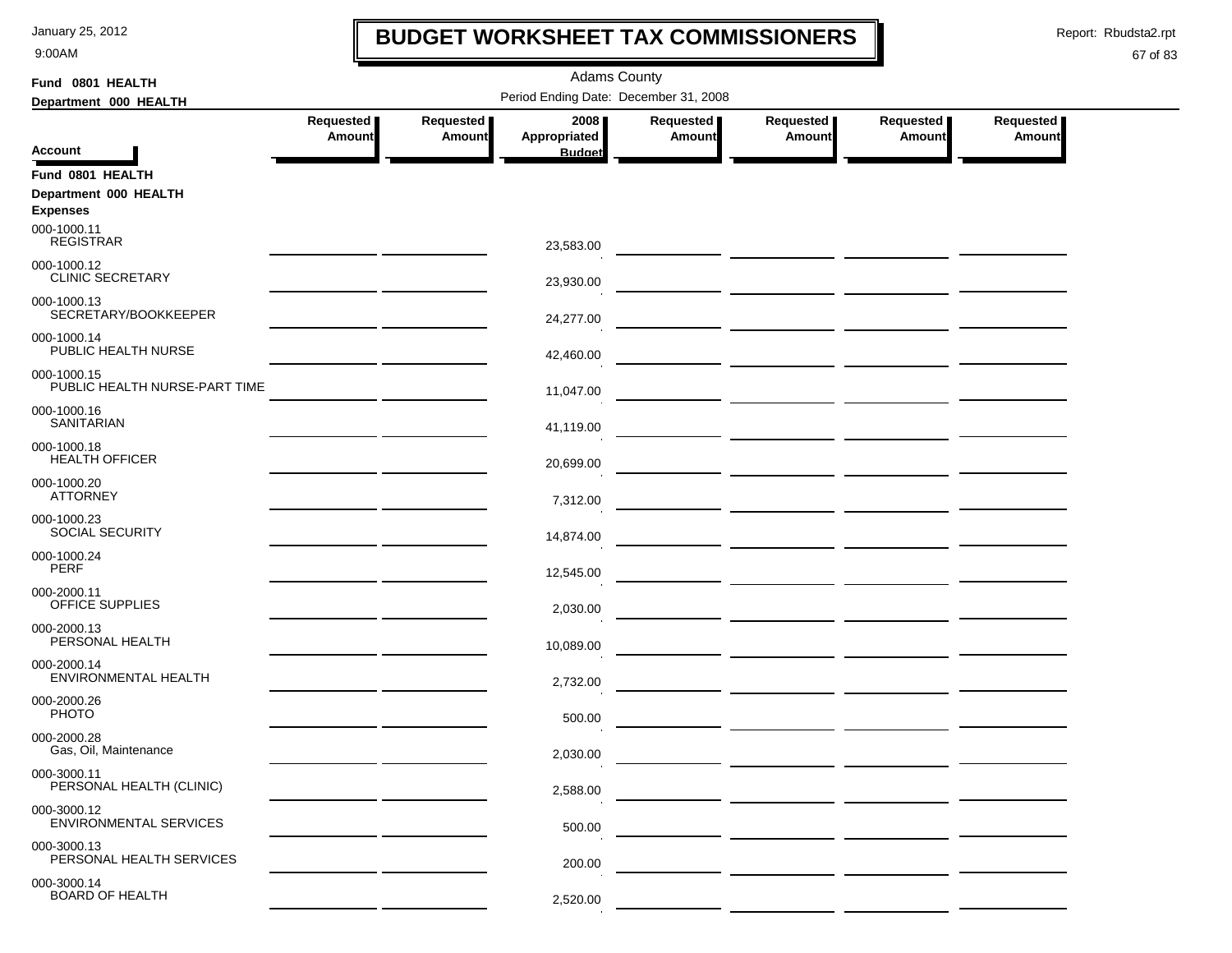# BUDGET WORKSHEET TAX COMMISSIONERS

January 25, 2012
9:00AM

Report: Rbudsta2.rpt

Adams County

Period Ending Date: December 31, 2008

**Fund 0801 HEALTH**
**Department 000 HEALTH**

| Account | Requested Amount | Requested Amount | 2008 Appropriated Budget | Requested Amount | Requested Amount | Requested Amount | Requested Amount |
|---|---|---|---|---|---|---|---|
| **Fund 0801 HEALTH** | | | | | | | |
| **Department 000 HEALTH** | | | | | | | |
| **Expenses** | | | | | | | |
| 000-1000.11 REGISTRAR | | | 23,583.00 | | | | |
| 000-1000.12 CLINIC SECRETARY | | | 23,930.00 | | | | |
| 000-1000.13 SECRETARY/BOOKKEEPER | | | 24,277.00 | | | | |
| 000-1000.14 PUBLIC HEALTH NURSE | | | 42,460.00 | | | | |
| 000-1000.15 PUBLIC HEALTH NURSE-PART TIME | | | 11,047.00 | | | | |
| 000-1000.16 SANITARIAN | | | 41,119.00 | | | | |
| 000-1000.18 HEALTH OFFICER | | | 20,699.00 | | | | |
| 000-1000.20 ATTORNEY | | | 7,312.00 | | | | |
| 000-1000.23 SOCIAL SECURITY | | | 14,874.00 | | | | |
| 000-1000.24 PERF | | | 12,545.00 | | | | |
| 000-2000.11 OFFICE SUPPLIES | | | 2,030.00 | | | | |
| 000-2000.13 PERSONAL HEALTH | | | 10,089.00 | | | | |
| 000-2000.14 ENVIRONMENTAL HEALTH | | | 2,732.00 | | | | |
| 000-2000.26 PHOTO | | | 500.00 | | | | |
| 000-2000.28 Gas, Oil, Maintenance | | | 2,030.00 | | | | |
| 000-3000.11 PERSONAL HEALTH (CLINIC) | | | 2,588.00 | | | | |
| 000-3000.12 ENVIRONMENTAL SERVICES | | | 500.00 | | | | |
| 000-3000.13 PERSONAL HEALTH SERVICES | | | 200.00 | | | | |
| 000-3000.14 BOARD OF HEALTH | | | 2,520.00 | | | | |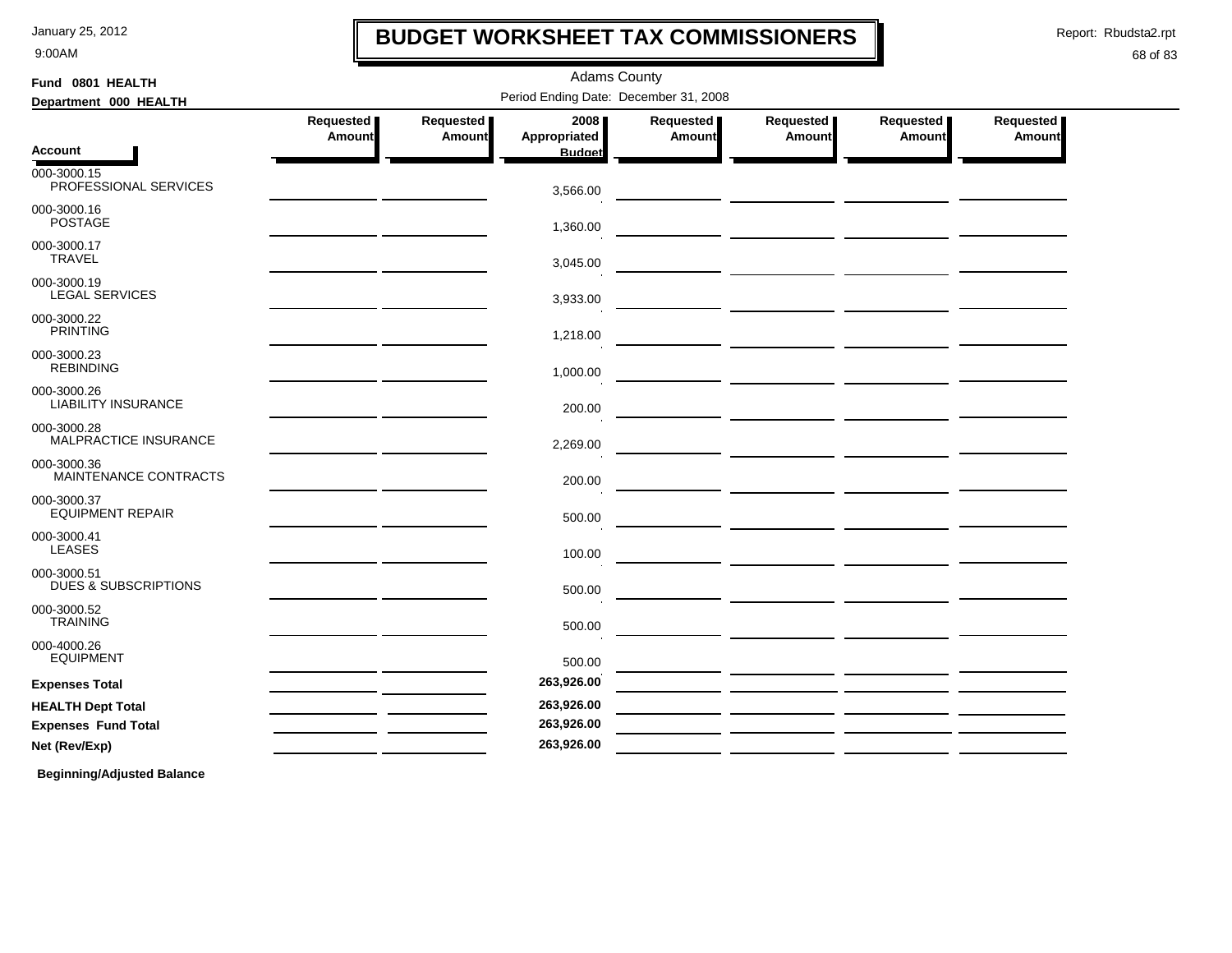# BUDGET WORKSHEET TAX COMMISSIONERS

January 25, 2012
9:00AM

Report: Rbudsta2.rpt

Adams County

Period Ending Date: December 31, 2008

**Fund 0801 HEALTH**
**Department 000 HEALTH**

| Account | Requested Amount | Requested Amount | 2008 Appropriated Budget | Requested Amount | Requested Amount | Requested Amount | Requested Amount |
|---|---|---|---|---|---|---|---|
| 000-3000.15 PROFESSIONAL SERVICES | | | 3,566.00 | | | | |
| 000-3000.16 POSTAGE | | | 1,360.00 | | | | |
| 000-3000.17 TRAVEL | | | 3,045.00 | | | | |
| 000-3000.19 LEGAL SERVICES | | | 3,933.00 | | | | |
| 000-3000.22 PRINTING | | | 1,218.00 | | | | |
| 000-3000.23 REBINDING | | | 1,000.00 | | | | |
| 000-3000.26 LIABILITY INSURANCE | | | 200.00 | | | | |
| 000-3000.28 MALPRACTICE INSURANCE | | | 2,269.00 | | | | |
| 000-3000.36 MAINTENANCE CONTRACTS | | | 200.00 | | | | |
| 000-3000.37 EQUIPMENT REPAIR | | | 500.00 | | | | |
| 000-3000.41 LEASES | | | 100.00 | | | | |
| 000-3000.51 DUES & SUBSCRIPTIONS | | | 500.00 | | | | |
| 000-3000.52 TRAINING | | | 500.00 | | | | |
| 000-4000.26 EQUIPMENT | | | 500.00 | | | | |
| **Expenses Total** | | | **263,926.00** | | | | |
| **HEALTH Dept Total** | | | **263,926.00** | | | | |
| **Expenses Fund Total** | | | **263,926.00** | | | | |
| **Net (Rev/Exp)** | | | **263,926.00** | | | | |

**Beginning/Adjusted Balance**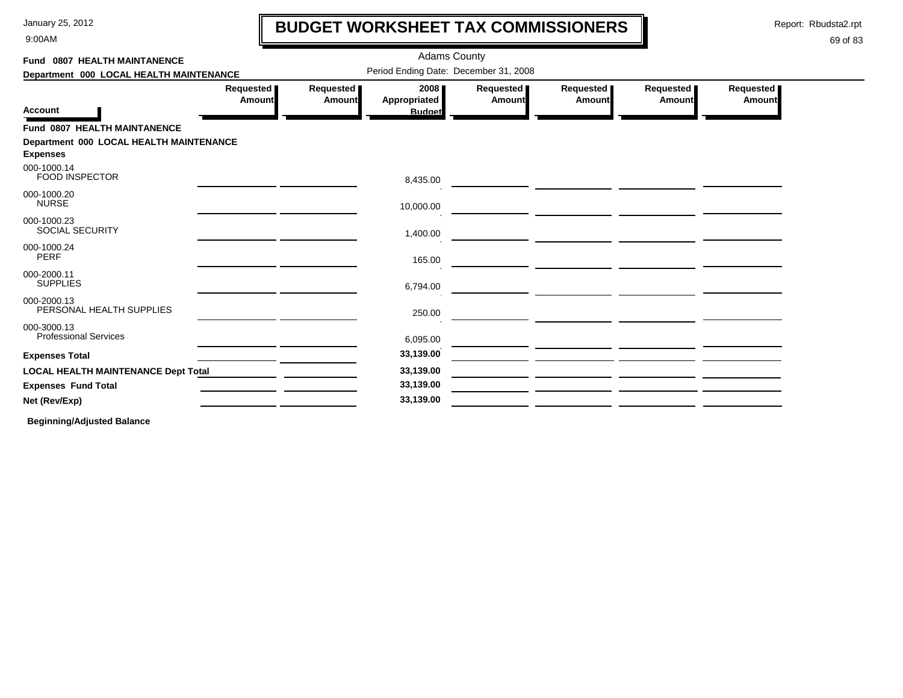# BUDGET WORKSHEET TAX COMMISSIONERS

January 25, 2012
9:00AM

Report: Rbudsta2.rpt

Adams County
Period Ending Date: December 31, 2008

**Fund 0807 HEALTH MAINTANENCE**
**Department 000 LOCAL HEALTH MAINTENANCE**

| Account | Requested Amount | Requested Amount | 2008 Appropriated Budget | Requested Amount | Requested Amount | Requested Amount | Requested Amount |
|---|---|---|---|---|---|---|---|
| **Fund 0807 HEALTH MAINTANENCE** | | | | | | | |
| **Department 000 LOCAL HEALTH MAINTENANCE** | | | | | | | |
| **Expenses** | | | | | | | |
| 000-1000.14 FOOD INSPECTOR | | | 8,435.00 | | | | |
| 000-1000.20 NURSE | | | 10,000.00 | | | | |
| 000-1000.23 SOCIAL SECURITY | | | 1,400.00 | | | | |
| 000-1000.24 PERF | | | 165.00 | | | | |
| 000-2000.11 SUPPLIES | | | 6,794.00 | | | | |
| 000-2000.13 PERSONAL HEALTH SUPPLIES | | | 250.00 | | | | |
| 000-3000.13 Professional Services | | | 6,095.00 | | | | |
| **Expenses Total** | | | **33,139.00** | | | | |
| **LOCAL HEALTH MAINTENANCE Dept Total** | | | **33,139.00** | | | | |
| **Expenses Fund Total** | | | **33,139.00** | | | | |
| **Net (Rev/Exp)** | | | **33,139.00** | | | | |

**Beginning/Adjusted Balance**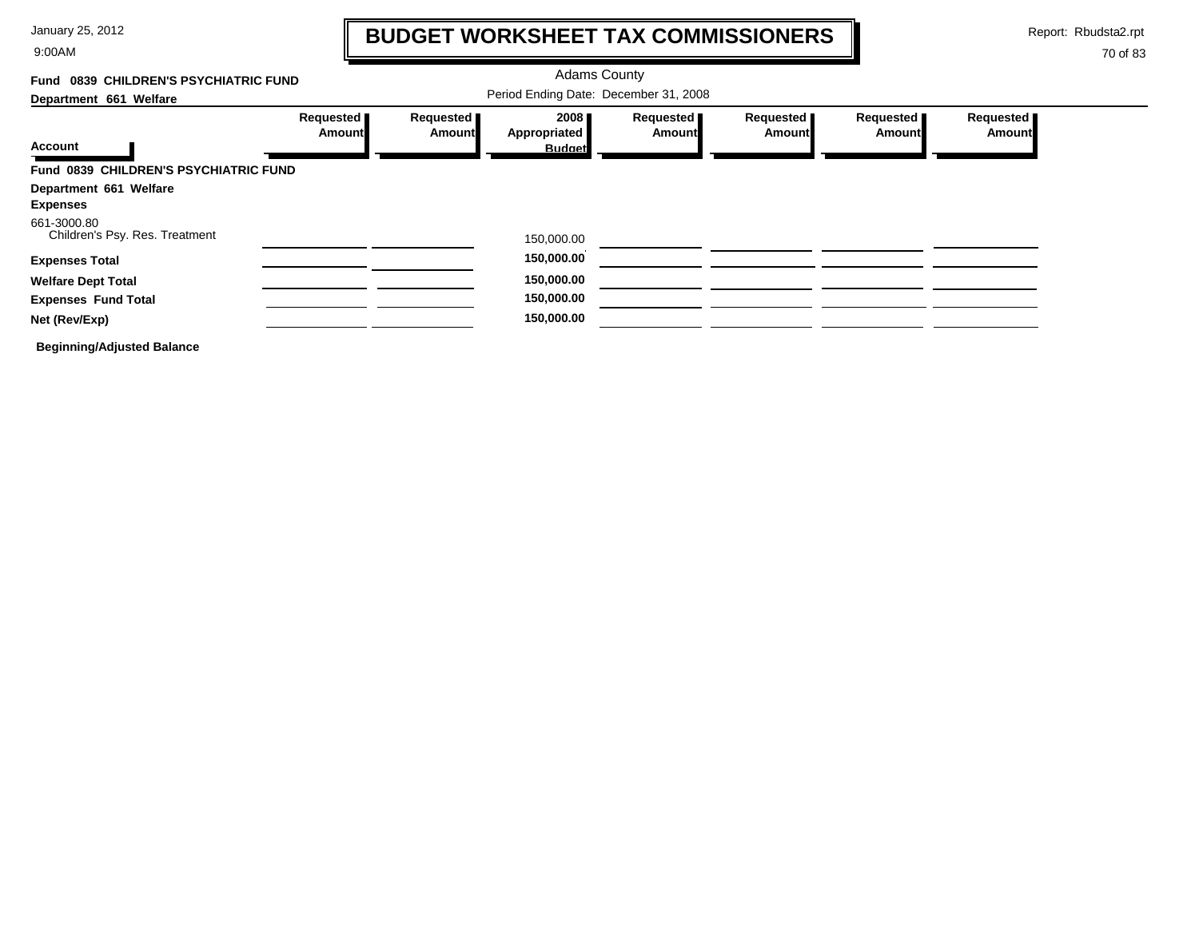# BUDGET WORKSHEET TAX COMMISSIONERS

January 25, 2012
9:00AM

Report: Rbudsta2.rpt

Adams County

**Fund 0839 CHILDREN'S PSYCHIATRIC FUND**

**Department 661 Welfare**

Period Ending Date: December 31, 2008

| Account | Requested Amount | Requested Amount | 2008 Appropriated Budget | Requested Amount | Requested Amount | Requested Amount | Requested Amount |
|---|---|---|---|---|---|---|---|
| **Fund 0839 CHILDREN'S PSYCHIATRIC FUND** | | | | | | | |
| **Department 661 Welfare** | | | | | | | |
| **Expenses** | | | | | | | |
| 661-3000.80 Children's Psy. Res. Treatment | | | 150,000.00 | | | | |
| **Expenses Total** | | | **150,000.00** | | | | |
| **Welfare Dept Total** | | | **150,000.00** | | | | |
| **Expenses Fund Total** | | | **150,000.00** | | | | |
| **Net (Rev/Exp)** | | | **150,000.00** | | | | |

**Beginning/Adjusted Balance**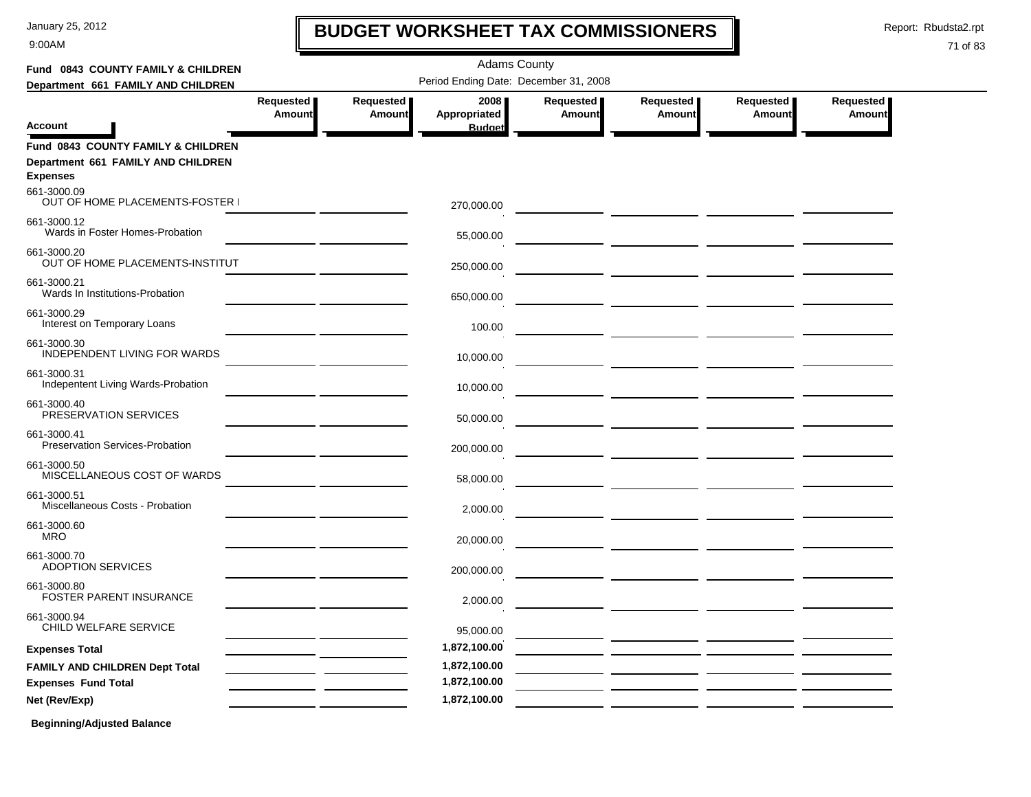January 25, 2012

9:00AM

# BUDGET WORKSHEET TAX COMMISSIONERS

Report: Rbudsta2.rpt

Adams County

Period Ending Date: December 31, 2008

**Fund 0843 COUNTY FAMILY & CHILDREN**

**Department 661 FAMILY AND CHILDREN**

| Account | Requested Amount | Requested Amount | 2008 Appropriated Budget | Requested Amount | Requested Amount | Requested Amount | Requested Amount |
|---|---|---|---|---|---|---|---|
| **Fund 0843 COUNTY FAMILY & CHILDREN** | | | | | | | |
| **Department 661 FAMILY AND CHILDREN** | | | | | | | |
| **Expenses** | | | | | | | |
| 661-3000.09 OUT OF HOME PLACEMENTS-FOSTER I | | | 270,000.00 | | | | |
| 661-3000.12 Wards in Foster Homes-Probation | | | 55,000.00 | | | | |
| 661-3000.20 OUT OF HOME PLACEMENTS-INSTITUT | | | 250,000.00 | | | | |
| 661-3000.21 Wards In Institutions-Probation | | | 650,000.00 | | | | |
| 661-3000.29 Interest on Temporary Loans | | | 100.00 | | | | |
| 661-3000.30 INDEPENDENT LIVING FOR WARDS | | | 10,000.00 | | | | |
| 661-3000.31 Indepentent Living Wards-Probation | | | 10,000.00 | | | | |
| 661-3000.40 PRESERVATION SERVICES | | | 50,000.00 | | | | |
| 661-3000.41 Preservation Services-Probation | | | 200,000.00 | | | | |
| 661-3000.50 MISCELLANEOUS COST OF WARDS | | | 58,000.00 | | | | |
| 661-3000.51 Miscellaneous Costs - Probation | | | 2,000.00 | | | | |
| 661-3000.60 MRO | | | 20,000.00 | | | | |
| 661-3000.70 ADOPTION SERVICES | | | 200,000.00 | | | | |
| 661-3000.80 FOSTER PARENT INSURANCE | | | 2,000.00 | | | | |
| 661-3000.94 CHILD WELFARE SERVICE | | | 95,000.00 | | | | |
| **Expenses Total** | | | 1,872,100.00 | | | | |
| **FAMILY AND CHILDREN Dept Total** | | | 1,872,100.00 | | | | |
| **Expenses Fund Total** | | | 1,872,100.00 | | | | |
| **Net (Rev/Exp)** | | | 1,872,100.00 | | | | |

**Beginning/Adjusted Balance**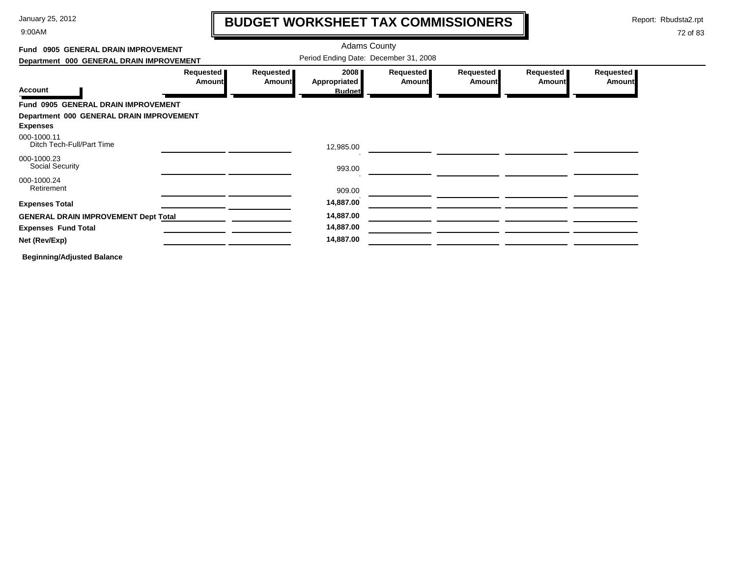# BUDGET WORKSHEET TAX COMMISSIONERS

January 25, 2012
9:00AM

Report: Rbudsta2.rpt

Adams County

Period Ending Date: December 31, 2008

**Fund 0905 GENERAL DRAIN IMPROVEMENT**

**Department 000 GENERAL DRAIN IMPROVEMENT**

| Account | Requested Amount | Requested Amount | 2008 Appropriated Budget | Requested Amount | Requested Amount | Requested Amount | Requested Amount |
|---|---|---|---|---|---|---|---|
| **Fund 0905 GENERAL DRAIN IMPROVEMENT** | | | | | | | |
| **Department 000 GENERAL DRAIN IMPROVEMENT** | | | | | | | |
| **Expenses** | | | | | | | |
| 000-1000.11 Ditch Tech-Full/Part Time | | | 12,985.00 | | | | |
| 000-1000.23 Social Security | | | 993.00 | | | | |
| 000-1000.24 Retirement | | | 909.00 | | | | |
| **Expenses Total** | | | **14,887.00** | | | | |
| **GENERAL DRAIN IMPROVEMENT Dept Total** | | | **14,887.00** | | | | |
| **Expenses Fund Total** | | | **14,887.00** | | | | |
| **Net (Rev/Exp)** | | | **14,887.00** | | | | |

**Beginning/Adjusted Balance**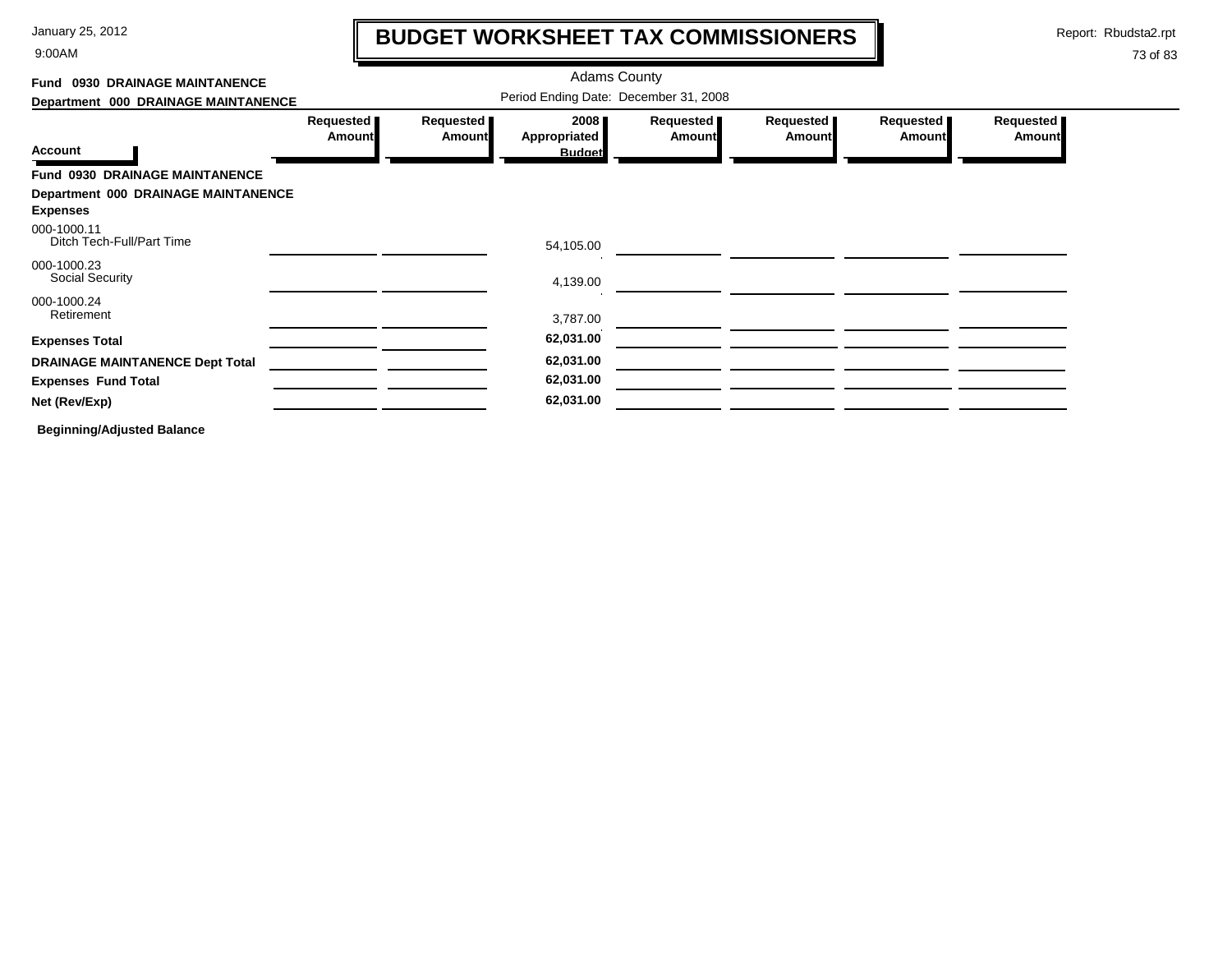# BUDGET WORKSHEET TAX COMMISSIONERS

Adams County

**Fund 0930 DRAINAGE MAINTANENCE**

**Department 000 DRAINAGE MAINTANENCE**

Period Ending Date: December 31, 2008

| Account | Requested Amount | Requested Amount | 2008 Appropriated Budget | Requested Amount | Requested Amount | Requested Amount | Requested Amount |
|---|---|---|---|---|---|---|---|
| **Fund 0930 DRAINAGE MAINTANENCE** | | | | | | | |
| **Department 000 DRAINAGE MAINTANENCE** | | | | | | | |
| **Expenses** | | | | | | | |
| 000-1000.11 Ditch Tech-Full/Part Time | | | 54,105.00 | | | | |
| 000-1000.23 Social Security | | | 4,139.00 | | | | |
| 000-1000.24 Retirement | | | 3,787.00 | | | | |
| **Expenses Total** | | | **62,031.00** | | | | |
| **DRAINAGE MAINTANENCE Dept Total** | | | **62,031.00** | | | | |
| **Expenses Fund Total** | | | **62,031.00** | | | | |
| **Net (Rev/Exp)** | | | **62,031.00** | | | | |

**Beginning/Adjusted Balance**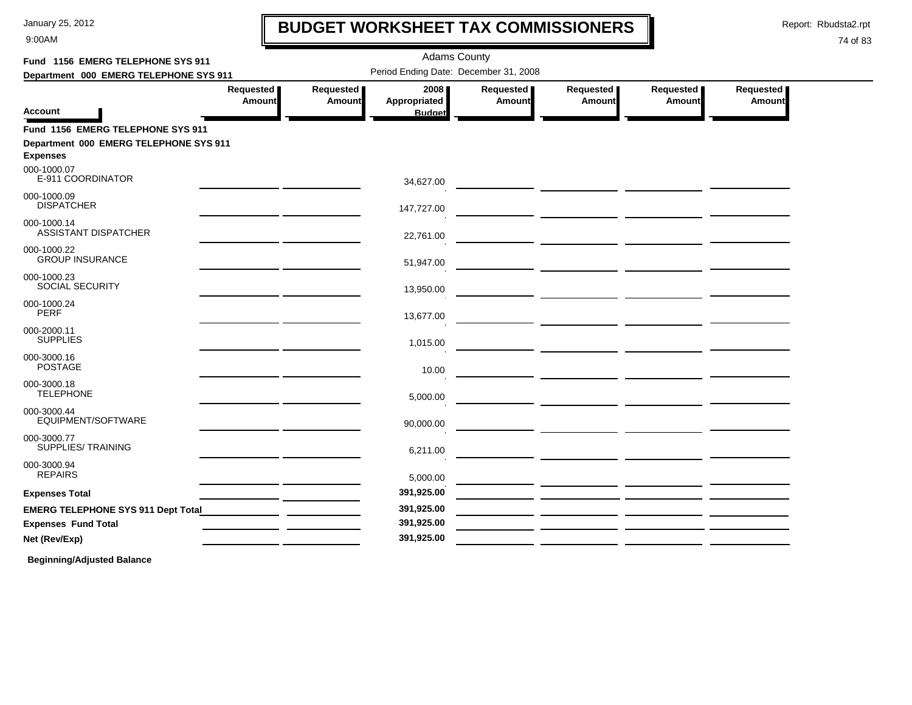# BUDGET WORKSHEET TAX COMMISSIONERS

January 25, 2012
9:00AM

Report: Rbudsta2.rpt

Adams County

Period Ending Date: December 31, 2008

**Fund 1156 EMERG TELEPHONE SYS 911**

**Department 000 EMERG TELEPHONE SYS 911**

| Account | Requested Amount | Requested Amount | 2008 Appropriated Budget | Requested Amount | Requested Amount | Requested Amount | Requested Amount |
|---|---|---|---|---|---|---|---|
| **Fund 1156 EMERG TELEPHONE SYS 911** | | | | | | | |
| **Department 000 EMERG TELEPHONE SYS 911** | | | | | | | |
| **Expenses** | | | | | | | |
| 000-1000.07 E-911 COORDINATOR | | | 34,627.00 | | | | |
| 000-1000.09 DISPATCHER | | | 147,727.00 | | | | |
| 000-1000.14 ASSISTANT DISPATCHER | | | 22,761.00 | | | | |
| 000-1000.22 GROUP INSURANCE | | | 51,947.00 | | | | |
| 000-1000.23 SOCIAL SECURITY | | | 13,950.00 | | | | |
| 000-1000.24 PERF | | | 13,677.00 | | | | |
| 000-2000.11 SUPPLIES | | | 1,015.00 | | | | |
| 000-3000.16 POSTAGE | | | 10.00 | | | | |
| 000-3000.18 TELEPHONE | | | 5,000.00 | | | | |
| 000-3000.44 EQUIPMENT/SOFTWARE | | | 90,000.00 | | | | |
| 000-3000.77 SUPPLIES/ TRAINING | | | 6,211.00 | | | | |
| 000-3000.94 REPAIRS | | | 5,000.00 | | | | |
| **Expenses Total** | | | **391,925.00** | | | | |
| **EMERG TELEPHONE SYS 911 Dept Total** | | | **391,925.00** | | | | |
| **Expenses Fund Total** | | | **391,925.00** | | | | |
| **Net (Rev/Exp)** | | | **391,925.00** | | | | |

**Beginning/Adjusted Balance**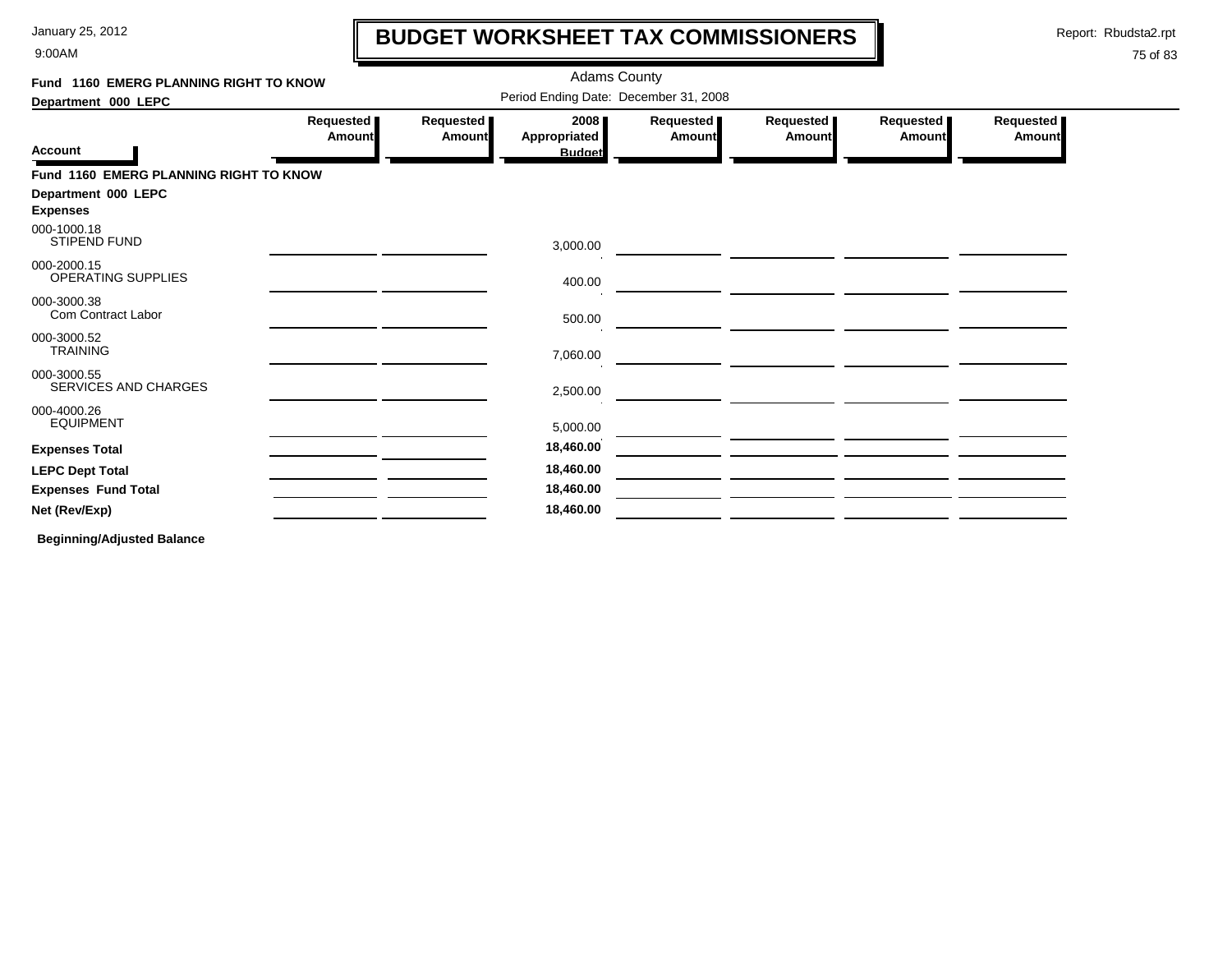# BUDGET WORKSHEET TAX COMMISSIONERS

Adams County

Period Ending Date: December 31, 2008

**Fund 1160 EMERG PLANNING RIGHT TO KNOW**

**Department 000 LEPC**

| Account | Requested Amount | Requested Amount | 2008 Appropriated Budget | Requested Amount | Requested Amount | Requested Amount | Requested Amount |
|---|---|---|---|---|---|---|---|
| **Fund 1160 EMERG PLANNING RIGHT TO KNOW** | | | | | | | |
| **Department 000 LEPC** | | | | | | | |
| **Expenses** | | | | | | | |
| 000-1000.18 STIPEND FUND | | | 3,000.00 | | | | |
| 000-2000.15 OPERATING SUPPLIES | | | 400.00 | | | | |
| 000-3000.38 Com Contract Labor | | | 500.00 | | | | |
| 000-3000.52 TRAINING | | | 7,060.00 | | | | |
| 000-3000.55 SERVICES AND CHARGES | | | 2,500.00 | | | | |
| 000-4000.26 EQUIPMENT | | | 5,000.00 | | | | |
| **Expenses Total** | | | **18,460.00** | | | | |
| **LEPC Dept Total** | | | **18,460.00** | | | | |
| **Expenses Fund Total** | | | **18,460.00** | | | | |
| **Net (Rev/Exp)** | | | **18,460.00** | | | | |

**Beginning/Adjusted Balance**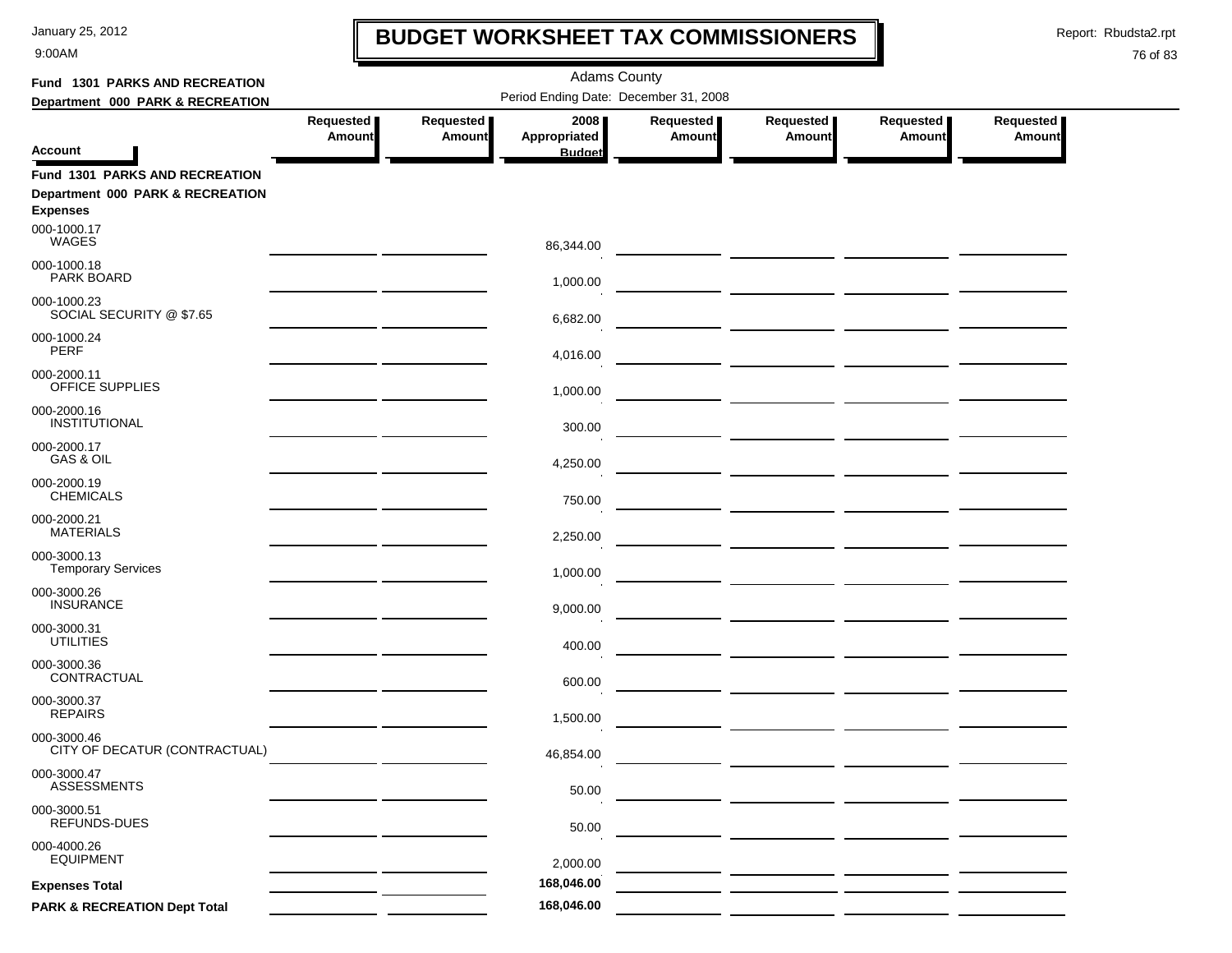# BUDGET WORKSHEET TAX COMMISSIONERS

January 25, 2012
9:00AM

Report: Rbudsta2.rpt

Adams County

Period Ending Date: December 31, 2008

**Fund 1301 PARKS AND RECREATION**
**Department 000 PARK & RECREATION**

| Account | Requested Amount | Requested Amount | 2008 Appropriated Budget | Requested Amount | Requested Amount | Requested Amount | Requested Amount |
|---|---|---|---|---|---|---|---|
| **Fund 1301 PARKS AND RECREATION** | | | | | | | |
| **Department 000 PARK & RECREATION** | | | | | | | |
| **Expenses** | | | | | | | |
| 000-1000.17 WAGES | | | 86,344.00 | | | | |
| 000-1000.18 PARK BOARD | | | 1,000.00 | | | | |
| 000-1000.23 SOCIAL SECURITY @ $7.65 | | | 6,682.00 | | | | |
| 000-1000.24 PERF | | | 4,016.00 | | | | |
| 000-2000.11 OFFICE SUPPLIES | | | 1,000.00 | | | | |
| 000-2000.16 INSTITUTIONAL | | | 300.00 | | | | |
| 000-2000.17 GAS & OIL | | | 4,250.00 | | | | |
| 000-2000.19 CHEMICALS | | | 750.00 | | | | |
| 000-2000.21 MATERIALS | | | 2,250.00 | | | | |
| 000-3000.13 Temporary Services | | | 1,000.00 | | | | |
| 000-3000.26 INSURANCE | | | 9,000.00 | | | | |
| 000-3000.31 UTILITIES | | | 400.00 | | | | |
| 000-3000.36 CONTRACTUAL | | | 600.00 | | | | |
| 000-3000.37 REPAIRS | | | 1,500.00 | | | | |
| 000-3000.46 CITY OF DECATUR (CONTRACTUAL) | | | 46,854.00 | | | | |
| 000-3000.47 ASSESSMENTS | | | 50.00 | | | | |
| 000-3000.51 REFUNDS-DUES | | | 50.00 | | | | |
| 000-4000.26 EQUIPMENT | | | 2,000.00 | | | | |
| **Expenses Total** | | | 168,046.00 | | | | |
| **PARK & RECREATION Dept Total** | | | 168,046.00 | | | | |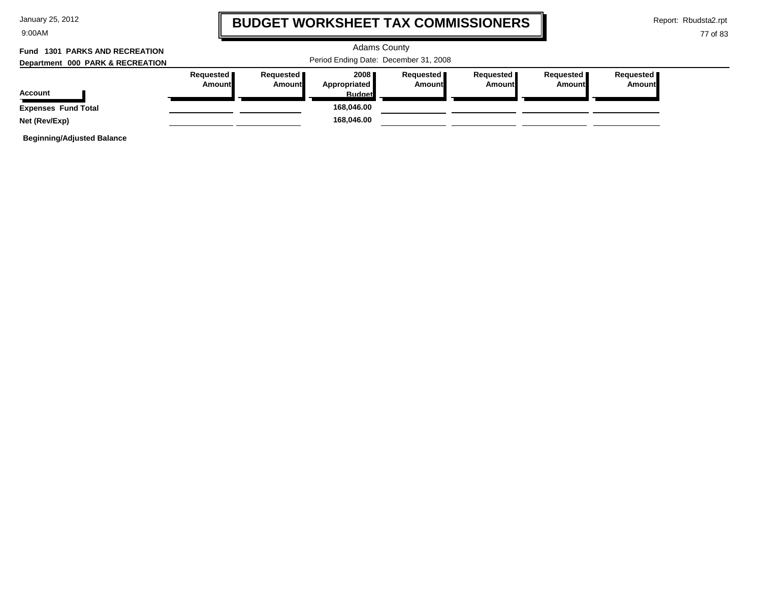# BUDGET WORKSHEET TAX COMMISSIONERS

Adams County

Period Ending Date: December 31, 2008

**Fund 1301 PARKS AND RECREATION**

**Department 000 PARK & RECREATION**

| Account | Requested Amount | Requested Amount | 2008 Appropriated Budget | Requested Amount | Requested Amount | Requested Amount | Requested Amount |
|---|---|---|---|---|---|---|---|
| **Expenses Fund Total** | | | **168,046.00** | | | | |
| **Net (Rev/Exp)** | | | **168,046.00** | | | | |

**Beginning/Adjusted Balance**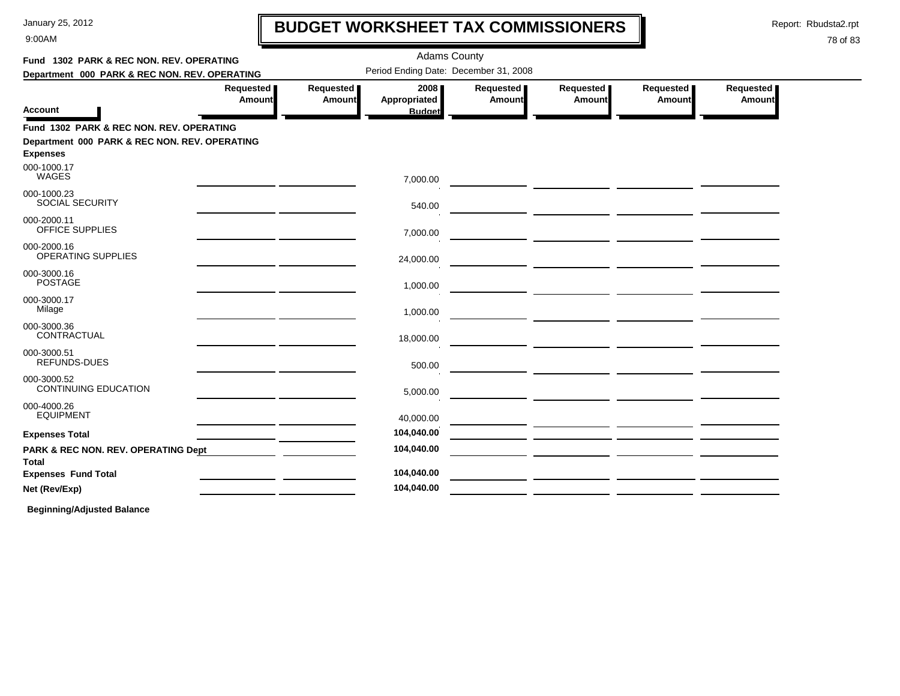# BUDGET WORKSHEET TAX COMMISSIONERS

Adams County

Period Ending Date: December 31, 2008

**Fund 1302 PARK & REC NON. REV. OPERATING**

**Department 000 PARK & REC NON. REV. OPERATING**

| Account | Requested Amount | Requested Amount | 2008 Appropriated Budget | Requested Amount | Requested Amount | Requested Amount | Requested Amount |
|---|---|---|---|---|---|---|---|
| **Fund 1302 PARK & REC NON. REV. OPERATING** | | | | | | | |
| **Department 000 PARK & REC NON. REV. OPERATING** | | | | | | | |
| **Expenses** | | | | | | | |
| 000-1000.17 WAGES | | | 7,000.00 | | | | |
| 000-1000.23 SOCIAL SECURITY | | | 540.00 | | | | |
| 000-2000.11 OFFICE SUPPLIES | | | 7,000.00 | | | | |
| 000-2000.16 OPERATING SUPPLIES | | | 24,000.00 | | | | |
| 000-3000.16 POSTAGE | | | 1,000.00 | | | | |
| 000-3000.17 Milage | | | 1,000.00 | | | | |
| 000-3000.36 CONTRACTUAL | | | 18,000.00 | | | | |
| 000-3000.51 REFUNDS-DUES | | | 500.00 | | | | |
| 000-3000.52 CONTINUING EDUCATION | | | 5,000.00 | | | | |
| 000-4000.26 EQUIPMENT | | | 40,000.00 | | | | |
| **Expenses Total** | | | **104,040.00** | | | | |
| **PARK & REC NON. REV. OPERATING Dept Total** | | | **104,040.00** | | | | |
| **Expenses Fund Total** | | | **104,040.00** | | | | |
| **Net (Rev/Exp)** | | | **104,040.00** | | | | |

**Beginning/Adjusted Balance**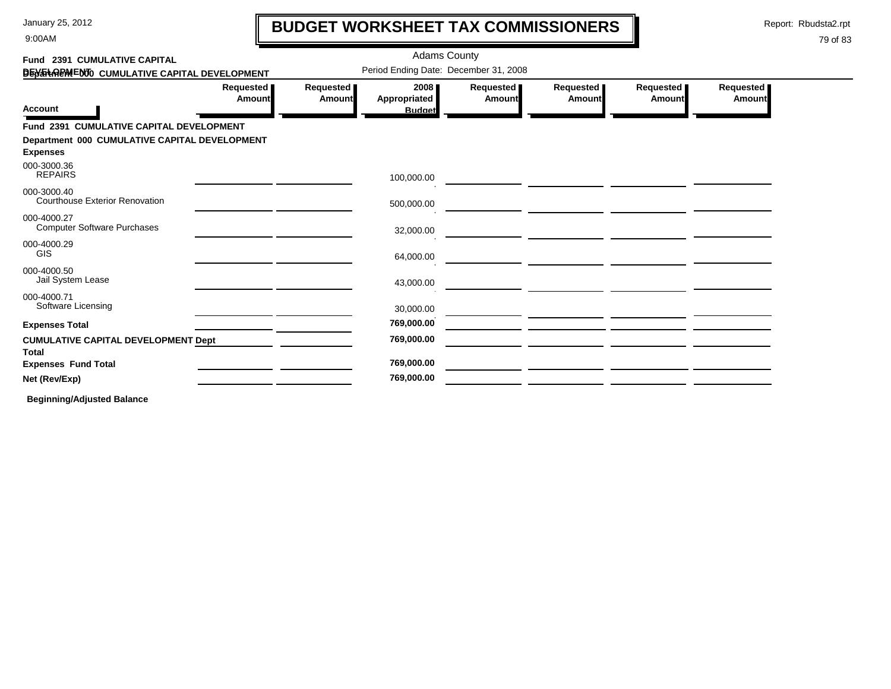# BUDGET WORKSHEET TAX COMMISSIONERS

Adams County

Period Ending Date: December 31, 2008

**Fund 2391 CUMULATIVE CAPITAL DEVELOPMENT**
**Department 000 CUMULATIVE CAPITAL DEVELOPMENT**

| Account | Requested Amount | Requested Amount | 2008 Appropriated Budget | Requested Amount | Requested Amount | Requested Amount | Requested Amount |
|---|---|---|---|---|---|---|---|
| **Fund 2391 CUMULATIVE CAPITAL DEVELOPMENT** | | | | | | | |
| **Department 000 CUMULATIVE CAPITAL DEVELOPMENT** | | | | | | | |
| **Expenses** | | | | | | | |
| 000-3000.36 REPAIRS | | | 100,000.00 | | | | |
| 000-3000.40 Courthouse Exterior Renovation | | | 500,000.00 | | | | |
| 000-4000.27 Computer Software Purchases | | | 32,000.00 | | | | |
| 000-4000.29 GIS | | | 64,000.00 | | | | |
| 000-4000.50 Jail System Lease | | | 43,000.00 | | | | |
| 000-4000.71 Software Licensing | | | 30,000.00 | | | | |
| **Expenses Total** | | | **769,000.00** | | | | |
| **CUMULATIVE CAPITAL DEVELOPMENT Dept Total** | | | **769,000.00** | | | | |
| **Expenses Fund Total** | | | **769,000.00** | | | | |
| **Net (Rev/Exp)** | | | **769,000.00** | | | | |

**Beginning/Adjusted Balance**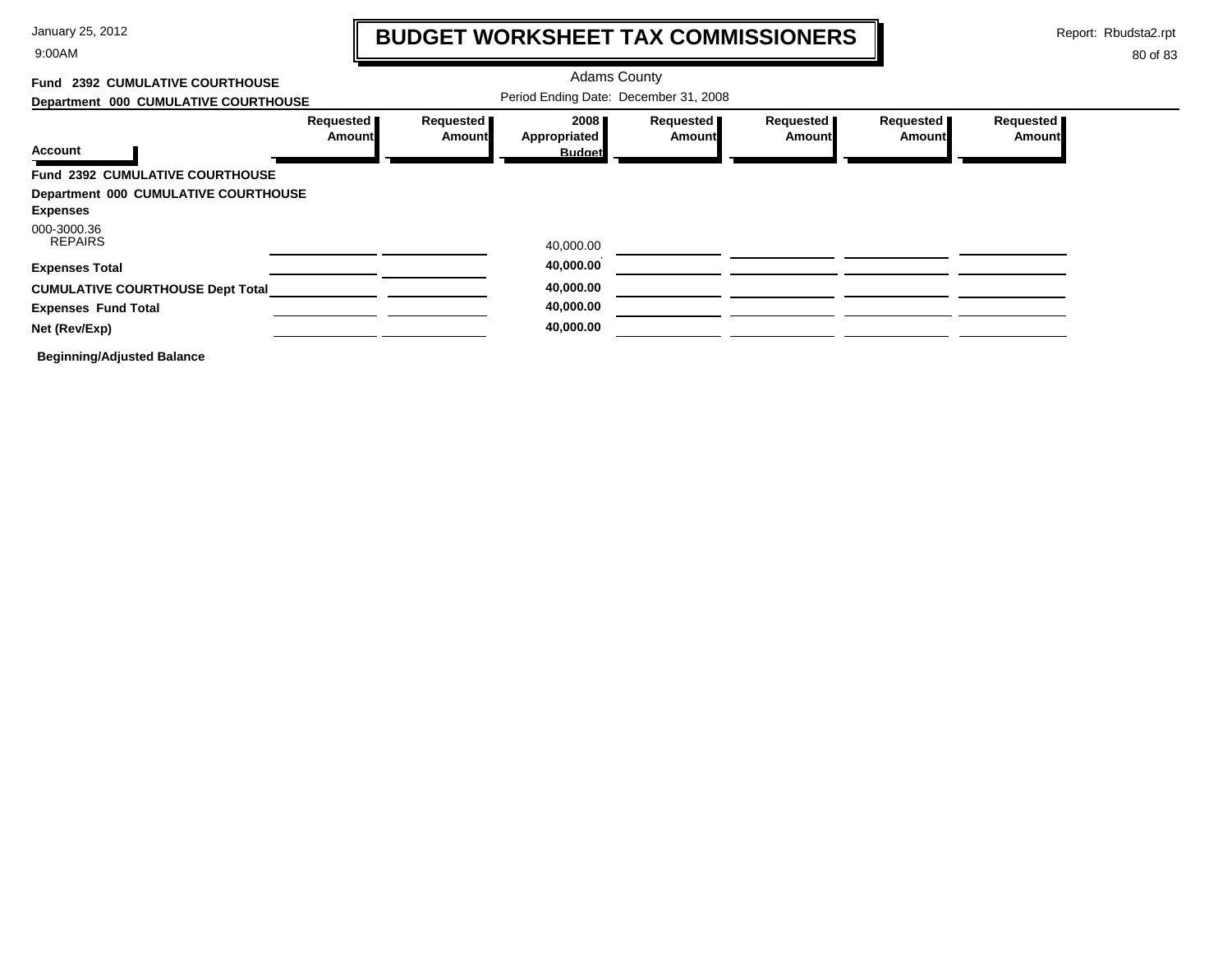# BUDGET WORKSHEET TAX COMMISSIONERS

January 25, 2012
9:00AM

Report: Rbudsta2.rpt

Adams County

Period Ending Date: December 31, 2008

**Fund 2392 CUMULATIVE COURTHOUSE**

**Department 000 CUMULATIVE COURTHOUSE**

| Account | Requested Amount | Requested Amount | 2008 Appropriated Budget | Requested Amount | Requested Amount | Requested Amount | Requested Amount |
|---|---|---|---|---|---|---|---|
| **Fund 2392 CUMULATIVE COURTHOUSE** | | | | | | | |
| **Department 000 CUMULATIVE COURTHOUSE** | | | | | | | |
| **Expenses** | | | | | | | |
| 000-3000.36 REPAIRS | | | 40,000.00 | | | | |
| **Expenses Total** | | | **40,000.00** | | | | |
| **CUMULATIVE COURTHOUSE Dept Total** | | | **40,000.00** | | | | |
| **Expenses Fund Total** | | | **40,000.00** | | | | |
| **Net (Rev/Exp)** | | | **40,000.00** | | | | |

**Beginning/Adjusted Balance**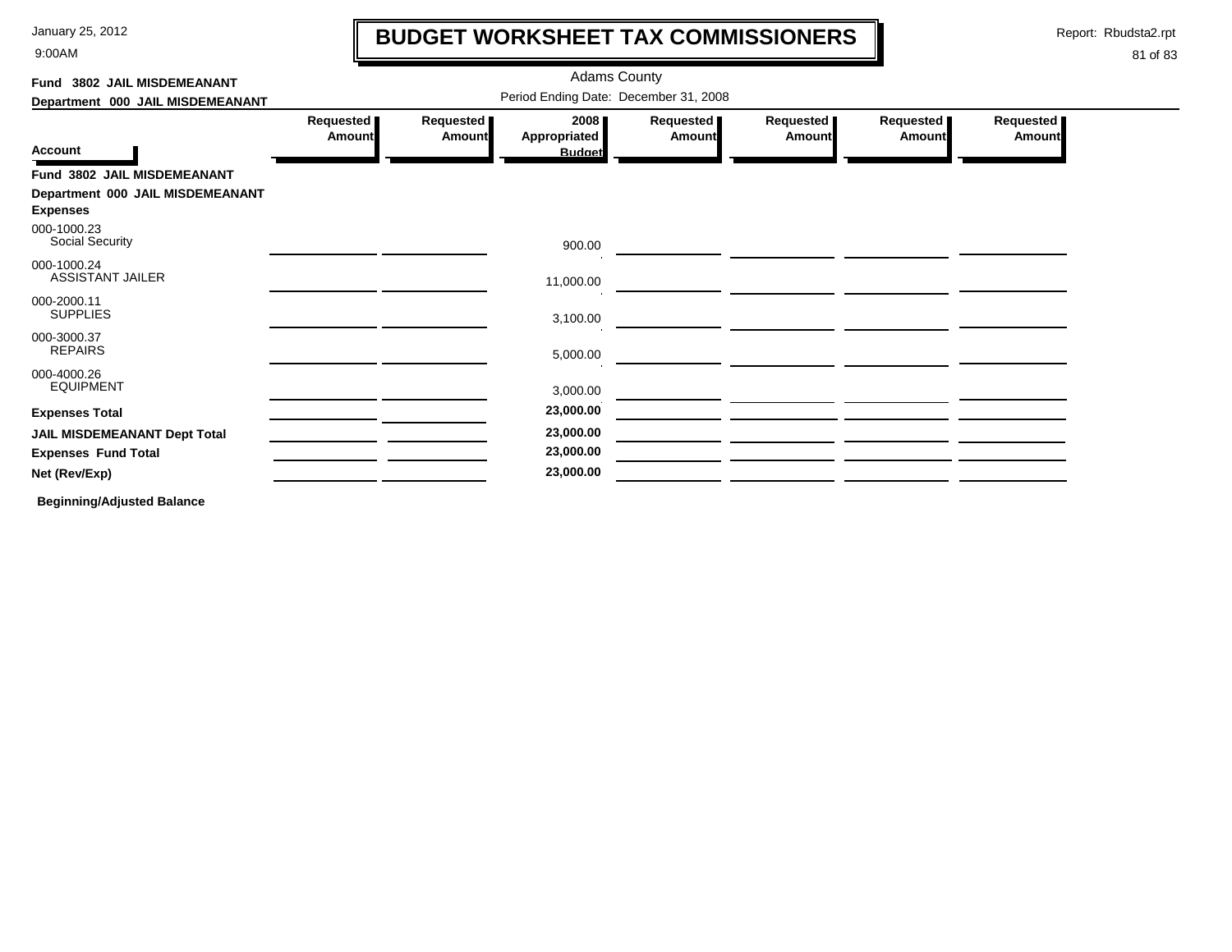# BUDGET WORKSHEET TAX COMMISSIONERS

January 25, 2012
9:00AM

Report: Rbudsta2.rpt

Adams County

Period Ending Date: December 31, 2008

**Fund 3802 JAIL MISDEMEANANT**

**Department 000 JAIL MISDEMEANANT**

| Account | Requested Amount | Requested Amount | 2008 Appropriated Budget | Requested Amount | Requested Amount | Requested Amount | Requested Amount |
|---|---|---|---|---|---|---|---|
| **Fund 3802 JAIL MISDEMEANANT** | | | | | | | |
| **Department 000 JAIL MISDEMEANANT** | | | | | | | |
| **Expenses** | | | | | | | |
| 000-1000.23 Social Security | | | 900.00 | | | | |
| 000-1000.24 ASSISTANT JAILER | | | 11,000.00 | | | | |
| 000-2000.11 SUPPLIES | | | 3,100.00 | | | | |
| 000-3000.37 REPAIRS | | | 5,000.00 | | | | |
| 000-4000.26 EQUIPMENT | | | 3,000.00 | | | | |
| **Expenses Total** | | | **23,000.00** | | | | |
| **JAIL MISDEMEANANT Dept Total** | | | **23,000.00** | | | | |
| **Expenses Fund Total** | | | **23,000.00** | | | | |
| **Net (Rev/Exp)** | | | **23,000.00** | | | | |

**Beginning/Adjusted Balance**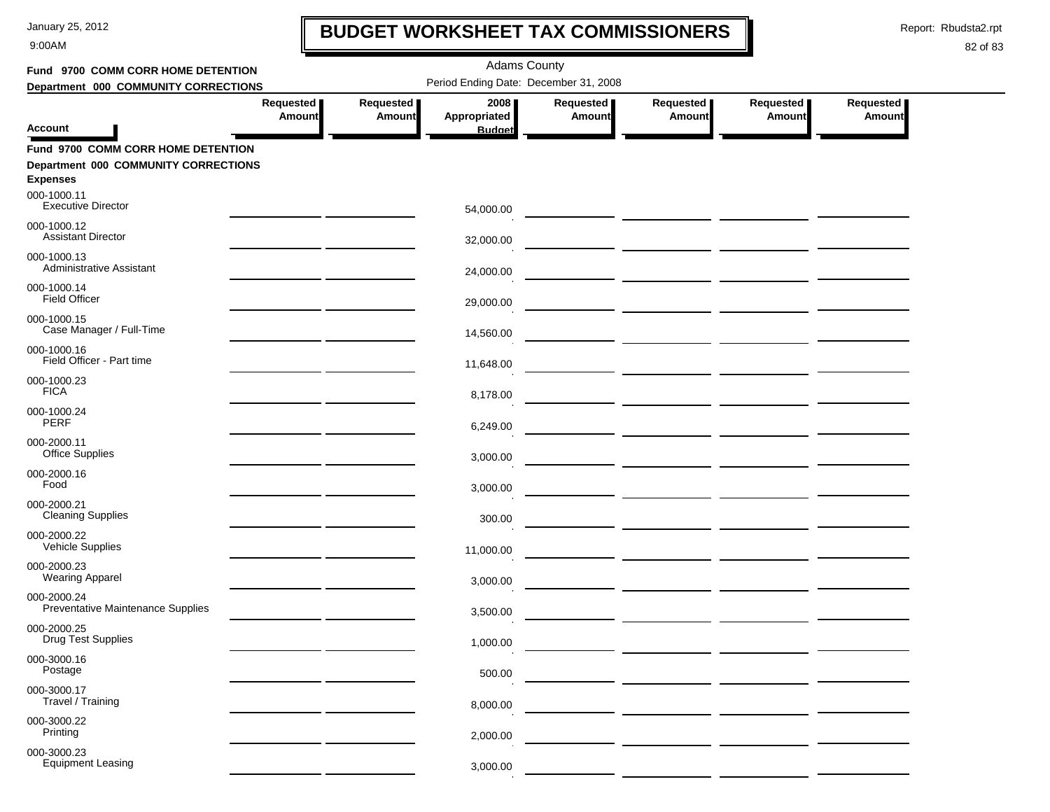# BUDGET WORKSHEET TAX COMMISSIONERS

January 25, 2012
9:00AM

Report: Rbudsta2.rpt

Adams County

**Fund 9700 COMM CORR HOME DETENTION**
**Department 000 COMMUNITY CORRECTIONS**

Period Ending Date: December 31, 2008

| Account | Requested Amount | Requested Amount | 2008 Appropriated Budget | Requested Amount | Requested Amount | Requested Amount | Requested Amount |
|---|---|---|---|---|---|---|---|
| **Fund 9700 COMM CORR HOME DETENTION** | | | | | | | |
| **Department 000 COMMUNITY CORRECTIONS** | | | | | | | |
| **Expenses** | | | | | | | |
| 000-1000.11 Executive Director | | | 54,000.00 | | | | |
| 000-1000.12 Assistant Director | | | 32,000.00 | | | | |
| 000-1000.13 Administrative Assistant | | | 24,000.00 | | | | |
| 000-1000.14 Field Officer | | | 29,000.00 | | | | |
| 000-1000.15 Case Manager / Full-Time | | | 14,560.00 | | | | |
| 000-1000.16 Field Officer - Part time | | | 11,648.00 | | | | |
| 000-1000.23 FICA | | | 8,178.00 | | | | |
| 000-1000.24 PERF | | | 6,249.00 | | | | |
| 000-2000.11 Office Supplies | | | 3,000.00 | | | | |
| 000-2000.16 Food | | | 3,000.00 | | | | |
| 000-2000.21 Cleaning Supplies | | | 300.00 | | | | |
| 000-2000.22 Vehicle Supplies | | | 11,000.00 | | | | |
| 000-2000.23 Wearing Apparel | | | 3,000.00 | | | | |
| 000-2000.24 Preventative Maintenance Supplies | | | 3,500.00 | | | | |
| 000-2000.25 Drug Test Supplies | | | 1,000.00 | | | | |
| 000-3000.16 Postage | | | 500.00 | | | | |
| 000-3000.17 Travel / Training | | | 8,000.00 | | | | |
| 000-3000.22 Printing | | | 2,000.00 | | | | |
| 000-3000.23 Equipment Leasing | | | 3,000.00 | | | | |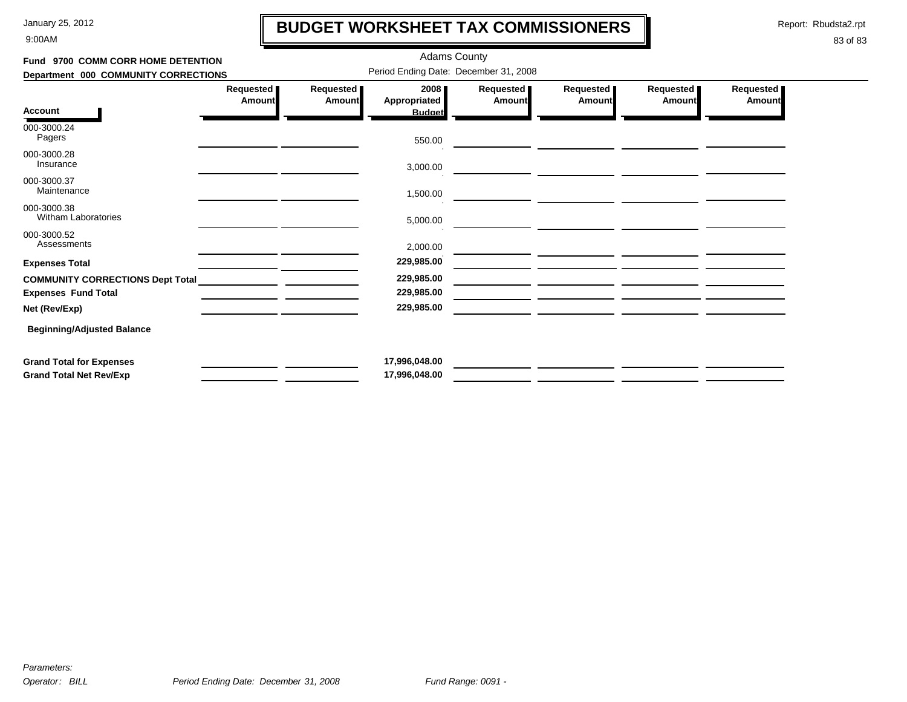# BUDGET WORKSHEET TAX COMMISSIONERS

Adams County

Period Ending Date: December 31, 2008

**Fund 9700 COMM CORR HOME DETENTION**

**Department 000 COMMUNITY CORRECTIONS**

| Account | Requested Amount | Requested Amount | 2008 Appropriated Budget | Requested Amount | Requested Amount | Requested Amount | Requested Amount |
|---|---|---|---|---|---|---|---|
| 000-3000.24 Pagers | | | 550.00 | | | | |
| 000-3000.28 Insurance | | | 3,000.00 | | | | |
| 000-3000.37 Maintenance | | | 1,500.00 | | | | |
| 000-3000.38 Witham Laboratories | | | 5,000.00 | | | | |
| 000-3000.52 Assessments | | | 2,000.00 | | | | |
| **Expenses Total** | | | **229,985.00** | | | | |
| **COMMUNITY CORRECTIONS Dept Total** | | | **229,985.00** | | | | |
| **Expenses Fund Total** | | | **229,985.00** | | | | |
| **Net (Rev/Exp)** | | | **229,985.00** | | | | |
| **Beginning/Adjusted Balance** | | | | | | | |
| **Grand Total for Expenses** | | | **17,996,048.00** | | | | |
| **Grand Total Net Rev/Exp** | | | **17,996,048.00** | | | | |

*Parameters:*

*Operator: BILL* *Period Ending Date: December 31, 2008* *Fund Range: 0091 -*